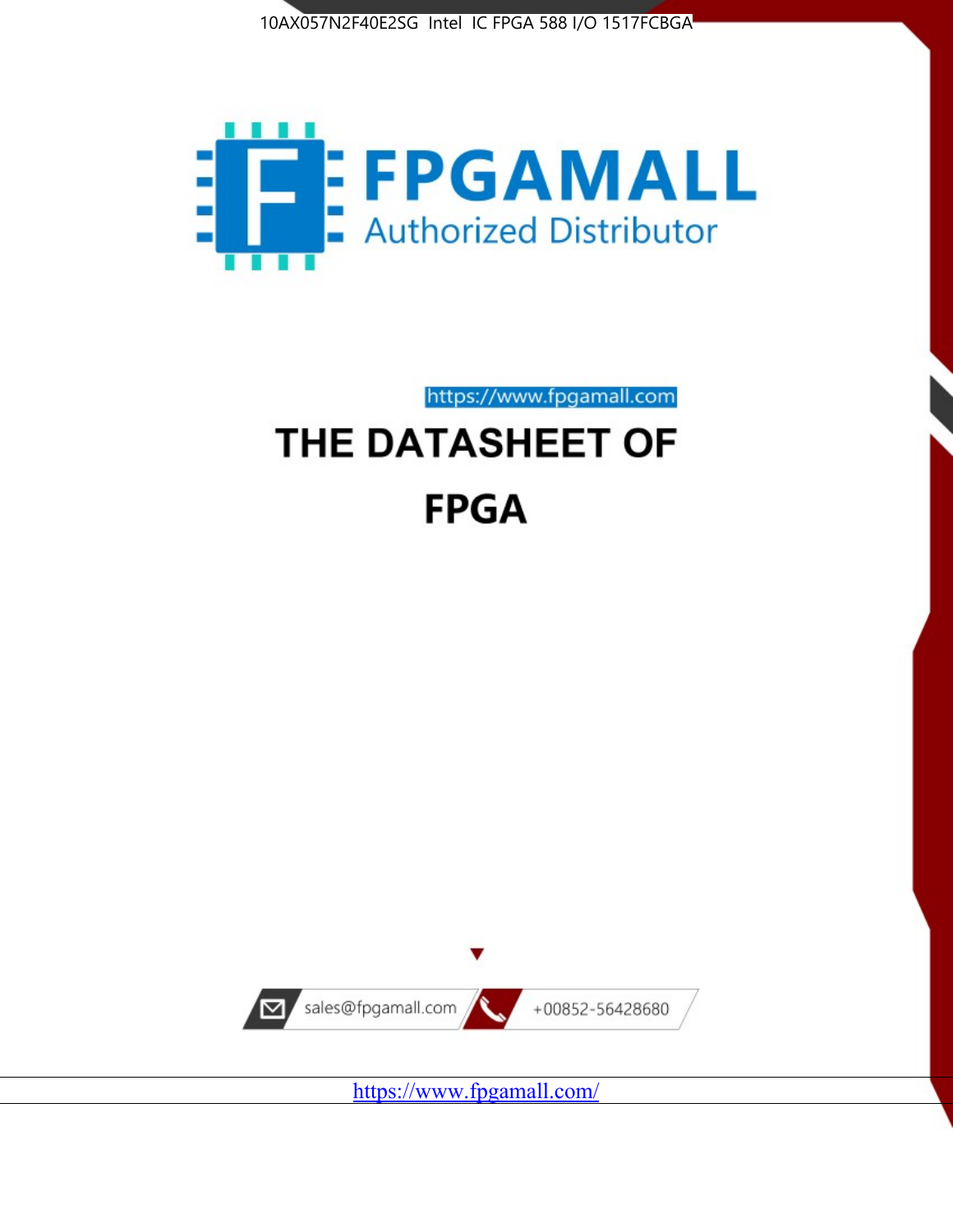10AX057N2F40E2SG Intel IC FPGA 588 I/O 1517FCBGA

FPGAMALL

Authorized Distributor

https://www.fpgamall.com

# THE DATASHEET OF

# FPGA

sales@fpgamall.com

+00852-56428680

https://www.fpgamall.com/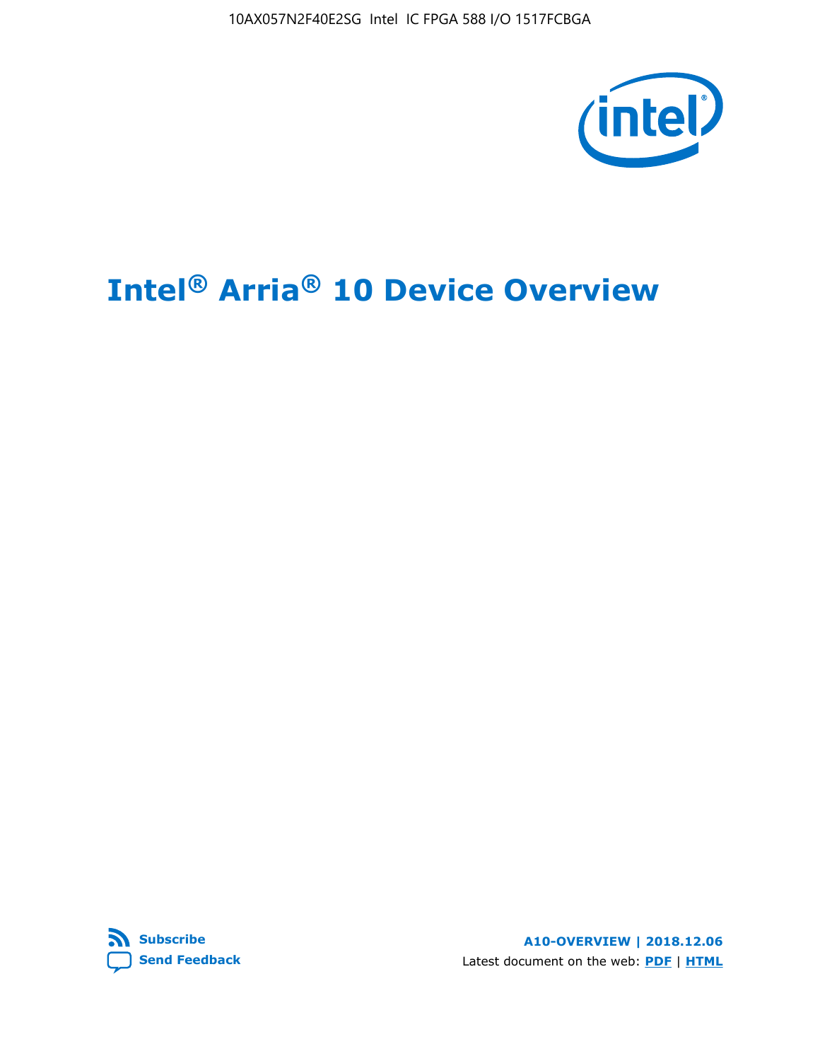# Intel® Arria® 10 Device Overview

**Subscribe**

**Send Feedback**

**A10-OVERVIEW | 2018.12.06**

Latest document on the web: **PDF** | **HTML**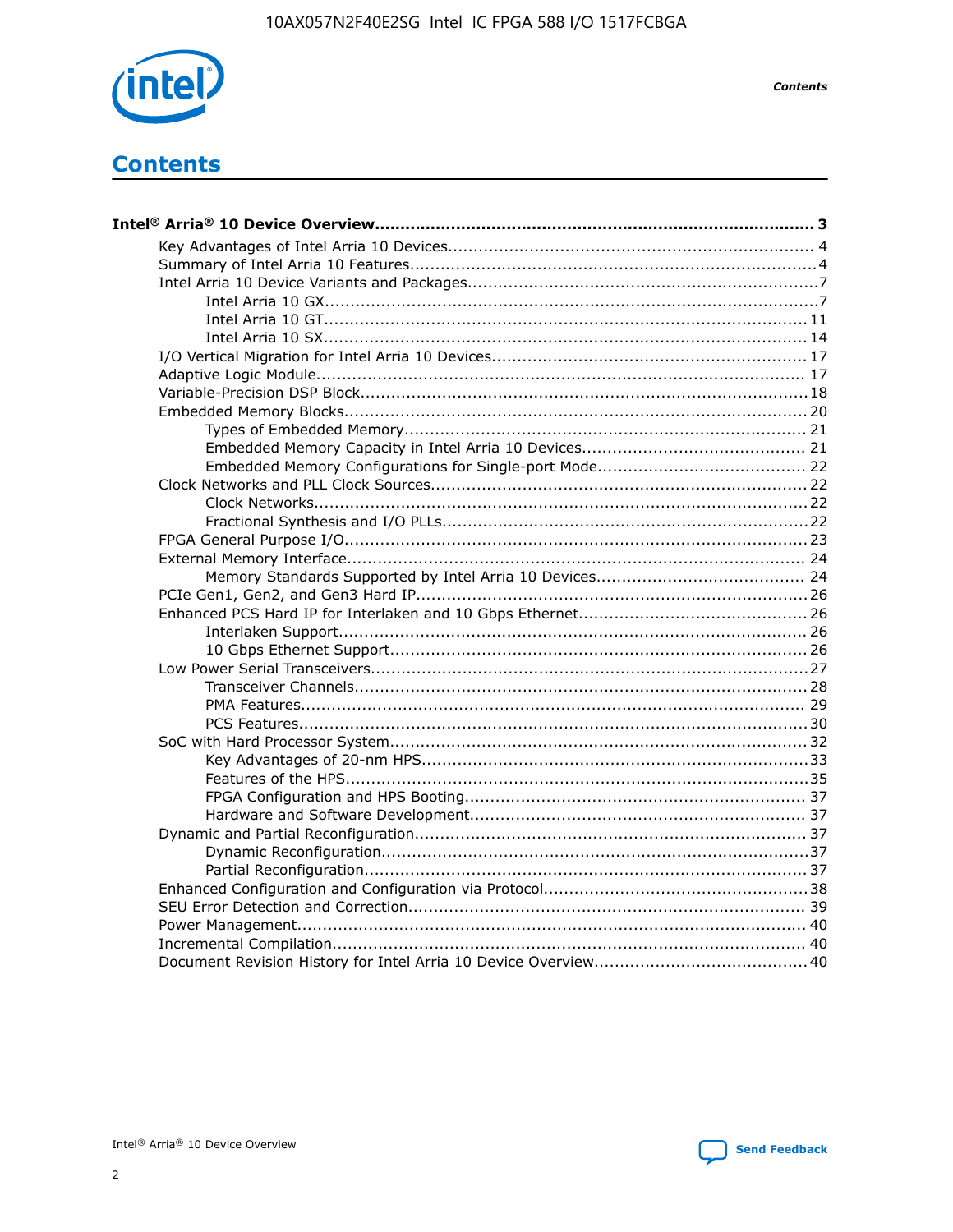# Contents

**Intel® Arria® 10 Device Overview** ..... 3

- Key Advantages of Intel Arria 10 Devices ..... 4
- Summary of Intel Arria 10 Features ..... 4
- Intel Arria 10 Device Variants and Packages ..... 7
  - Intel Arria 10 GX ..... 7
  - Intel Arria 10 GT ..... 11
  - Intel Arria 10 SX ..... 14
- I/O Vertical Migration for Intel Arria 10 Devices ..... 17
- Adaptive Logic Module ..... 17
- Variable-Precision DSP Block ..... 18
- Embedded Memory Blocks ..... 20
  - Types of Embedded Memory ..... 21
  - Embedded Memory Capacity in Intel Arria 10 Devices ..... 21
  - Embedded Memory Configurations for Single-port Mode ..... 22
- Clock Networks and PLL Clock Sources ..... 22
  - Clock Networks ..... 22
  - Fractional Synthesis and I/O PLLs ..... 22
- FPGA General Purpose I/O ..... 23
- External Memory Interface ..... 24
  - Memory Standards Supported by Intel Arria 10 Devices ..... 24
- PCIe Gen1, Gen2, and Gen3 Hard IP ..... 26
- Enhanced PCS Hard IP for Interlaken and 10 Gbps Ethernet ..... 26
  - Interlaken Support ..... 26
  - 10 Gbps Ethernet Support ..... 26
- Low Power Serial Transceivers ..... 27
  - Transceiver Channels ..... 28
  - PMA Features ..... 29
  - PCS Features ..... 30
- SoC with Hard Processor System ..... 32
  - Key Advantages of 20-nm HPS ..... 33
  - Features of the HPS ..... 35
  - FPGA Configuration and HPS Booting ..... 37
  - Hardware and Software Development ..... 37
- Dynamic and Partial Reconfiguration ..... 37
  - Dynamic Reconfiguration ..... 37
  - Partial Reconfiguration ..... 37
- Enhanced Configuration and Configuration via Protocol ..... 38
- SEU Error Detection and Correction ..... 39
- Power Management ..... 40
- Incremental Compilation ..... 40
- Document Revision History for Intel Arria 10 Device Overview ..... 40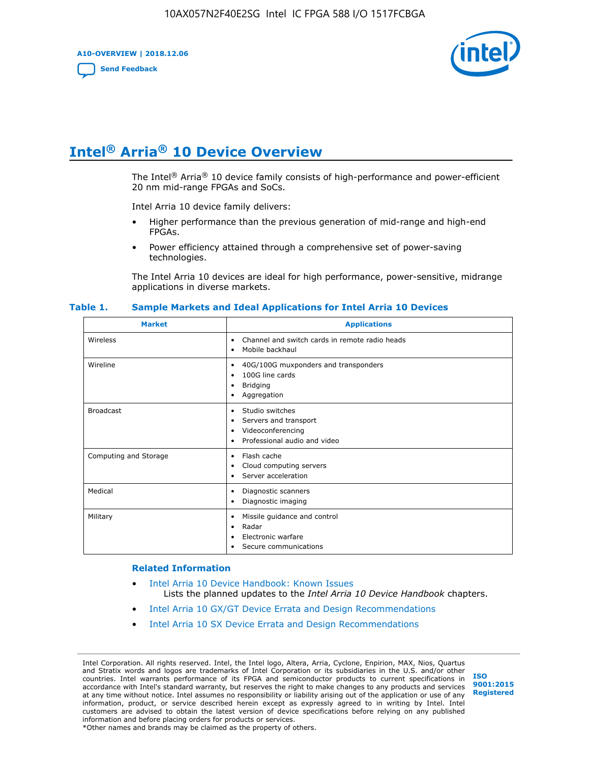# Intel® Arria® 10 Device Overview

The Intel® Arria® 10 device family consists of high-performance and power-efficient 20 nm mid-range FPGAs and SoCs.

Intel Arria 10 device family delivers:

- Higher performance than the previous generation of mid-range and high-end FPGAs.
- Power efficiency attained through a comprehensive set of power-saving technologies.

The Intel Arria 10 devices are ideal for high performance, power-sensitive, midrange applications in diverse markets.

**Table 1. Sample Markets and Ideal Applications for Intel Arria 10 Devices**

| Market | Applications |
|---|---|
| Wireless | • Channel and switch cards in remote radio heads<br>• Mobile backhaul |
| Wireline | • 40G/100G muxponders and transponders<br>• 100G line cards<br>• Bridging<br>• Aggregation |
| Broadcast | • Studio switches<br>• Servers and transport<br>• Videoconferencing<br>• Professional audio and video |
| Computing and Storage | • Flash cache<br>• Cloud computing servers<br>• Server acceleration |
| Medical | • Diagnostic scanners<br>• Diagnostic imaging |
| Military | • Missile guidance and control<br>• Radar<br>• Electronic warfare<br>• Secure communications |

### Related Information

- Intel Arria 10 Device Handbook: Known Issues
  Lists the planned updates to the *Intel Arria 10 Device Handbook* chapters.
- Intel Arria 10 GX/GT Device Errata and Design Recommendations
- Intel Arria 10 SX Device Errata and Design Recommendations

Intel Corporation. All rights reserved. Intel, the Intel logo, Altera, Arria, Cyclone, Enpirion, MAX, Nios, Quartus and Stratix words and logos are trademarks of Intel Corporation or its subsidiaries in the U.S. and/or other countries. Intel warrants performance of its FPGA and semiconductor products to current specifications in accordance with Intel's standard warranty, but reserves the right to make changes to any products and services at any time without notice. Intel assumes no responsibility or liability arising out of the application or use of any information, product, or service described herein except as expressly agreed to in writing by Intel. Intel customers are advised to obtain the latest version of device specifications before relying on any published information and before placing orders for products or services.
*Other names and brands may be claimed as the property of others.

ISO 9001:2015 Registered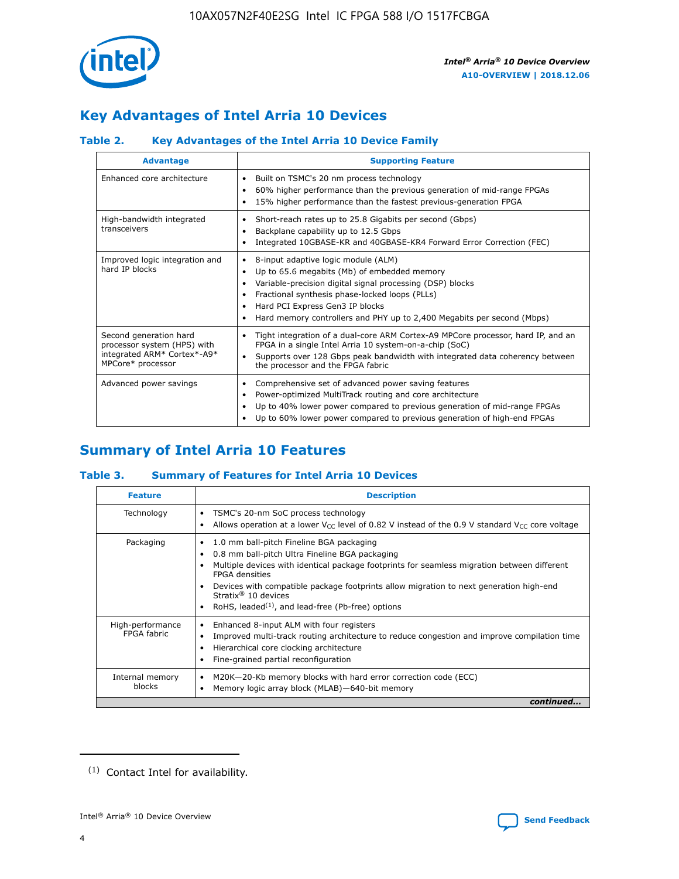## Key Advantages of Intel Arria 10 Devices

### Table 2. Key Advantages of the Intel Arria 10 Device Family

| Advantage | Supporting Feature |
|---|---|
| Enhanced core architecture | • Built on TSMC's 20 nm process technology<br>• 60% higher performance than the previous generation of mid-range FPGAs<br>• 15% higher performance than the fastest previous-generation FPGA |
| High-bandwidth integrated transceivers | • Short-reach rates up to 25.8 Gigabits per second (Gbps)<br>• Backplane capability up to 12.5 Gbps<br>• Integrated 10GBASE-KR and 40GBASE-KR4 Forward Error Correction (FEC) |
| Improved logic integration and hard IP blocks | • 8-input adaptive logic module (ALM)<br>• Up to 65.6 megabits (Mb) of embedded memory<br>• Variable-precision digital signal processing (DSP) blocks<br>• Fractional synthesis phase-locked loops (PLLs)<br>• Hard PCI Express Gen3 IP blocks<br>• Hard memory controllers and PHY up to 2,400 Megabits per second (Mbps) |
| Second generation hard processor system (HPS) with integrated ARM* Cortex*-A9* MPCore* processor | • Tight integration of a dual-core ARM Cortex-A9 MPCore processor, hard IP, and an FPGA in a single Intel Arria 10 system-on-a-chip (SoC)<br>• Supports over 128 Gbps peak bandwidth with integrated data coherency between the processor and the FPGA fabric |
| Advanced power savings | • Comprehensive set of advanced power saving features<br>• Power-optimized MultiTrack routing and core architecture<br>• Up to 40% lower power compared to previous generation of mid-range FPGAs<br>• Up to 60% lower power compared to previous generation of high-end FPGAs |

## Summary of Intel Arria 10 Features

### Table 3. Summary of Features for Intel Arria 10 Devices

| Feature | Description |
|---|---|
| Technology | • TSMC's 20-nm SoC process technology<br>• Allows operation at a lower $V_{CC}$ level of 0.82 V instead of the 0.9 V standard $V_{CC}$ core voltage |
| Packaging | • 1.0 mm ball-pitch Fineline BGA packaging<br>• 0.8 mm ball-pitch Ultra Fineline BGA packaging<br>• Multiple devices with identical package footprints for seamless migration between different FPGA densities<br>• Devices with compatible package footprints allow migration to next generation high-end Stratix® 10 devices<br>• RoHS, leaded[(1)], and lead-free (Pb-free) options |
| High-performance FPGA fabric | • Enhanced 8-input ALM with four registers<br>• Improved multi-track routing architecture to reduce congestion and improve compilation time<br>• Hierarchical core clocking architecture<br>• Fine-grained partial reconfiguration |
| Internal memory blocks | • M20K—20-Kb memory blocks with hard error correction code (ECC)<br>• Memory logic array block (MLAB)—640-bit memory |

*continued...*

(1) Contact Intel for availability.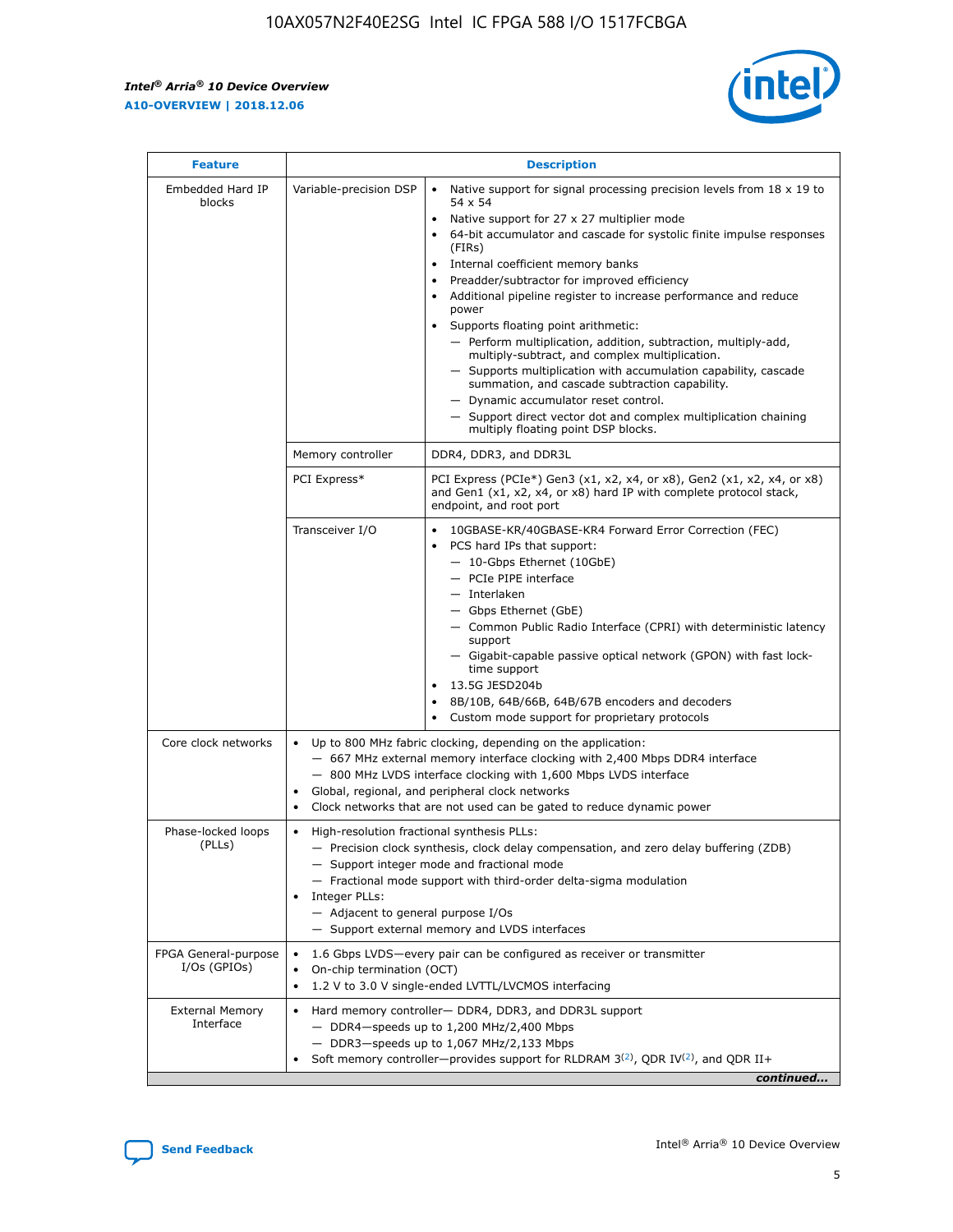| Feature | Description | |
|---|---|---|
| Embedded Hard IP blocks | Variable-precision DSP | • Native support for signal processing precision levels from 18 x 19 to 54 x 54<br>• Native support for 27 x 27 multiplier mode<br>• 64-bit accumulator and cascade for systolic finite impulse responses (FIRs)<br>• Internal coefficient memory banks<br>• Preadder/subtractor for improved efficiency<br>• Additional pipeline register to increase performance and reduce power<br>• Supports floating point arithmetic:<br>— Perform multiplication, addition, subtraction, multiply-add, multiply-subtract, and complex multiplication.<br>— Supports multiplication with accumulation capability, cascade summation, and cascade subtraction capability.<br>— Dynamic accumulator reset control.<br>— Support direct vector dot and complex multiplication chaining multiply floating point DSP blocks. |
| | Memory controller | DDR4, DDR3, and DDR3L |
| | PCI Express* | PCI Express (PCIe*) Gen3 (x1, x2, x4, or x8), Gen2 (x1, x2, x4, or x8) and Gen1 (x1, x2, x4, or x8) hard IP with complete protocol stack, endpoint, and root port |
| | Transceiver I/O | • 10GBASE-KR/40GBASE-KR4 Forward Error Correction (FEC)<br>• PCS hard IPs that support:<br>— 10-Gbps Ethernet (10GbE)<br>— PCIe PIPE interface<br>— Interlaken<br>— Gbps Ethernet (GbE)<br>— Common Public Radio Interface (CPRI) with deterministic latency support<br>— Gigabit-capable passive optical network (GPON) with fast lock-time support<br>• 13.5G JESD204b<br>• 8B/10B, 64B/66B, 64B/67B encoders and decoders<br>• Custom mode support for proprietary protocols |
| Core clock networks | • Up to 800 MHz fabric clocking, depending on the application:<br>— 667 MHz external memory interface clocking with 2,400 Mbps DDR4 interface<br>— 800 MHz LVDS interface clocking with 1,600 Mbps LVDS interface<br>• Global, regional, and peripheral clock networks<br>• Clock networks that are not used can be gated to reduce dynamic power | |
| Phase-locked loops (PLLs) | • High-resolution fractional synthesis PLLs:<br>— Precision clock synthesis, clock delay compensation, and zero delay buffering (ZDB)<br>— Support integer mode and fractional mode<br>— Fractional mode support with third-order delta-sigma modulation<br>• Integer PLLs:<br>— Adjacent to general purpose I/Os<br>— Support external memory and LVDS interfaces | |
| FPGA General-purpose I/Os (GPIOs) | • 1.6 Gbps LVDS—every pair can be configured as receiver or transmitter<br>• On-chip termination (OCT)<br>• 1.2 V to 3.0 V single-ended LVTTL/LVCMOS interfacing | |
| External Memory Interface | • Hard memory controller— DDR4, DDR3, and DDR3L support<br>— DDR4—speeds up to 1,200 MHz/2,400 Mbps<br>— DDR3—speeds up to 1,067 MHz/2,133 Mbps<br>• Soft memory controller—provides support for RLDRAM 3[(2)], QDR IV[(2)], and QDR II+ | |

*continued...*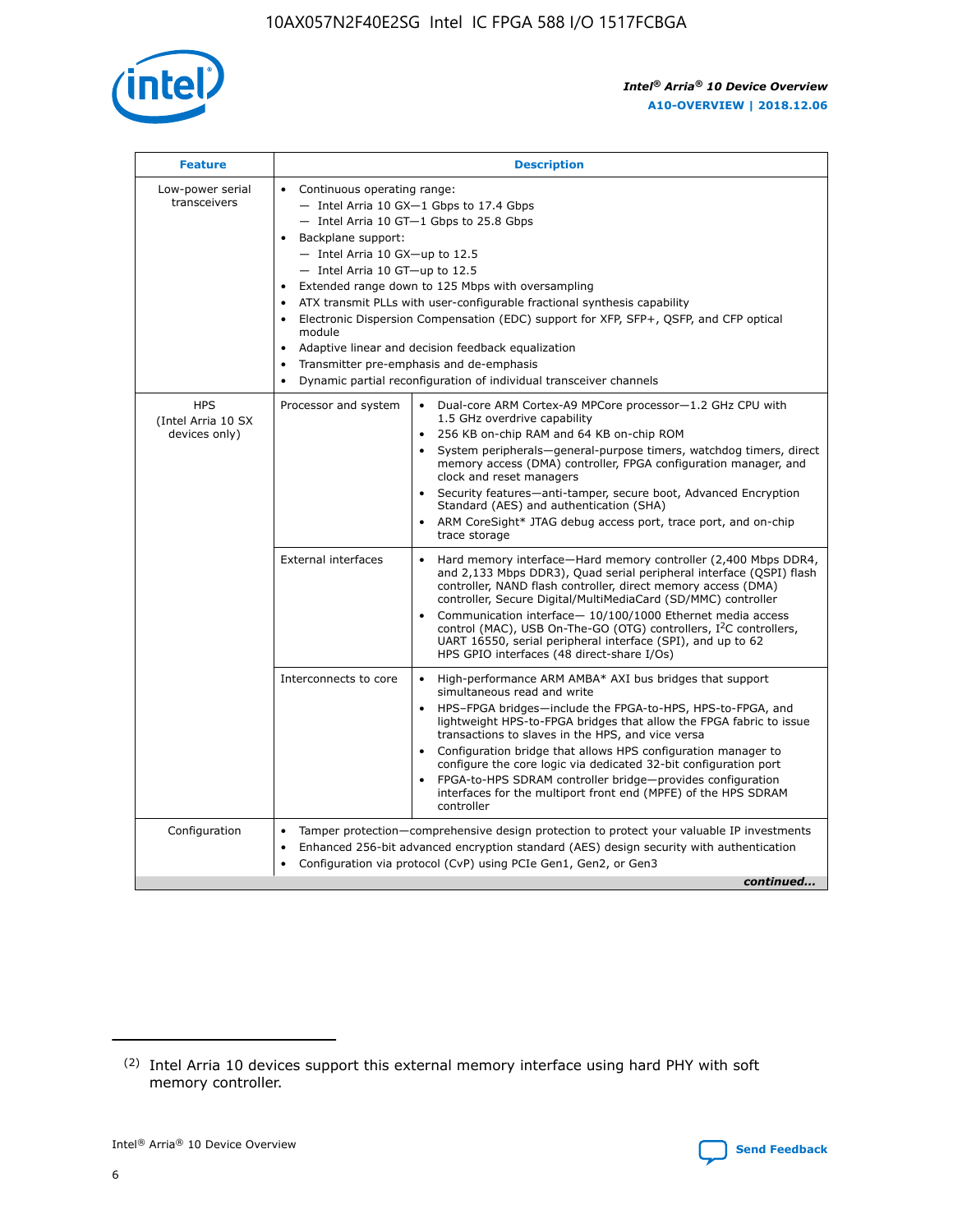| Feature | Description | |
|---|---|---|
| Low-power serial transceivers | • Continuous operating range:<br>— Intel Arria 10 GX—1 Gbps to 17.4 Gbps<br>— Intel Arria 10 GT—1 Gbps to 25.8 Gbps<br>• Backplane support:<br>— Intel Arria 10 GX—up to 12.5<br>— Intel Arria 10 GT—up to 12.5<br>• Extended range down to 125 Mbps with oversampling<br>• ATX transmit PLLs with user-configurable fractional synthesis capability<br>• Electronic Dispersion Compensation (EDC) support for XFP, SFP+, QSFP, and CFP optical module<br>• Adaptive linear and decision feedback equalization<br>• Transmitter pre-emphasis and de-emphasis<br>• Dynamic partial reconfiguration of individual transceiver channels | |
| HPS (Intel Arria 10 SX devices only) | Processor and system | • Dual-core ARM Cortex-A9 MPCore processor—1.2 GHz CPU with 1.5 GHz overdrive capability<br>• 256 KB on-chip RAM and 64 KB on-chip ROM<br>• System peripherals—general-purpose timers, watchdog timers, direct memory access (DMA) controller, FPGA configuration manager, and clock and reset managers<br>• Security features—anti-tamper, secure boot, Advanced Encryption Standard (AES) and authentication (SHA)<br>• ARM CoreSight* JTAG debug access port, trace port, and on-chip trace storage |
| | External interfaces | • Hard memory interface—Hard memory controller (2,400 Mbps DDR4, and 2,133 Mbps DDR3), Quad serial peripheral interface (QSPI) flash controller, NAND flash controller, direct memory access (DMA) controller, Secure Digital/MultiMediaCard (SD/MMC) controller<br>• Communication interface— 10/100/1000 Ethernet media access control (MAC), USB On-The-GO (OTG) controllers, I$^2$C controllers, UART 16550, serial peripheral interface (SPI), and up to 62 HPS GPIO interfaces (48 direct-share I/Os) |
| | Interconnects to core | • High-performance ARM AMBA* AXI bus bridges that support simultaneous read and write<br>• HPS–FPGA bridges—include the FPGA-to-HPS, HPS-to-FPGA, and lightweight HPS-to-FPGA bridges that allow the FPGA fabric to issue transactions to slaves in the HPS, and vice versa<br>• Configuration bridge that allows HPS configuration manager to configure the core logic via dedicated 32-bit configuration port<br>• FPGA-to-HPS SDRAM controller bridge—provides configuration interfaces for the multiport front end (MPFE) of the HPS SDRAM controller |
| Configuration | • Tamper protection—comprehensive design protection to protect your valuable IP investments<br>• Enhanced 256-bit advanced encryption standard (AES) design security with authentication<br>• Configuration via protocol (CvP) using PCIe Gen1, Gen2, or Gen3 | |

*continued...*

(2) Intel Arria 10 devices support this external memory interface using hard PHY with soft memory controller.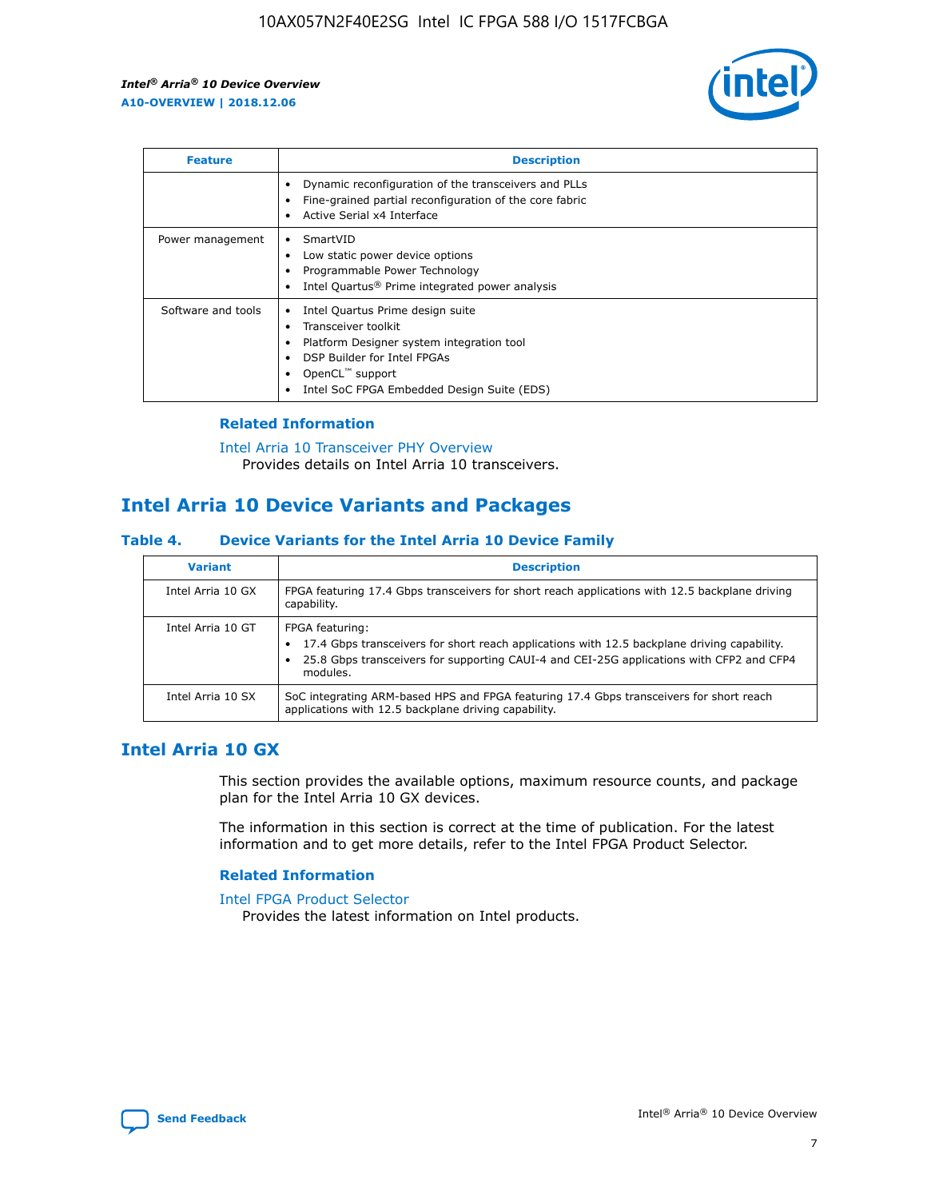| Feature | Description |
| --- | --- |
| | • Dynamic reconfiguration of the transceivers and PLLs<br>• Fine-grained partial reconfiguration of the core fabric<br>• Active Serial x4 Interface |
| Power management | • SmartVID<br>• Low static power device options<br>• Programmable Power Technology<br>• Intel Quartus® Prime integrated power analysis |
| Software and tools | • Intel Quartus Prime design suite<br>• Transceiver toolkit<br>• Platform Designer system integration tool<br>• DSP Builder for Intel FPGAs<br>• OpenCL™ support<br>• Intel SoC FPGA Embedded Design Suite (EDS) |

### Related Information

Intel Arria 10 Transceiver PHY Overview
Provides details on Intel Arria 10 transceivers.

## Intel Arria 10 Device Variants and Packages

### Table 4. Device Variants for the Intel Arria 10 Device Family

| Variant | Description |
| --- | --- |
| Intel Arria 10 GX | FPGA featuring 17.4 Gbps transceivers for short reach applications with 12.5 backplane driving capability. |
| Intel Arria 10 GT | FPGA featuring:<br>• 17.4 Gbps transceivers for short reach applications with 12.5 backplane driving capability.<br>• 25.8 Gbps transceivers for supporting CAUI-4 and CEI-25G applications with CFP2 and CFP4 modules. |
| Intel Arria 10 SX | SoC integrating ARM-based HPS and FPGA featuring 17.4 Gbps transceivers for short reach applications with 12.5 backplane driving capability. |

## Intel Arria 10 GX

This section provides the available options, maximum resource counts, and package plan for the Intel Arria 10 GX devices.

The information in this section is correct at the time of publication. For the latest information and to get more details, refer to the Intel FPGA Product Selector.

### Related Information

Intel FPGA Product Selector
Provides the latest information on Intel products.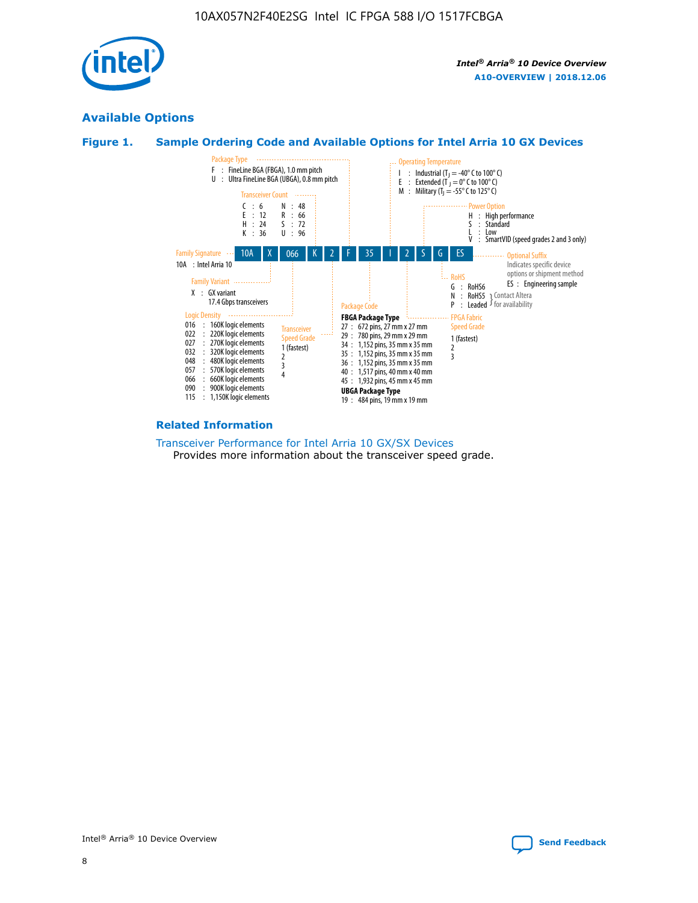## Available Options

### Figure 1. Sample Ordering Code and Available Options for Intel Arria 10 GX Devices

| 10A | X | 066 | K | 2 | F | 35 | I | 2 | S | G | ES |
|---|---|---|---|---|---|---|---|---|---|---|---|

**Family Signature**
- 10A : Intel Arria 10

**Family Variant**
- X : GX variant
  17.4 Gbps transceivers

**Logic Density**
- 016 : 160K logic elements
- 022 : 220K logic elements
- 027 : 270K logic elements
- 032 : 320K logic elements
- 048 : 480K logic elements
- 057 : 570K logic elements
- 066 : 660K logic elements
- 090 : 900K logic elements
- 115 : 1,150K logic elements

**Transceiver Count**
- C : 6
- E : 12
- H : 24
- K : 36
- N : 48
- R : 66
- S : 72
- U : 96

**Transceiver Speed Grade**
- 1 (fastest)
- 2
- 3
- 4

**Package Type**
- F : FineLine BGA (FBGA), 1.0 mm pitch
- U : Ultra FineLine BGA (UBGA), 0.8 mm pitch

**Package Code**

**FBGA Package Type**
- 27 : 672 pins, 27 mm x 27 mm
- 29 : 780 pins, 29 mm x 29 mm
- 34 : 1,152 pins, 35 mm x 35 mm
- 35 : 1,152 pins, 35 mm x 35 mm
- 36 : 1,152 pins, 35 mm x 35 mm
- 40 : 1,517 pins, 40 mm x 40 mm
- 45 : 1,932 pins, 45 mm x 45 mm

**UBGA Package Type**
- 19 : 484 pins, 19 mm x 19 mm

**Operating Temperature**
- I : Industrial ($T_J$ = -40° C to 100° C)
- E : Extended ($T_J$ = 0° C to 100° C)
- M : Military ($T_J$ = -55° C to 125° C)

**FPGA Fabric Speed Grade**
- 1 (fastest)
- 2
- 3

**Power Option**
- H : High performance
- S : Standard
- L : Low
- V : SmartVID (speed grades 2 and 3 only)

**RoHS**
- G : RoHS6
- N : RoHS5 (Contact Altera for availability)
- P : Leaded (Contact Altera for availability)

**Optional Suffix**
Indicates specific device options or shipment method
- ES : Engineering sample

### Related Information

Transceiver Performance for Intel Arria 10 GX/SX Devices
Provides more information about the transceiver speed grade.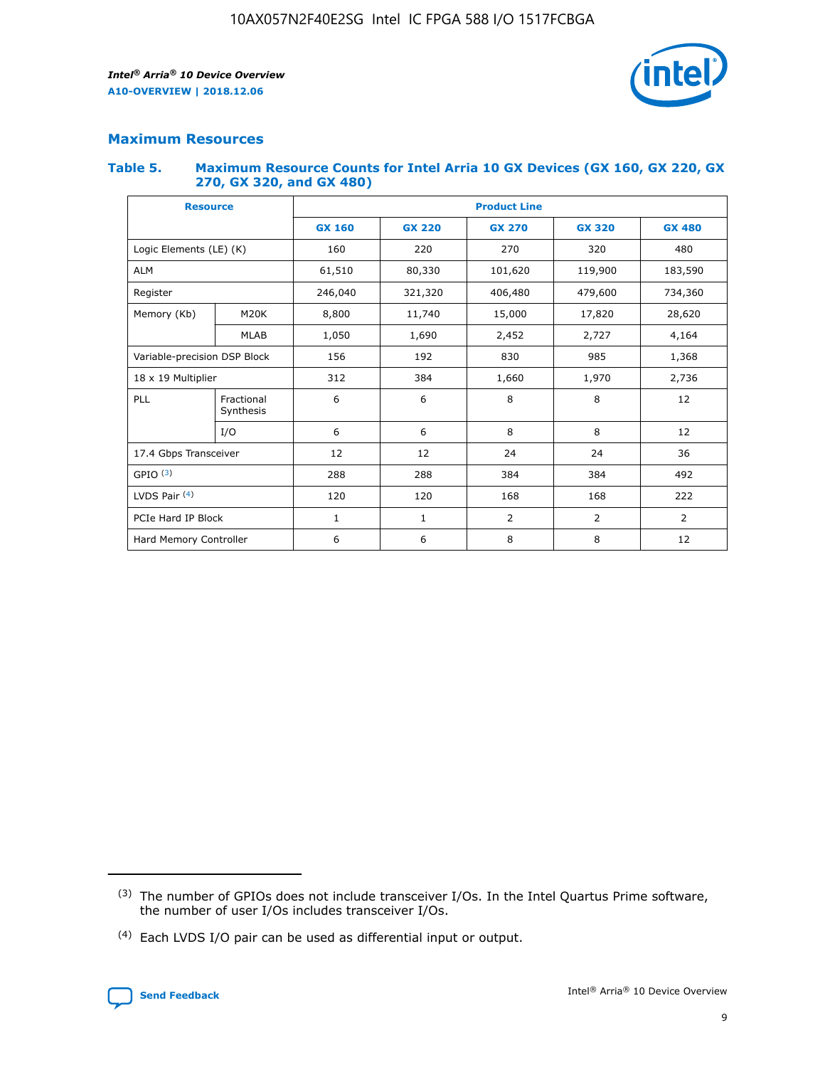## Maximum Resources

### Table 5. Maximum Resource Counts for Intel Arria 10 GX Devices (GX 160, GX 220, GX 270, GX 320, and GX 480)

| Resource | | Product Line | | | | |
|---|---|---|---|---|---|---|
| | | GX 160 | GX 220 | GX 270 | GX 320 | GX 480 |
| Logic Elements (LE) (K) | | 160 | 220 | 270 | 320 | 480 |
| ALM | | 61,510 | 80,330 | 101,620 | 119,900 | 183,590 |
| Register | | 246,040 | 321,320 | 406,480 | 479,600 | 734,360 |
| Memory (Kb) | M20K | 8,800 | 11,740 | 15,000 | 17,820 | 28,620 |
| | MLAB | 1,050 | 1,690 | 2,452 | 2,727 | 4,164 |
| Variable-precision DSP Block | | 156 | 192 | 830 | 985 | 1,368 |
| 18 x 19 Multiplier | | 312 | 384 | 1,660 | 1,970 | 2,736 |
| PLL | Fractional Synthesis | 6 | 6 | 8 | 8 | 12 |
| | I/O | 6 | 6 | 8 | 8 | 12 |
| 17.4 Gbps Transceiver | | 12 | 12 | 24 | 24 | 36 |
| GPIO [(3)] | | 288 | 288 | 384 | 384 | 492 |
| LVDS Pair [(4)] | | 120 | 120 | 168 | 168 | 222 |
| PCIe Hard IP Block | | 1 | 1 | 2 | 2 | 2 |
| Hard Memory Controller | | 6 | 6 | 8 | 8 | 12 |

(3) The number of GPIOs does not include transceiver I/Os. In the Intel Quartus Prime software, the number of user I/Os includes transceiver I/Os.

(4) Each LVDS I/O pair can be used as differential input or output.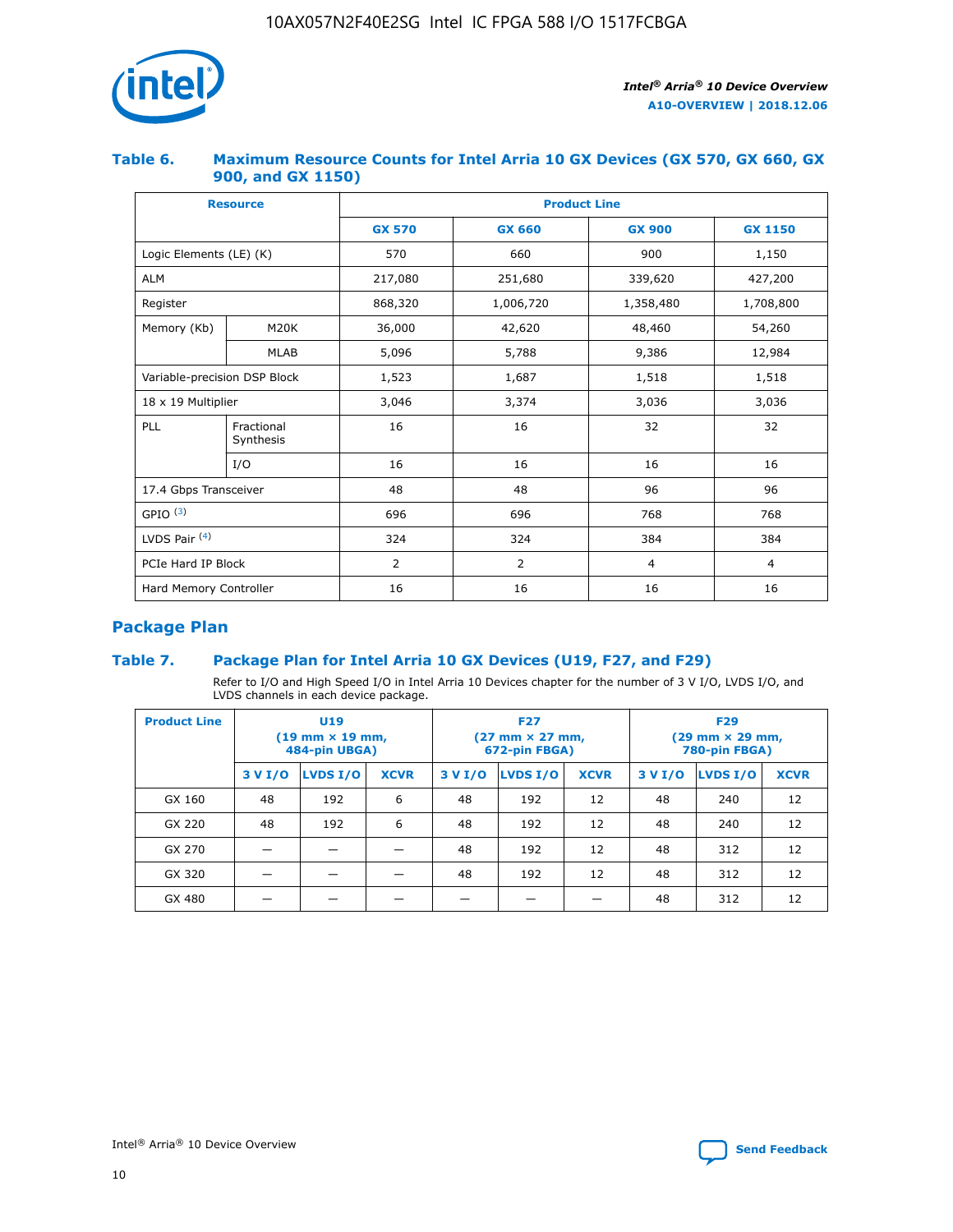### Table 6. Maximum Resource Counts for Intel Arria 10 GX Devices (GX 570, GX 660, GX 900, and GX 1150)

| Resource | | Product Line | | | |
|---|---|---|---|---|---|
| | | GX 570 | GX 660 | GX 900 | GX 1150 |
| Logic Elements (LE) (K) | | 570 | 660 | 900 | 1,150 |
| ALM | | 217,080 | 251,680 | 339,620 | 427,200 |
| Register | | 868,320 | 1,006,720 | 1,358,480 | 1,708,800 |
| Memory (Kb) | M20K | 36,000 | 42,620 | 48,460 | 54,260 |
| | MLAB | 5,096 | 5,788 | 9,386 | 12,984 |
| Variable-precision DSP Block | | 1,523 | 1,687 | 1,518 | 1,518 |
| 18 x 19 Multiplier | | 3,046 | 3,374 | 3,036 | 3,036 |
| PLL | Fractional Synthesis | 16 | 16 | 32 | 32 |
| | I/O | 16 | 16 | 16 | 16 |
| 17.4 Gbps Transceiver | | 48 | 48 | 96 | 96 |
| GPIO [(3)] | | 696 | 696 | 768 | 768 |
| LVDS Pair [(4)] | | 324 | 324 | 384 | 384 |
| PCIe Hard IP Block | | 2 | 2 | 4 | 4 |
| Hard Memory Controller | | 16 | 16 | 16 | 16 |

## Package Plan

### Table 7. Package Plan for Intel Arria 10 GX Devices (U19, F27, and F29)

Refer to I/O and High Speed I/O in Intel Arria 10 Devices chapter for the number of 3 V I/O, LVDS I/O, and LVDS channels in each device package.

| Product Line | U19 (19 mm × 19 mm, 484-pin UBGA) | | | F27 (27 mm × 27 mm, 672-pin FBGA) | | | F29 (29 mm × 29 mm, 780-pin FBGA) | | |
|---|---|---|---|---|---|---|---|---|---|
| | 3 V I/O | LVDS I/O | XCVR | 3 V I/O | LVDS I/O | XCVR | 3 V I/O | LVDS I/O | XCVR |
| GX 160 | 48 | 192 | 6 | 48 | 192 | 12 | 48 | 240 | 12 |
| GX 220 | 48 | 192 | 6 | 48 | 192 | 12 | 48 | 240 | 12 |
| GX 270 | — | — | — | 48 | 192 | 12 | 48 | 312 | 12 |
| GX 320 | — | — | — | 48 | 192 | 12 | 48 | 312 | 12 |
| GX 480 | — | — | — | — | — | — | 48 | 312 | 12 |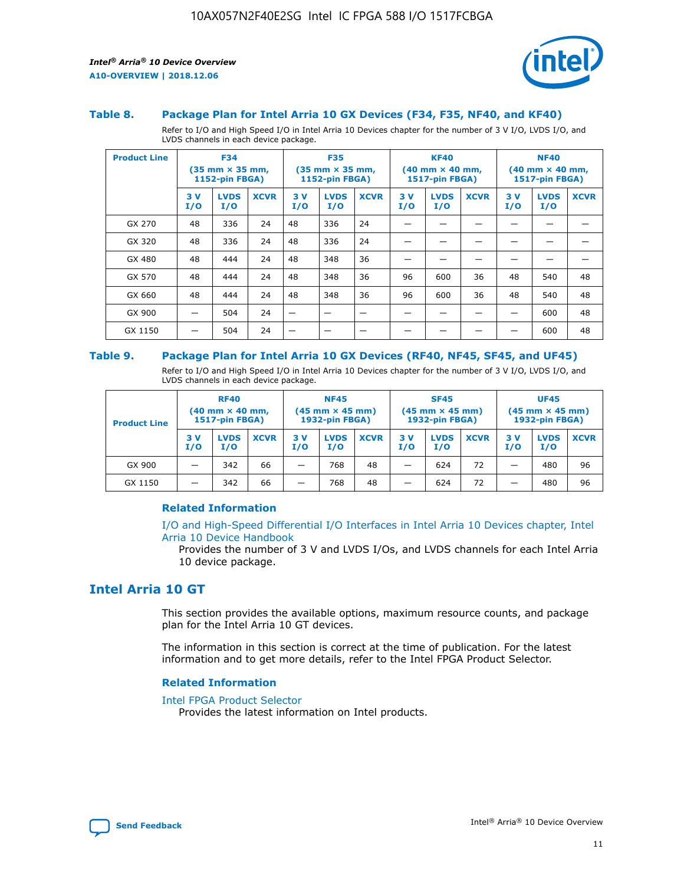### Table 8. Package Plan for Intel Arria 10 GX Devices (F34, F35, NF40, and KF40)

Refer to I/O and High Speed I/O in Intel Arria 10 Devices chapter for the number of 3 V I/O, LVDS I/O, and LVDS channels in each device package.

| Product Line | F34 (35 mm × 35 mm, 1152-pin FBGA) | | | F35 (35 mm × 35 mm, 1152-pin FBGA) | | | KF40 (40 mm × 40 mm, 1517-pin FBGA) | | | NF40 (40 mm × 40 mm, 1517-pin FBGA) | | |
|---|---|---|---|---|---|---|---|---|---|---|---|---|
| | 3 V I/O | LVDS I/O | XCVR | 3 V I/O | LVDS I/O | XCVR | 3 V I/O | LVDS I/O | XCVR | 3 V I/O | LVDS I/O | XCVR |
| GX 270 | 48 | 336 | 24 | 48 | 336 | 24 | — | — | — | — | — | — |
| GX 320 | 48 | 336 | 24 | 48 | 336 | 24 | — | — | — | — | — | — |
| GX 480 | 48 | 444 | 24 | 48 | 348 | 36 | — | — | — | — | — | — |
| GX 570 | 48 | 444 | 24 | 48 | 348 | 36 | 96 | 600 | 36 | 48 | 540 | 48 |
| GX 660 | 48 | 444 | 24 | 48 | 348 | 36 | 96 | 600 | 36 | 48 | 540 | 48 |
| GX 900 | — | 504 | 24 | — | — | — | — | — | — | — | 600 | 48 |
| GX 1150 | — | 504 | 24 | — | — | — | — | — | — | — | 600 | 48 |

### Table 9. Package Plan for Intel Arria 10 GX Devices (RF40, NF45, SF45, and UF45)

Refer to I/O and High Speed I/O in Intel Arria 10 Devices chapter for the number of 3 V I/O, LVDS I/O, and LVDS channels in each device package.

| Product Line | RF40 (40 mm × 40 mm, 1517-pin FBGA) | | | NF45 (45 mm × 45 mm) 1932-pin FBGA) | | | SF45 (45 mm × 45 mm) 1932-pin FBGA) | | | UF45 (45 mm × 45 mm) 1932-pin FBGA) | | |
|---|---|---|---|---|---|---|---|---|---|---|---|---|
| | 3 V I/O | LVDS I/O | XCVR | 3 V I/O | LVDS I/O | XCVR | 3 V I/O | LVDS I/O | XCVR | 3 V I/O | LVDS I/O | XCVR |
| GX 900 | — | 342 | 66 | — | 768 | 48 | — | 624 | 72 | — | 480 | 96 |
| GX 1150 | — | 342 | 66 | — | 768 | 48 | — | 624 | 72 | — | 480 | 96 |

#### Related Information

I/O and High-Speed Differential I/O Interfaces in Intel Arria 10 Devices chapter, Intel Arria 10 Device Handbook

Provides the number of 3 V and LVDS I/Os, and LVDS channels for each Intel Arria 10 device package.

## Intel Arria 10 GT

This section provides the available options, maximum resource counts, and package plan for the Intel Arria 10 GT devices.

The information in this section is correct at the time of publication. For the latest information and to get more details, refer to the Intel FPGA Product Selector.

#### Related Information

Intel FPGA Product Selector

Provides the latest information on Intel products.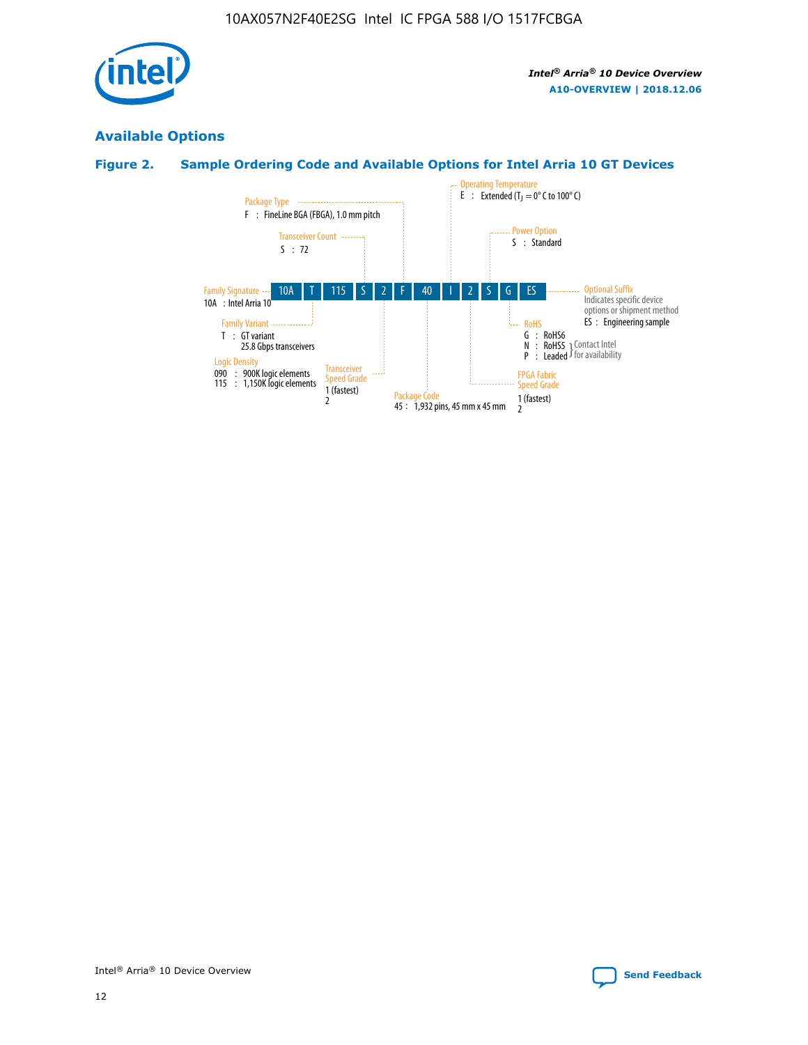## Available Options

### Figure 2. Sample Ordering Code and Available Options for Intel Arria 10 GT Devices

| 10A | T | 115 | S | 2 | F | 40 | I | 2 | S | G | ES |
|---|---|---|---|---|---|---|---|---|---|---|---|

**Family Signature**
10A : Intel Arria 10

**Family Variant**
T : GT variant
25.8 Gbps transceivers

**Logic Density**
090 : 900K logic elements
115 : 1,150K logic elements

**Transceiver Count**
S : 72

**Transceiver Speed Grade**
1 (fastest)
2

**Package Type**
F : FineLine BGA (FBGA), 1.0 mm pitch

**Package Code**
45 : 1,932 pins, 45 mm x 45 mm

**Operating Temperature**
E : Extended ($T_J$ = 0° C to 100° C)

**FPGA Fabric Speed Grade**
1 (fastest)
2

**Power Option**
S : Standard

**RoHS**
G : RoHS6
N : RoHS5 (Contact Intel for availability)
P : Leaded (Contact Intel for availability)

**Optional Suffix**
Indicates specific device options or shipment method
ES : Engineering sample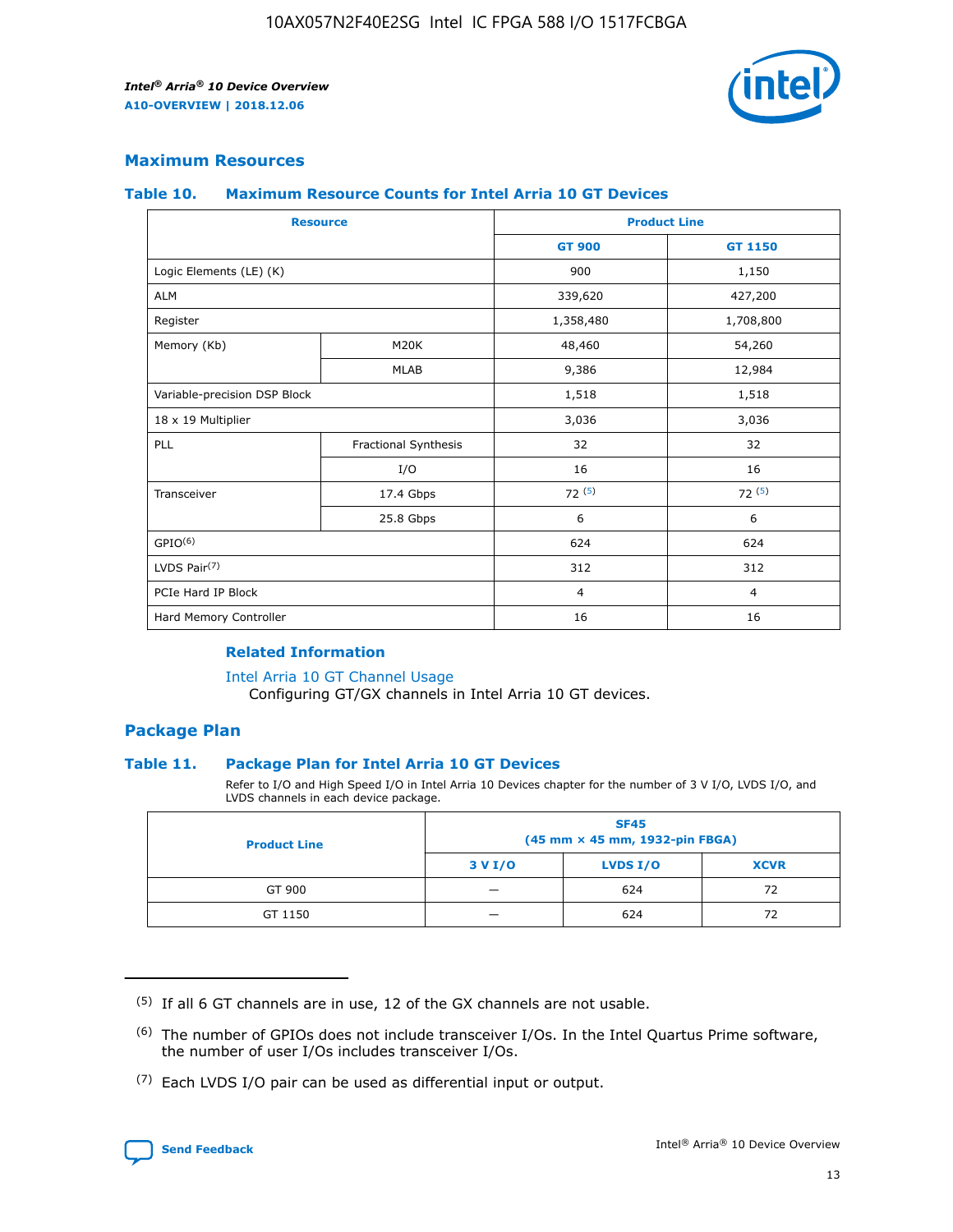## Maximum Resources

### Table 10. Maximum Resource Counts for Intel Arria 10 GT Devices

| Resource | | Product Line | |
|---|---|---|---|
| | | GT 900 | GT 1150 |
| Logic Elements (LE) (K) | | 900 | 1,150 |
| ALM | | 339,620 | 427,200 |
| Register | | 1,358,480 | 1,708,800 |
| Memory (Kb) | M20K | 48,460 | 54,260 |
| | MLAB | 9,386 | 12,984 |
| Variable-precision DSP Block | | 1,518 | 1,518 |
| 18 x 19 Multiplier | | 3,036 | 3,036 |
| PLL | Fractional Synthesis | 32 | 32 |
| | I/O | 16 | 16 |
| Transceiver | 17.4 Gbps | 72 [(5)] | 72 [(5)] |
| | 25.8 Gbps | 6 | 6 |
| GPIO[(6)] | | 624 | 624 |
| LVDS Pair[(7)] | | 312 | 312 |
| PCIe Hard IP Block | | 4 | 4 |
| Hard Memory Controller | | 16 | 16 |

#### Related Information

Intel Arria 10 GT Channel Usage
Configuring GT/GX channels in Intel Arria 10 GT devices.

## Package Plan

### Table 11. Package Plan for Intel Arria 10 GT Devices

Refer to I/O and High Speed I/O in Intel Arria 10 Devices chapter for the number of 3 V I/O, LVDS I/O, and LVDS channels in each device package.

| Product Line | SF45 (45 mm × 45 mm, 1932-pin FBGA) | | |
|---|---|---|---|
| | 3 V I/O | LVDS I/O | XCVR |
| GT 900 | — | 624 | 72 |
| GT 1150 | — | 624 | 72 |

(5) If all 6 GT channels are in use, 12 of the GX channels are not usable.

(6) The number of GPIOs does not include transceiver I/Os. In the Intel Quartus Prime software, the number of user I/Os includes transceiver I/Os.

(7) Each LVDS I/O pair can be used as differential input or output.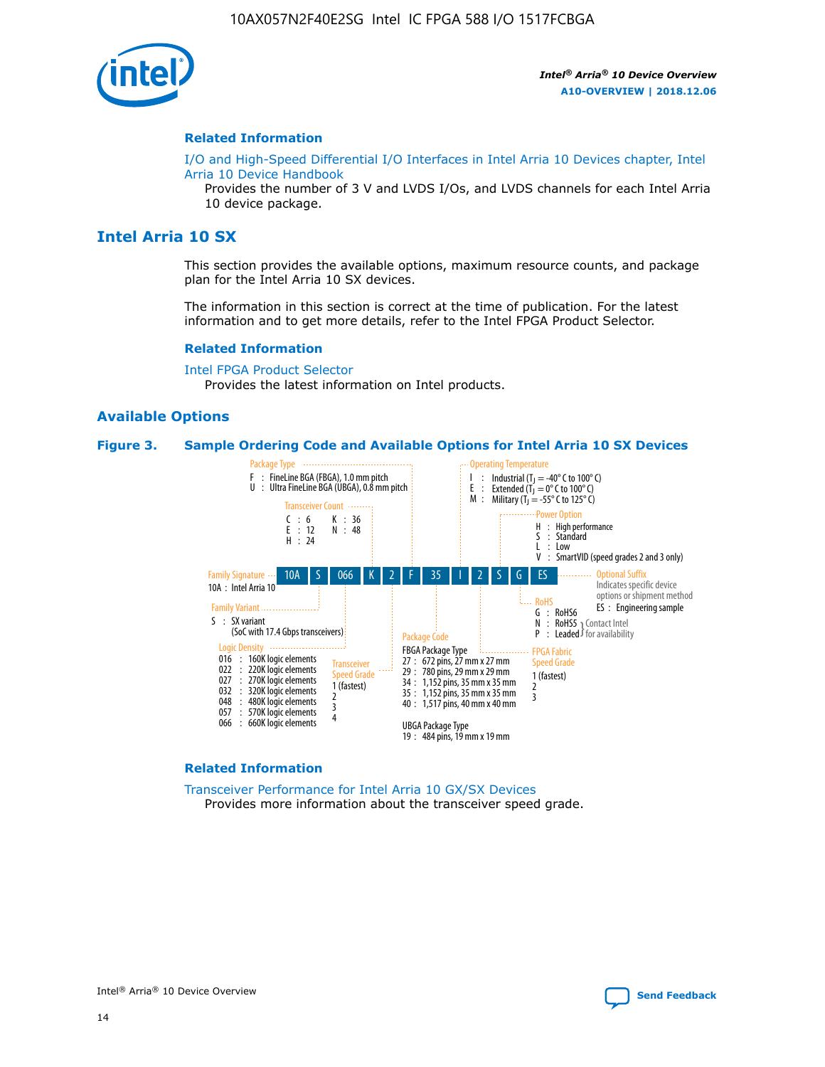### Related Information

I/O and High-Speed Differential I/O Interfaces in Intel Arria 10 Devices chapter, Intel Arria 10 Device Handbook

Provides the number of 3 V and LVDS I/Os, and LVDS channels for each Intel Arria 10 device package.

## Intel Arria 10 SX

This section provides the available options, maximum resource counts, and package plan for the Intel Arria 10 SX devices.

The information in this section is correct at the time of publication. For the latest information and to get more details, refer to the Intel FPGA Product Selector.

### Related Information

Intel FPGA Product Selector

Provides the latest information on Intel products.

### Available Options

**Figure 3. Sample Ordering Code and Available Options for Intel Arria 10 SX Devices**

Sample ordering code: 10A S 066 K 2 F 35 I 2 S G ES

**Family Signature**
- 10A : Intel Arria 10

**Family Variant**
- S : SX variant (SoC with 17.4 Gbps transceivers)

**Logic Density**
- 016 : 160K logic elements
- 022 : 220K logic elements
- 027 : 270K logic elements
- 032 : 320K logic elements
- 048 : 480K logic elements
- 057 : 570K logic elements
- 066 : 660K logic elements

**Transceiver Count**
- C : 6
- E : 12
- H : 24
- K : 36
- N : 48

**Transceiver Speed Grade**
- 1 (fastest)
- 2
- 3
- 4

**Package Type**
- F : FineLine BGA (FBGA), 1.0 mm pitch
- U : Ultra FineLine BGA (UBGA), 0.8 mm pitch

**Package Code**

FBGA Package Type
- 27 : 672 pins, 27 mm x 27 mm
- 29 : 780 pins, 29 mm x 29 mm
- 34 : 1,152 pins, 35 mm x 35 mm
- 35 : 1,152 pins, 35 mm x 35 mm
- 40 : 1,517 pins, 40 mm x 40 mm

UBGA Package Type
- 19 : 484 pins, 19 mm x 19 mm

**Operating Temperature**
- I : Industrial ($T_J$ = -40° C to 100° C)
- E : Extended ($T_J$ = 0° C to 100° C)
- M : Military ($T_J$ = -55° C to 125° C)

**FPGA Fabric Speed Grade**
- 1 (fastest)
- 2
- 3

**Power Option**
- H : High performance
- S : Standard
- L : Low
- V : SmartVID (speed grades 2 and 3 only)

**RoHS**
- G : RoHS6
- N : RoHS5 (Contact Intel for availability)
- P : Leaded (Contact Intel for availability)

**Optional Suffix**

Indicates specific device options or shipment method
- ES : Engineering sample

### Related Information

Transceiver Performance for Intel Arria 10 GX/SX Devices

Provides more information about the transceiver speed grade.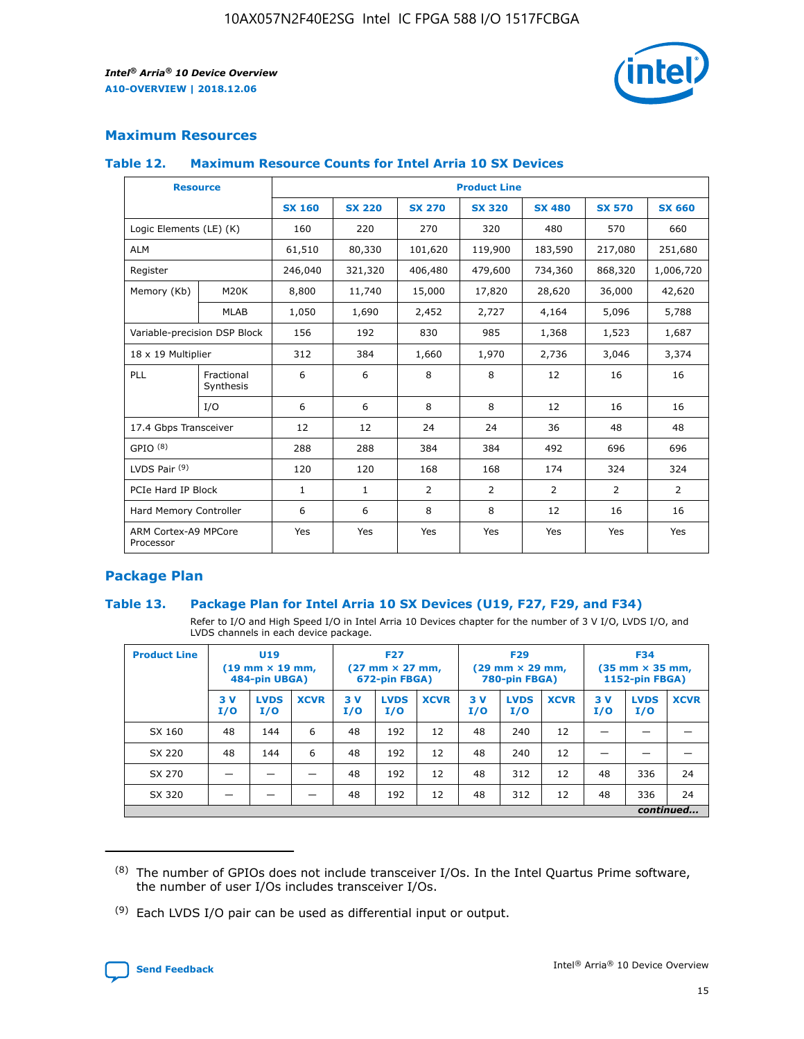## Maximum Resources

### Table 12. Maximum Resource Counts for Intel Arria 10 SX Devices

| Resource | | Product Line | | | | | | |
|---|---|---|---|---|---|---|---|---|
| | | SX 160 | SX 220 | SX 270 | SX 320 | SX 480 | SX 570 | SX 660 |
| Logic Elements (LE) (K) | | 160 | 220 | 270 | 320 | 480 | 570 | 660 |
| ALM | | 61,510 | 80,330 | 101,620 | 119,900 | 183,590 | 217,080 | 251,680 |
| Register | | 246,040 | 321,320 | 406,480 | 479,600 | 734,360 | 868,320 | 1,006,720 |
| Memory (Kb) | M20K | 8,800 | 11,740 | 15,000 | 17,820 | 28,620 | 36,000 | 42,620 |
| | MLAB | 1,050 | 1,690 | 2,452 | 2,727 | 4,164 | 5,096 | 5,788 |
| Variable-precision DSP Block | | 156 | 192 | 830 | 985 | 1,368 | 1,523 | 1,687 |
| 18 x 19 Multiplier | | 312 | 384 | 1,660 | 1,970 | 2,736 | 3,046 | 3,374 |
| PLL | Fractional Synthesis | 6 | 6 | 8 | 8 | 12 | 16 | 16 |
| | I/O | 6 | 6 | 8 | 8 | 12 | 16 | 16 |
| 17.4 Gbps Transceiver | | 12 | 12 | 24 | 24 | 36 | 48 | 48 |
| GPIO [8] | | 288 | 288 | 384 | 384 | 492 | 696 | 696 |
| LVDS Pair [9] | | 120 | 120 | 168 | 168 | 174 | 324 | 324 |
| PCIe Hard IP Block | | 1 | 1 | 2 | 2 | 2 | 2 | 2 |
| Hard Memory Controller | | 6 | 6 | 8 | 8 | 12 | 16 | 16 |
| ARM Cortex-A9 MPCore Processor | | Yes | Yes | Yes | Yes | Yes | Yes | Yes |

## Package Plan

### Table 13. Package Plan for Intel Arria 10 SX Devices (U19, F27, F29, and F34)

Refer to I/O and High Speed I/O in Intel Arria 10 Devices chapter for the number of 3 V I/O, LVDS I/O, and LVDS channels in each device package.

| Product Line | U19 (19 mm × 19 mm, 484-pin UBGA) | | | F27 (27 mm × 27 mm, 672-pin FBGA) | | | F29 (29 mm × 29 mm, 780-pin FBGA) | | | F34 (35 mm × 35 mm, 1152-pin FBGA) | | |
|---|---|---|---|---|---|---|---|---|---|---|---|---|
| | 3 V I/O | LVDS I/O | XCVR | 3 V I/O | LVDS I/O | XCVR | 3 V I/O | LVDS I/O | XCVR | 3 V I/O | LVDS I/O | XCVR |
| SX 160 | 48 | 144 | 6 | 48 | 192 | 12 | 48 | 240 | 12 | — | — | — |
| SX 220 | 48 | 144 | 6 | 48 | 192 | 12 | 48 | 240 | 12 | — | — | — |
| SX 270 | — | — | — | 48 | 192 | 12 | 48 | 312 | 12 | 48 | 336 | 24 |
| SX 320 | — | — | — | 48 | 192 | 12 | 48 | 312 | 12 | 48 | 336 | 24 |

*continued...*

(8) The number of GPIOs does not include transceiver I/Os. In the Intel Quartus Prime software, the number of user I/Os includes transceiver I/Os.

(9) Each LVDS I/O pair can be used as differential input or output.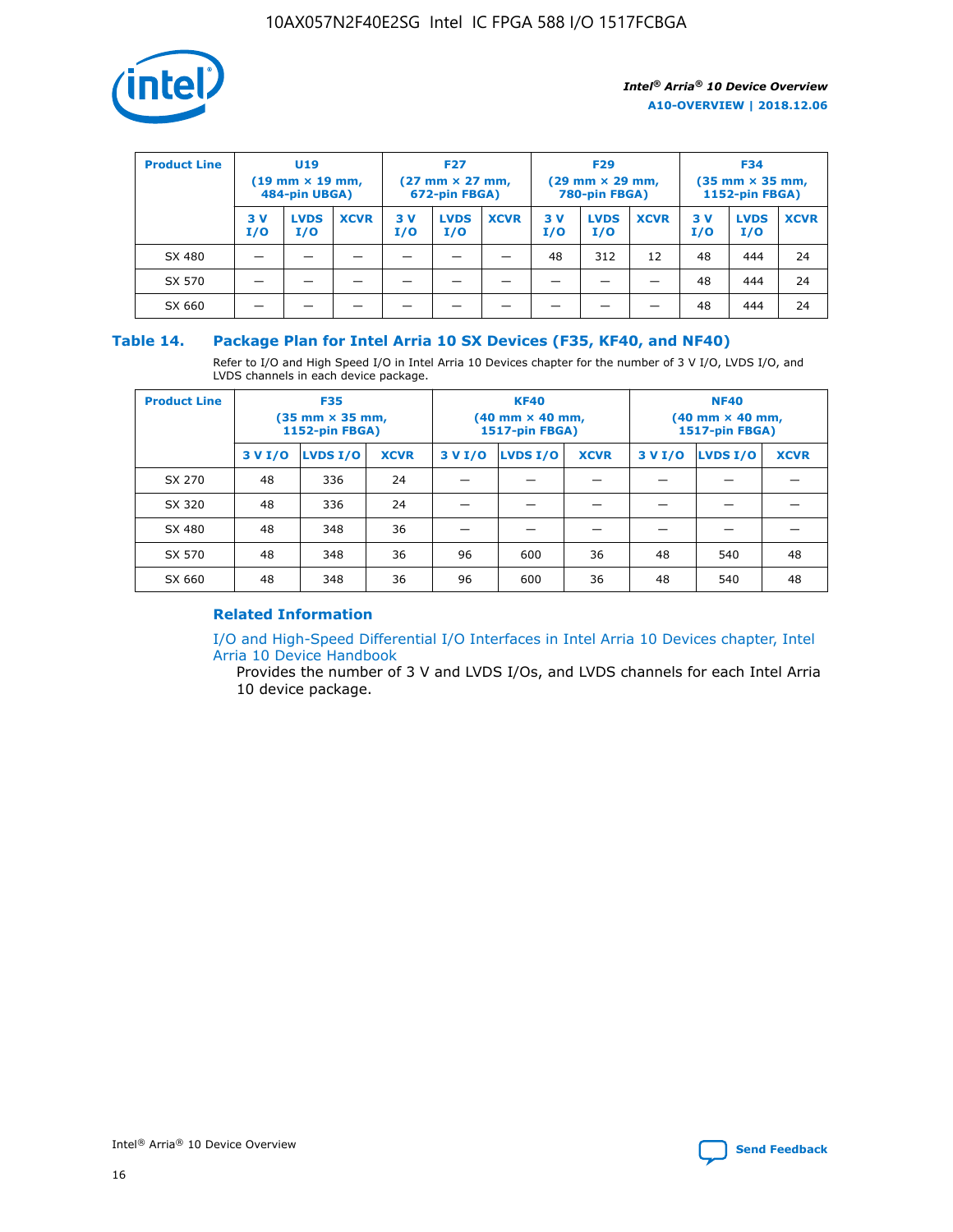| Product Line | U19 (19 mm × 19 mm, 484-pin UBGA) | | | F27 (27 mm × 27 mm, 672-pin FBGA) | | | F29 (29 mm × 29 mm, 780-pin FBGA) | | | F34 (35 mm × 35 mm, 1152-pin FBGA) | | |
|---|---|---|---|---|---|---|---|---|---|---|---|---|
| | 3 V I/O | LVDS I/O | XCVR | 3 V I/O | LVDS I/O | XCVR | 3 V I/O | LVDS I/O | XCVR | 3 V I/O | LVDS I/O | XCVR |
| SX 480 | — | — | — | — | — | — | 48 | 312 | 12 | 48 | 444 | 24 |
| SX 570 | — | — | — | — | — | — | — | — | — | 48 | 444 | 24 |
| SX 660 | — | — | — | — | — | — | — | — | — | 48 | 444 | 24 |

### Table 14. Package Plan for Intel Arria 10 SX Devices (F35, KF40, and NF40)

Refer to I/O and High Speed I/O in Intel Arria 10 Devices chapter for the number of 3 V I/O, LVDS I/O, and LVDS channels in each device package.

| Product Line | F35 (35 mm × 35 mm, 1152-pin FBGA) | | | KF40 (40 mm × 40 mm, 1517-pin FBGA) | | | NF40 (40 mm × 40 mm, 1517-pin FBGA) | | |
|---|---|---|---|---|---|---|---|---|---|
| | 3 V I/O | LVDS I/O | XCVR | 3 V I/O | LVDS I/O | XCVR | 3 V I/O | LVDS I/O | XCVR |
| SX 270 | 48 | 336 | 24 | — | — | — | — | — | — |
| SX 320 | 48 | 336 | 24 | — | — | — | — | — | — |
| SX 480 | 48 | 348 | 36 | — | — | — | — | — | — |
| SX 570 | 48 | 348 | 36 | 96 | 600 | 36 | 48 | 540 | 48 |
| SX 660 | 48 | 348 | 36 | 96 | 600 | 36 | 48 | 540 | 48 |

#### Related Information

I/O and High-Speed Differential I/O Interfaces in Intel Arria 10 Devices chapter, Intel Arria 10 Device Handbook

Provides the number of 3 V and LVDS I/Os, and LVDS channels for each Intel Arria 10 device package.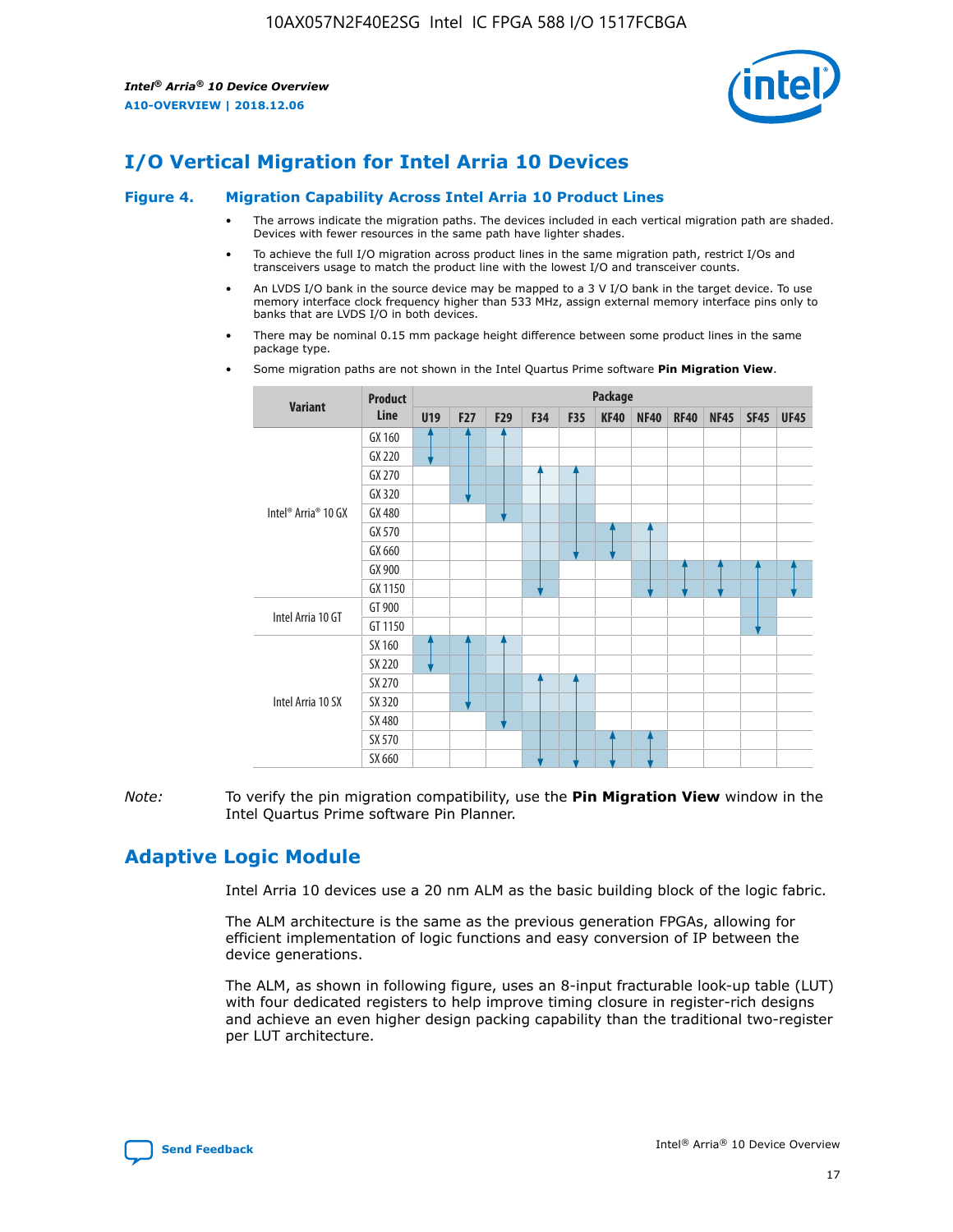## I/O Vertical Migration for Intel Arria 10 Devices

### Figure 4. Migration Capability Across Intel Arria 10 Product Lines

- The arrows indicate the migration paths. The devices included in each vertical migration path are shaded. Devices with fewer resources in the same path have lighter shades.
- To achieve the full I/O migration across product lines in the same migration path, restrict I/Os and transceivers usage to match the product line with the lowest I/O and transceiver counts.
- An LVDS I/O bank in the source device may be mapped to a 3 V I/O bank in the target device. To use memory interface clock frequency higher than 533 MHz, assign external memory interface pins only to banks that are LVDS I/O in both devices.
- There may be nominal 0.15 mm package height difference between some product lines in the same package type.
- Some migration paths are not shown in the Intel Quartus Prime software **Pin Migration View**.

| Variant | Product Line | Package | | | | | | | | | | |
|---|---|---|---|---|---|---|---|---|---|---|---|---|
| | | U19 | F27 | F29 | F34 | F35 | KF40 | NF40 | RF40 | NF45 | SF45 | UF45 |
| Intel® Arria® 10 GX | GX 160 | | | | | | | | | | | |
| | GX 220 | | | | | | | | | | | |
| | GX 270 | | | | | | | | | | | |
| | GX 320 | | | | | | | | | | | |
| | GX 480 | | | | | | | | | | | |
| | GX 570 | | | | | | | | | | | |
| | GX 660 | | | | | | | | | | | |
| | GX 900 | | | | | | | | | | | |
| | GX 1150 | | | | | | | | | | | |
| Intel Arria 10 GT | GT 900 | | | | | | | | | | | |
| | GT 1150 | | | | | | | | | | | |
| Intel Arria 10 SX | SX 160 | | | | | | | | | | | |
| | SX 220 | | | | | | | | | | | |
| | SX 270 | | | | | | | | | | | |
| | SX 320 | | | | | | | | | | | |
| | SX 480 | | | | | | | | | | | |
| | SX 570 | | | | | | | | | | | |
| | SX 660 | | | | | | | | | | | |

*Note:* To verify the pin migration compatibility, use the **Pin Migration View** window in the Intel Quartus Prime software Pin Planner.

## Adaptive Logic Module

Intel Arria 10 devices use a 20 nm ALM as the basic building block of the logic fabric.

The ALM architecture is the same as the previous generation FPGAs, allowing for efficient implementation of logic functions and easy conversion of IP between the device generations.

The ALM, as shown in following figure, uses an 8-input fracturable look-up table (LUT) with four dedicated registers to help improve timing closure in register-rich designs and achieve an even higher design packing capability than the traditional two-register per LUT architecture.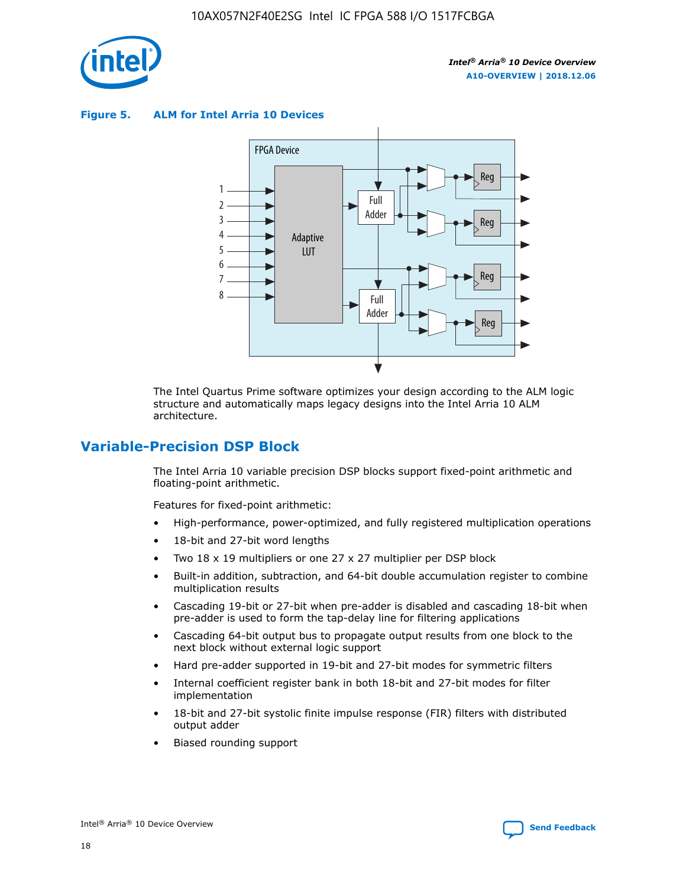**Figure 5. ALM for Intel Arria 10 Devices**

The Intel Quartus Prime software optimizes your design according to the ALM logic structure and automatically maps legacy designs into the Intel Arria 10 ALM architecture.

## Variable-Precision DSP Block

The Intel Arria 10 variable precision DSP blocks support fixed-point arithmetic and floating-point arithmetic.

Features for fixed-point arithmetic:

- High-performance, power-optimized, and fully registered multiplication operations
- 18-bit and 27-bit word lengths
- Two 18 x 19 multipliers or one 27 x 27 multiplier per DSP block
- Built-in addition, subtraction, and 64-bit double accumulation register to combine multiplication results
- Cascading 19-bit or 27-bit when pre-adder is disabled and cascading 18-bit when pre-adder is used to form the tap-delay line for filtering applications
- Cascading 64-bit output bus to propagate output results from one block to the next block without external logic support
- Hard pre-adder supported in 19-bit and 27-bit modes for symmetric filters
- Internal coefficient register bank in both 18-bit and 27-bit modes for filter implementation
- 18-bit and 27-bit systolic finite impulse response (FIR) filters with distributed output adder
- Biased rounding support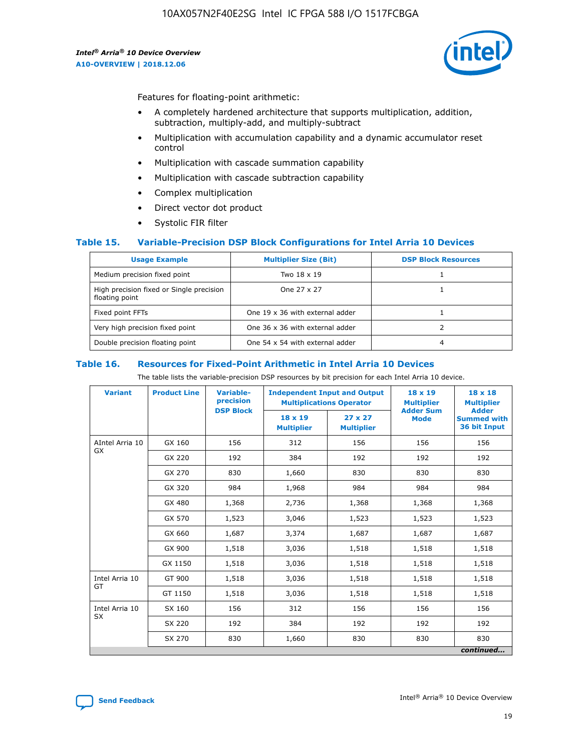Features for floating-point arithmetic:

- A completely hardened architecture that supports multiplication, addition, subtraction, multiply-add, and multiply-subtract
- Multiplication with accumulation capability and a dynamic accumulator reset control
- Multiplication with cascade summation capability
- Multiplication with cascade subtraction capability
- Complex multiplication
- Direct vector dot product
- Systolic FIR filter

## Table 15. Variable-Precision DSP Block Configurations for Intel Arria 10 Devices

| Usage Example | Multiplier Size (Bit) | DSP Block Resources |
|---|---|---|
| Medium precision fixed point | Two 18 x 19 | 1 |
| High precision fixed or Single precision floating point | One 27 x 27 | 1 |
| Fixed point FFTs | One 19 x 36 with external adder | 1 |
| Very high precision fixed point | One 36 x 36 with external adder | 2 |
| Double precision floating point | One 54 x 54 with external adder | 4 |

## Table 16. Resources for Fixed-Point Arithmetic in Intel Arria 10 Devices

The table lists the variable-precision DSP resources by bit precision for each Intel Arria 10 device.

| Variant | Product Line | Variable-precision DSP Block | Independent Input and Output Multiplications Operator | | 18 x 19 Multiplier Adder Sum Mode | 18 x 18 Multiplier Adder Summed with 36 bit Input |
|---|---|---|---|---|---|---|
| | | | 18 x 19 Multiplier | 27 x 27 Multiplier | | |
| AIntel Arria 10 GX | GX 160 | 156 | 312 | 156 | 156 | 156 |
| | GX 220 | 192 | 384 | 192 | 192 | 192 |
| | GX 270 | 830 | 1,660 | 830 | 830 | 830 |
| | GX 320 | 984 | 1,968 | 984 | 984 | 984 |
| | GX 480 | 1,368 | 2,736 | 1,368 | 1,368 | 1,368 |
| | GX 570 | 1,523 | 3,046 | 1,523 | 1,523 | 1,523 |
| | GX 660 | 1,687 | 3,374 | 1,687 | 1,687 | 1,687 |
| | GX 900 | 1,518 | 3,036 | 1,518 | 1,518 | 1,518 |
| | GX 1150 | 1,518 | 3,036 | 1,518 | 1,518 | 1,518 |
| Intel Arria 10 GT | GT 900 | 1,518 | 3,036 | 1,518 | 1,518 | 1,518 |
| | GT 1150 | 1,518 | 3,036 | 1,518 | 1,518 | 1,518 |
| Intel Arria 10 SX | SX 160 | 156 | 312 | 156 | 156 | 156 |
| | SX 220 | 192 | 384 | 192 | 192 | 192 |
| | SX 270 | 830 | 1,660 | 830 | 830 | 830 |

*continued...*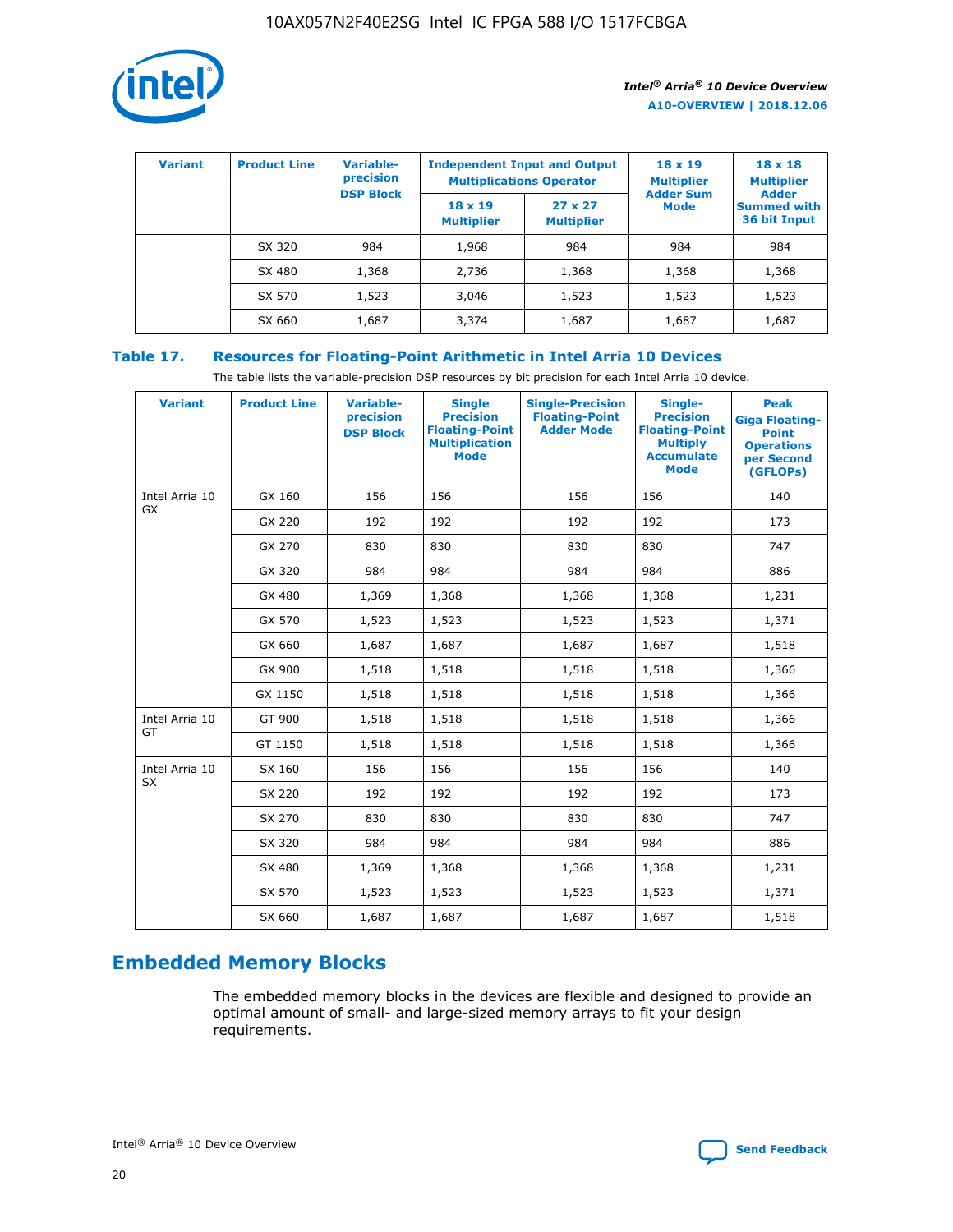| Variant | Product Line | Variable-precision DSP Block | Independent Input and Output Multiplications Operator | | 18 x 19 Multiplier Adder Sum Mode | 18 x 18 Multiplier Adder Summed with 36 bit Input |
|---|---|---|---|---|---|---|
| | | | 18 x 19 Multiplier | 27 x 27 Multiplier | | |
| | SX 320 | 984 | 1,968 | 984 | 984 | 984 |
| | SX 480 | 1,368 | 2,736 | 1,368 | 1,368 | 1,368 |
| | SX 570 | 1,523 | 3,046 | 1,523 | 1,523 | 1,523 |
| | SX 660 | 1,687 | 3,374 | 1,687 | 1,687 | 1,687 |

## Table 17. Resources for Floating-Point Arithmetic in Intel Arria 10 Devices

The table lists the variable-precision DSP resources by bit precision for each Intel Arria 10 device.

| Variant | Product Line | Variable-precision DSP Block | Single Precision Floating-Point Multiplication Mode | Single-Precision Floating-Point Adder Mode | Single-Precision Floating-Point Multiply Accumulate Mode | Peak Giga Floating-Point Operations per Second (GFLOPs) |
|---|---|---|---|---|---|---|
| Intel Arria 10 GX | GX 160 | 156 | 156 | 156 | 156 | 140 |
| | GX 220 | 192 | 192 | 192 | 192 | 173 |
| | GX 270 | 830 | 830 | 830 | 830 | 747 |
| | GX 320 | 984 | 984 | 984 | 984 | 886 |
| | GX 480 | 1,369 | 1,368 | 1,368 | 1,368 | 1,231 |
| | GX 570 | 1,523 | 1,523 | 1,523 | 1,523 | 1,371 |
| | GX 660 | 1,687 | 1,687 | 1,687 | 1,687 | 1,518 |
| | GX 900 | 1,518 | 1,518 | 1,518 | 1,518 | 1,366 |
| | GX 1150 | 1,518 | 1,518 | 1,518 | 1,518 | 1,366 |
| Intel Arria 10 GT | GT 900 | 1,518 | 1,518 | 1,518 | 1,518 | 1,366 |
| | GT 1150 | 1,518 | 1,518 | 1,518 | 1,518 | 1,366 |
| Intel Arria 10 SX | SX 160 | 156 | 156 | 156 | 156 | 140 |
| | SX 220 | 192 | 192 | 192 | 192 | 173 |
| | SX 270 | 830 | 830 | 830 | 830 | 747 |
| | SX 320 | 984 | 984 | 984 | 984 | 886 |
| | SX 480 | 1,369 | 1,368 | 1,368 | 1,368 | 1,231 |
| | SX 570 | 1,523 | 1,523 | 1,523 | 1,523 | 1,371 |
| | SX 660 | 1,687 | 1,687 | 1,687 | 1,687 | 1,518 |

# Embedded Memory Blocks

The embedded memory blocks in the devices are flexible and designed to provide an optimal amount of small- and large-sized memory arrays to fit your design requirements.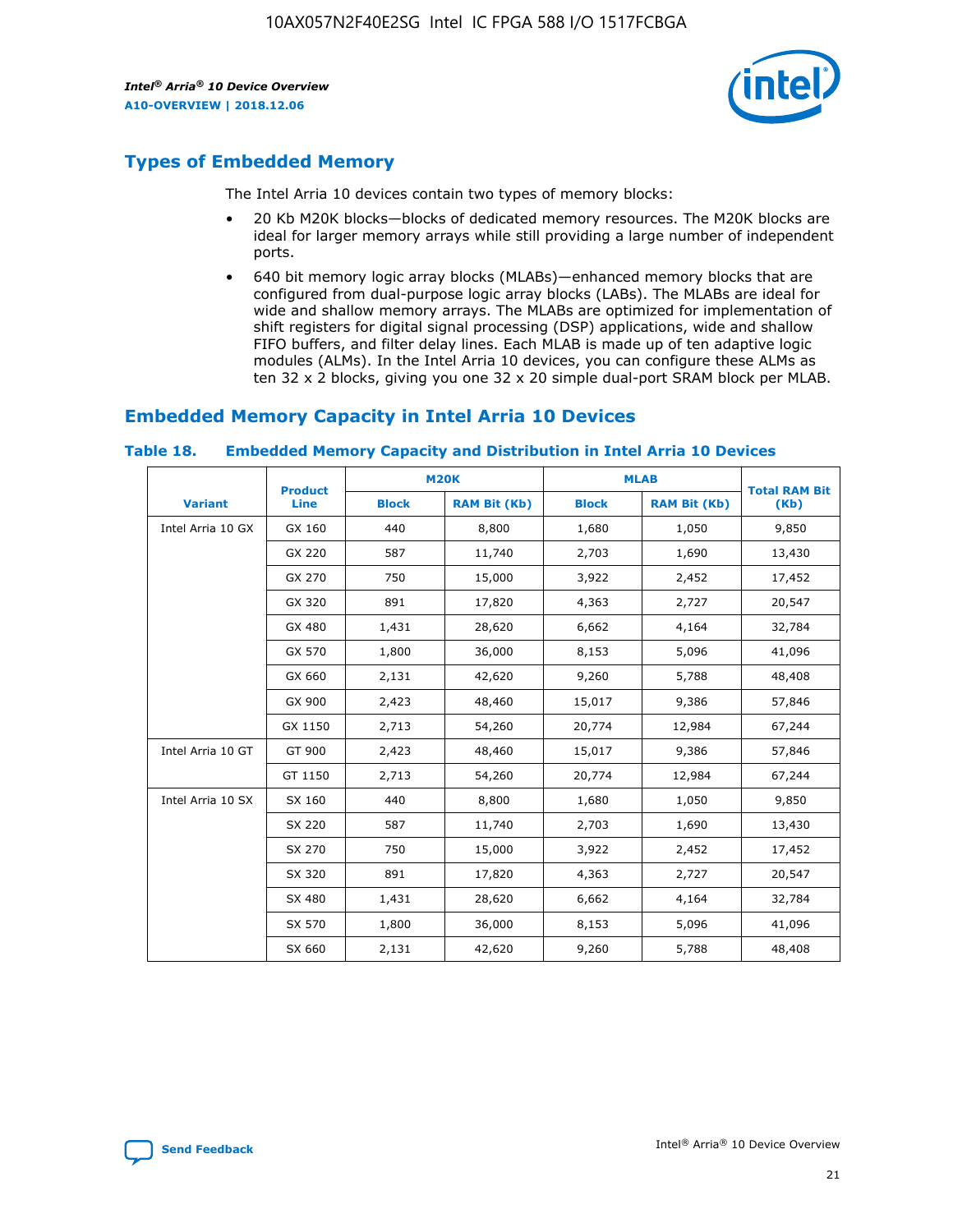## Types of Embedded Memory

The Intel Arria 10 devices contain two types of memory blocks:

- 20 Kb M20K blocks—blocks of dedicated memory resources. The M20K blocks are ideal for larger memory arrays while still providing a large number of independent ports.
- 640 bit memory logic array blocks (MLABs)—enhanced memory blocks that are configured from dual-purpose logic array blocks (LABs). The MLABs are ideal for wide and shallow memory arrays. The MLABs are optimized for implementation of shift registers for digital signal processing (DSP) applications, wide and shallow FIFO buffers, and filter delay lines. Each MLAB is made up of ten adaptive logic modules (ALMs). In the Intel Arria 10 devices, you can configure these ALMs as ten 32 x 2 blocks, giving you one 32 x 20 simple dual-port SRAM block per MLAB.

## Embedded Memory Capacity in Intel Arria 10 Devices

**Table 18. Embedded Memory Capacity and Distribution in Intel Arria 10 Devices**

| Variant | Product Line | M20K | | MLAB | | Total RAM Bit (Kb) |
|---|---|---|---|---|---|---|
| | | Block | RAM Bit (Kb) | Block | RAM Bit (Kb) | |
| Intel Arria 10 GX | GX 160 | 440 | 8,800 | 1,680 | 1,050 | 9,850 |
| | GX 220 | 587 | 11,740 | 2,703 | 1,690 | 13,430 |
| | GX 270 | 750 | 15,000 | 3,922 | 2,452 | 17,452 |
| | GX 320 | 891 | 17,820 | 4,363 | 2,727 | 20,547 |
| | GX 480 | 1,431 | 28,620 | 6,662 | 4,164 | 32,784 |
| | GX 570 | 1,800 | 36,000 | 8,153 | 5,096 | 41,096 |
| | GX 660 | 2,131 | 42,620 | 9,260 | 5,788 | 48,408 |
| | GX 900 | 2,423 | 48,460 | 15,017 | 9,386 | 57,846 |
| | GX 1150 | 2,713 | 54,260 | 20,774 | 12,984 | 67,244 |
| Intel Arria 10 GT | GT 900 | 2,423 | 48,460 | 15,017 | 9,386 | 57,846 |
| | GT 1150 | 2,713 | 54,260 | 20,774 | 12,984 | 67,244 |
| Intel Arria 10 SX | SX 160 | 440 | 8,800 | 1,680 | 1,050 | 9,850 |
| | SX 220 | 587 | 11,740 | 2,703 | 1,690 | 13,430 |
| | SX 270 | 750 | 15,000 | 3,922 | 2,452 | 17,452 |
| | SX 320 | 891 | 17,820 | 4,363 | 2,727 | 20,547 |
| | SX 480 | 1,431 | 28,620 | 6,662 | 4,164 | 32,784 |
| | SX 570 | 1,800 | 36,000 | 8,153 | 5,096 | 41,096 |
| | SX 660 | 2,131 | 42,620 | 9,260 | 5,788 | 48,408 |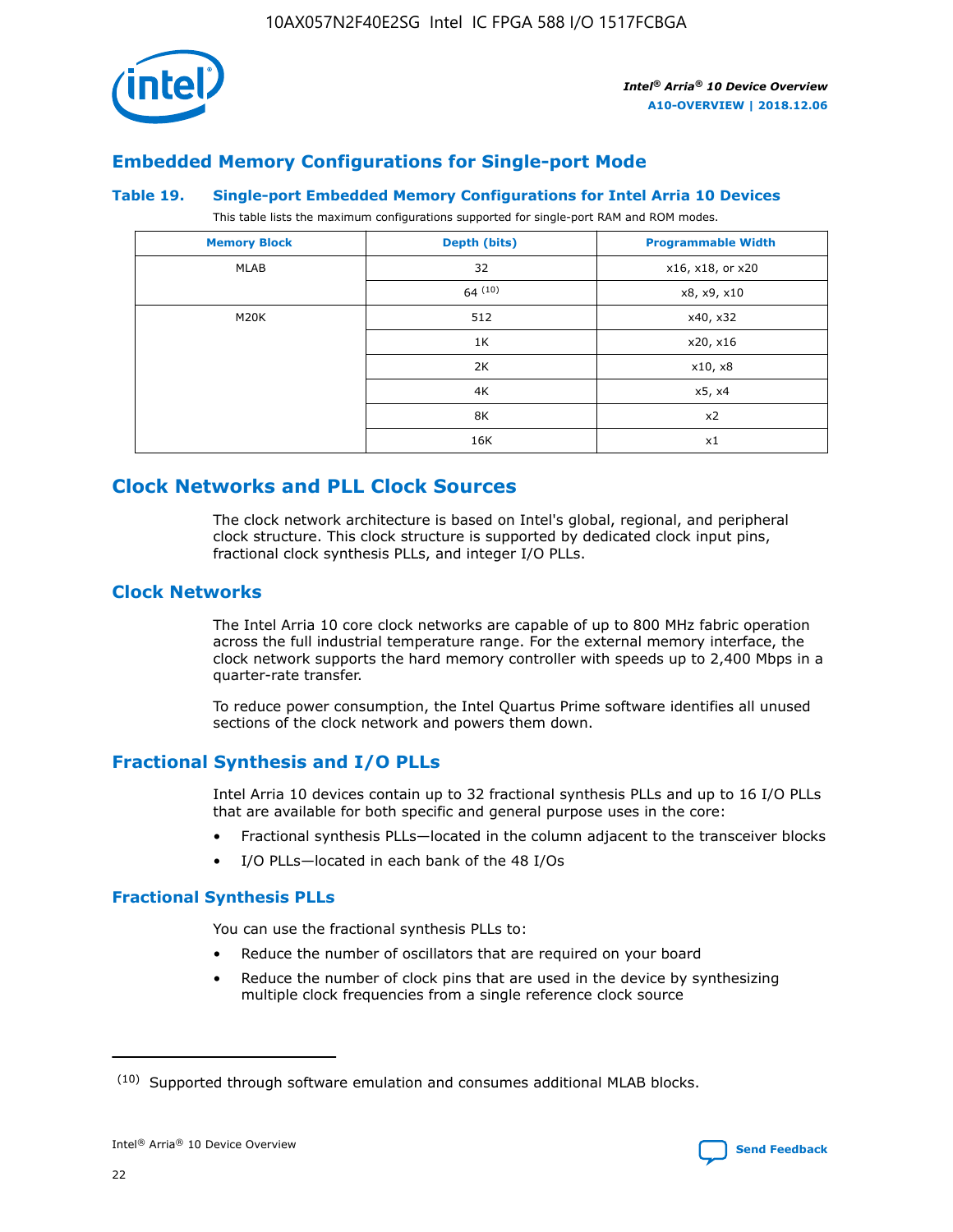## Embedded Memory Configurations for Single-port Mode

### Table 19. Single-port Embedded Memory Configurations for Intel Arria 10 Devices

This table lists the maximum configurations supported for single-port RAM and ROM modes.

| Memory Block | Depth (bits) | Programmable Width |
|---|---|---|
| MLAB | 32 | x16, x18, or x20 |
| | 64 [10] | x8, x9, x10 |
| M20K | 512 | x40, x32 |
| | 1K | x20, x16 |
| | 2K | x10, x8 |
| | 4K | x5, x4 |
| | 8K | x2 |
| | 16K | x1 |

## Clock Networks and PLL Clock Sources

The clock network architecture is based on Intel's global, regional, and peripheral clock structure. This clock structure is supported by dedicated clock input pins, fractional clock synthesis PLLs, and integer I/O PLLs.

## Clock Networks

The Intel Arria 10 core clock networks are capable of up to 800 MHz fabric operation across the full industrial temperature range. For the external memory interface, the clock network supports the hard memory controller with speeds up to 2,400 Mbps in a quarter-rate transfer.

To reduce power consumption, the Intel Quartus Prime software identifies all unused sections of the clock network and powers them down.

## Fractional Synthesis and I/O PLLs

Intel Arria 10 devices contain up to 32 fractional synthesis PLLs and up to 16 I/O PLLs that are available for both specific and general purpose uses in the core:

- Fractional synthesis PLLs—located in the column adjacent to the transceiver blocks
- I/O PLLs—located in each bank of the 48 I/Os

### Fractional Synthesis PLLs

You can use the fractional synthesis PLLs to:

- Reduce the number of oscillators that are required on your board
- Reduce the number of clock pins that are used in the device by synthesizing multiple clock frequencies from a single reference clock source

(10) Supported through software emulation and consumes additional MLAB blocks.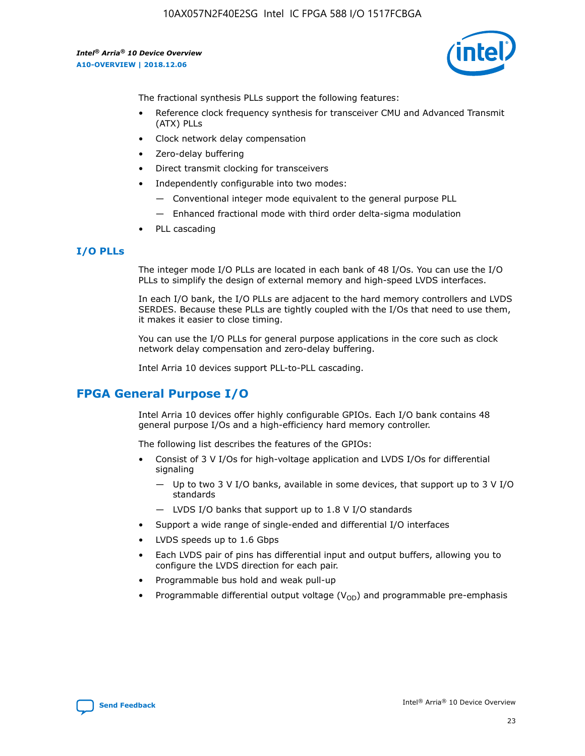The fractional synthesis PLLs support the following features:

- Reference clock frequency synthesis for transceiver CMU and Advanced Transmit (ATX) PLLs
- Clock network delay compensation
- Zero-delay buffering
- Direct transmit clocking for transceivers
- Independently configurable into two modes:
  - — Conventional integer mode equivalent to the general purpose PLL
  - — Enhanced fractional mode with third order delta-sigma modulation
- PLL cascading

### I/O PLLs

The integer mode I/O PLLs are located in each bank of 48 I/Os. You can use the I/O PLLs to simplify the design of external memory and high-speed LVDS interfaces.

In each I/O bank, the I/O PLLs are adjacent to the hard memory controllers and LVDS SERDES. Because these PLLs are tightly coupled with the I/Os that need to use them, it makes it easier to close timing.

You can use the I/O PLLs for general purpose applications in the core such as clock network delay compensation and zero-delay buffering.

Intel Arria 10 devices support PLL-to-PLL cascading.

## FPGA General Purpose I/O

Intel Arria 10 devices offer highly configurable GPIOs. Each I/O bank contains 48 general purpose I/Os and a high-efficiency hard memory controller.

The following list describes the features of the GPIOs:

- Consist of 3 V I/Os for high-voltage application and LVDS I/Os for differential signaling
  - — Up to two 3 V I/O banks, available in some devices, that support up to 3 V I/O standards
  - — LVDS I/O banks that support up to 1.8 V I/O standards
- Support a wide range of single-ended and differential I/O interfaces
- LVDS speeds up to 1.6 Gbps
- Each LVDS pair of pins has differential input and output buffers, allowing you to configure the LVDS direction for each pair.
- Programmable bus hold and weak pull-up
- Programmable differential output voltage ($V_{OD}$) and programmable pre-emphasis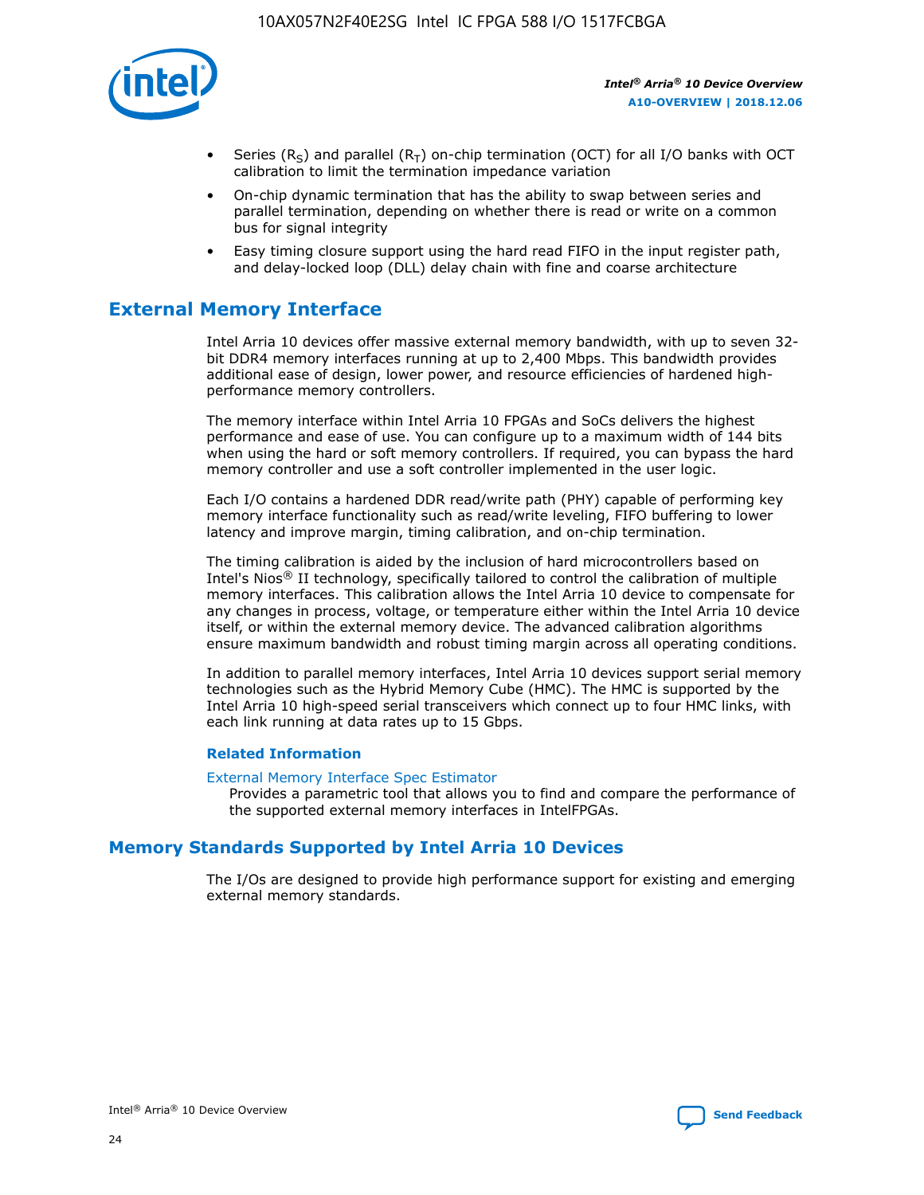- Series ($R_S$) and parallel ($R_T$) on-chip termination (OCT) for all I/O banks with OCT calibration to limit the termination impedance variation
- On-chip dynamic termination that has the ability to swap between series and parallel termination, depending on whether there is read or write on a common bus for signal integrity
- Easy timing closure support using the hard read FIFO in the input register path, and delay-locked loop (DLL) delay chain with fine and coarse architecture

## External Memory Interface

Intel Arria 10 devices offer massive external memory bandwidth, with up to seven 32-bit DDR4 memory interfaces running at up to 2,400 Mbps. This bandwidth provides additional ease of design, lower power, and resource efficiencies of hardened high-performance memory controllers.

The memory interface within Intel Arria 10 FPGAs and SoCs delivers the highest performance and ease of use. You can configure up to a maximum width of 144 bits when using the hard or soft memory controllers. If required, you can bypass the hard memory controller and use a soft controller implemented in the user logic.

Each I/O contains a hardened DDR read/write path (PHY) capable of performing key memory interface functionality such as read/write leveling, FIFO buffering to lower latency and improve margin, timing calibration, and on-chip termination.

The timing calibration is aided by the inclusion of hard microcontrollers based on Intel's Nios® II technology, specifically tailored to control the calibration of multiple memory interfaces. This calibration allows the Intel Arria 10 device to compensate for any changes in process, voltage, or temperature either within the Intel Arria 10 device itself, or within the external memory device. The advanced calibration algorithms ensure maximum bandwidth and robust timing margin across all operating conditions.

In addition to parallel memory interfaces, Intel Arria 10 devices support serial memory technologies such as the Hybrid Memory Cube (HMC). The HMC is supported by the Intel Arria 10 high-speed serial transceivers which connect up to four HMC links, with each link running at data rates up to 15 Gbps.

### Related Information

External Memory Interface Spec Estimator
Provides a parametric tool that allows you to find and compare the performance of the supported external memory interfaces in IntelFPGAs.

## Memory Standards Supported by Intel Arria 10 Devices

The I/Os are designed to provide high performance support for existing and emerging external memory standards.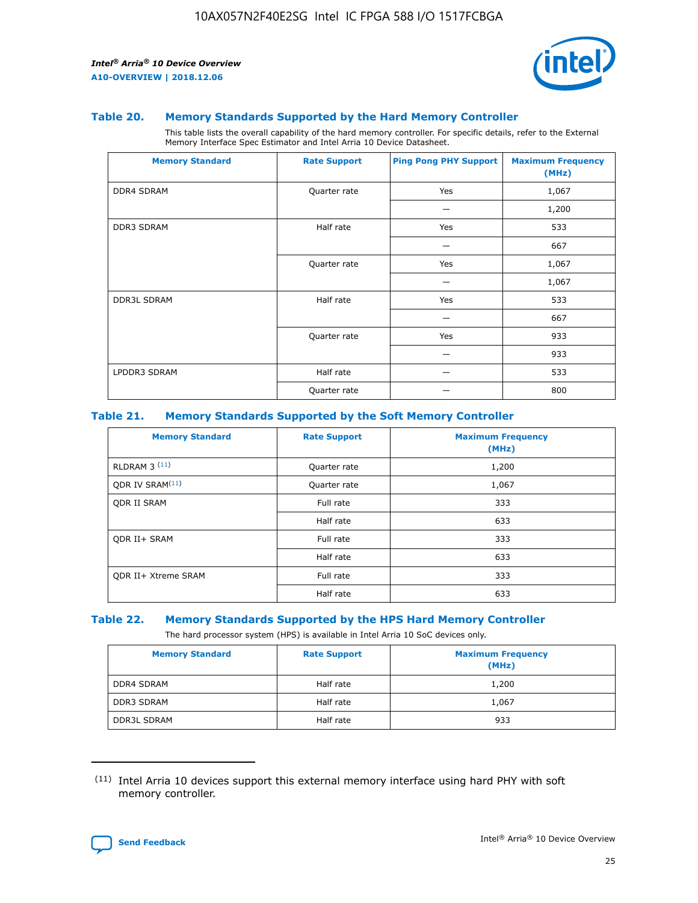### Table 20. Memory Standards Supported by the Hard Memory Controller

This table lists the overall capability of the hard memory controller. For specific details, refer to the External Memory Interface Spec Estimator and Intel Arria 10 Device Datasheet.

| Memory Standard | Rate Support | Ping Pong PHY Support | Maximum Frequency (MHz) |
|---|---|---|---|
| DDR4 SDRAM | Quarter rate | Yes | 1,067 |
| | | — | 1,200 |
| DDR3 SDRAM | Half rate | Yes | 533 |
| | | — | 667 |
| | Quarter rate | Yes | 1,067 |
| | | — | 1,067 |
| DDR3L SDRAM | Half rate | Yes | 533 |
| | | — | 667 |
| | Quarter rate | Yes | 933 |
| | | — | 933 |
| LPDDR3 SDRAM | Half rate | — | 533 |
| | Quarter rate | — | 800 |

### Table 21. Memory Standards Supported by the Soft Memory Controller

| Memory Standard | Rate Support | Maximum Frequency (MHz) |
|---|---|---|
| RLDRAM 3 (11) | Quarter rate | 1,200 |
| QDR IV SRAM(11) | Quarter rate | 1,067 |
| QDR II SRAM | Full rate | 333 |
| | Half rate | 633 |
| QDR II+ SRAM | Full rate | 333 |
| | Half rate | 633 |
| QDR II+ Xtreme SRAM | Full rate | 333 |
| | Half rate | 633 |

### Table 22. Memory Standards Supported by the HPS Hard Memory Controller

The hard processor system (HPS) is available in Intel Arria 10 SoC devices only.

| Memory Standard | Rate Support | Maximum Frequency (MHz) |
|---|---|---|
| DDR4 SDRAM | Half rate | 1,200 |
| DDR3 SDRAM | Half rate | 1,067 |
| DDR3L SDRAM | Half rate | 933 |

(11) Intel Arria 10 devices support this external memory interface using hard PHY with soft memory controller.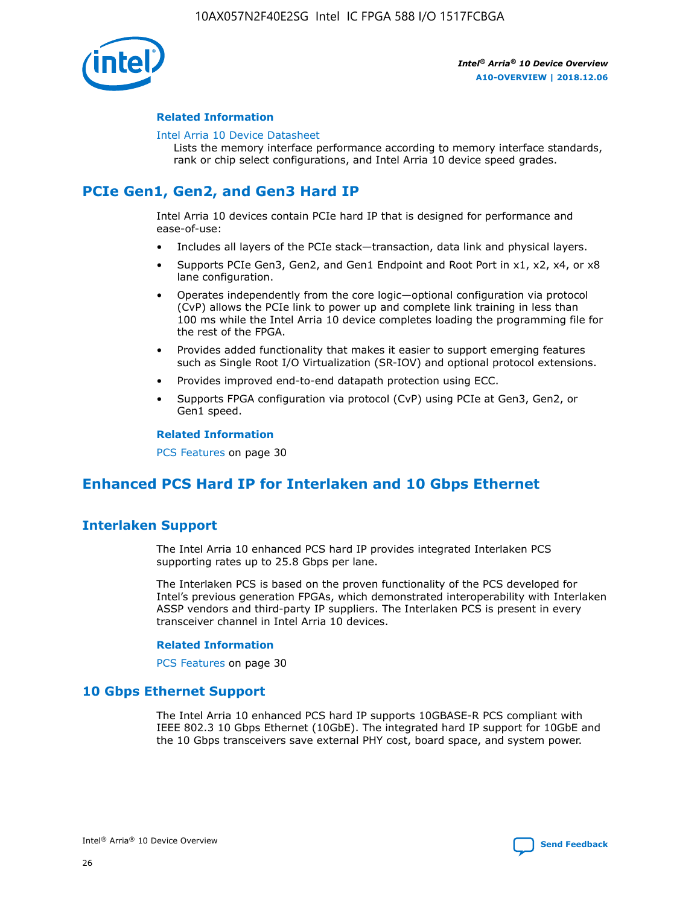#### Related Information

Intel Arria 10 Device Datasheet
Lists the memory interface performance according to memory interface standards, rank or chip select configurations, and Intel Arria 10 device speed grades.

## PCIe Gen1, Gen2, and Gen3 Hard IP

Intel Arria 10 devices contain PCIe hard IP that is designed for performance and ease-of-use:

- Includes all layers of the PCIe stack—transaction, data link and physical layers.
- Supports PCIe Gen3, Gen2, and Gen1 Endpoint and Root Port in x1, x2, x4, or x8 lane configuration.
- Operates independently from the core logic—optional configuration via protocol (CvP) allows the PCIe link to power up and complete link training in less than 100 ms while the Intel Arria 10 device completes loading the programming file for the rest of the FPGA.
- Provides added functionality that makes it easier to support emerging features such as Single Root I/O Virtualization (SR-IOV) and optional protocol extensions.
- Provides improved end-to-end datapath protection using ECC.
- Supports FPGA configuration via protocol (CvP) using PCIe at Gen3, Gen2, or Gen1 speed.

#### Related Information

PCS Features on page 30

## Enhanced PCS Hard IP for Interlaken and 10 Gbps Ethernet

### Interlaken Support

The Intel Arria 10 enhanced PCS hard IP provides integrated Interlaken PCS supporting rates up to 25.8 Gbps per lane.

The Interlaken PCS is based on the proven functionality of the PCS developed for Intel's previous generation FPGAs, which demonstrated interoperability with Interlaken ASSP vendors and third-party IP suppliers. The Interlaken PCS is present in every transceiver channel in Intel Arria 10 devices.

#### Related Information

PCS Features on page 30

### 10 Gbps Ethernet Support

The Intel Arria 10 enhanced PCS hard IP supports 10GBASE-R PCS compliant with IEEE 802.3 10 Gbps Ethernet (10GbE). The integrated hard IP support for 10GbE and the 10 Gbps transceivers save external PHY cost, board space, and system power.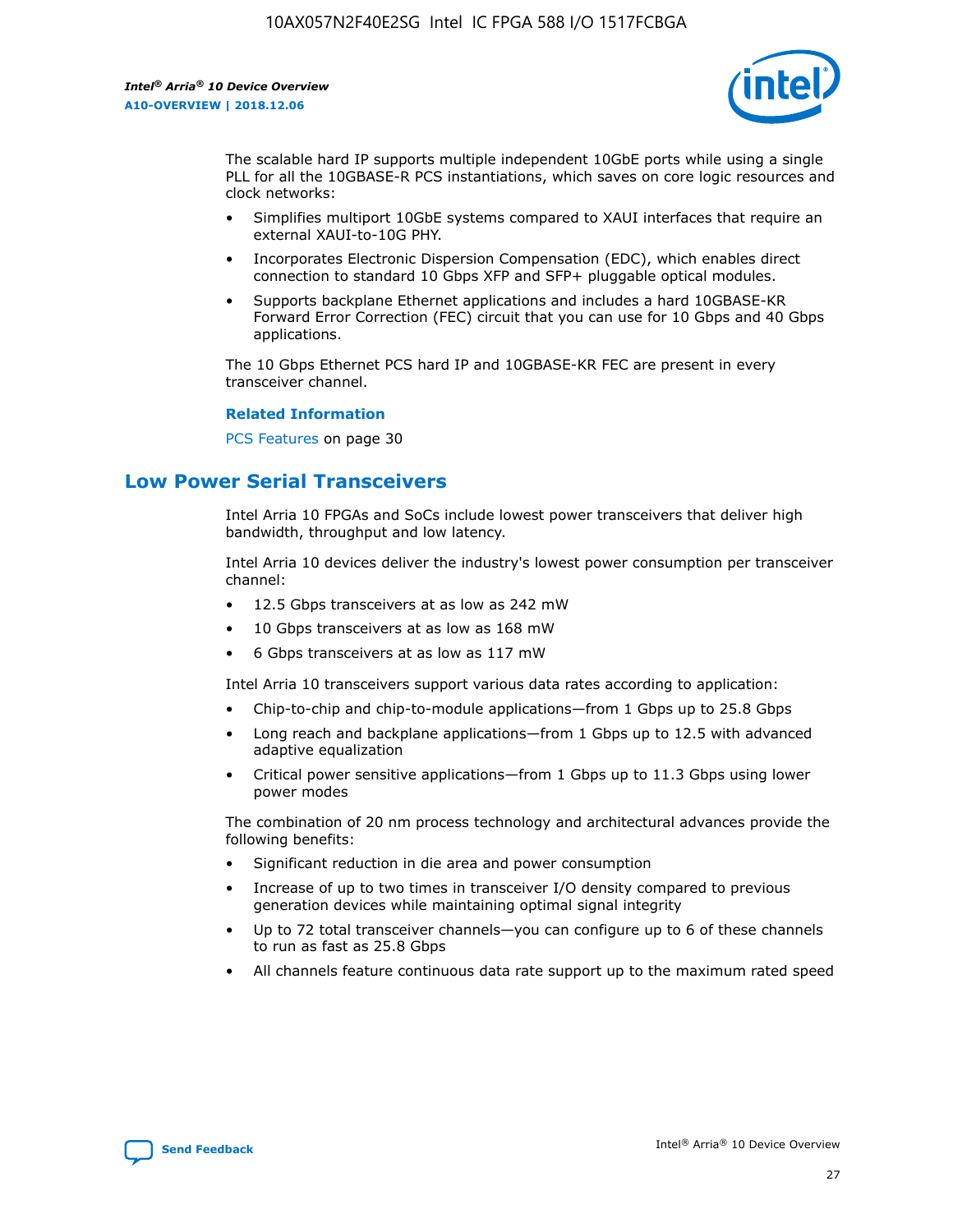The scalable hard IP supports multiple independent 10GbE ports while using a single PLL for all the 10GBASE-R PCS instantiations, which saves on core logic resources and clock networks:

- Simplifies multiport 10GbE systems compared to XAUI interfaces that require an external XAUI-to-10G PHY.
- Incorporates Electronic Dispersion Compensation (EDC), which enables direct connection to standard 10 Gbps XFP and SFP+ pluggable optical modules.
- Supports backplane Ethernet applications and includes a hard 10GBASE-KR Forward Error Correction (FEC) circuit that you can use for 10 Gbps and 40 Gbps applications.

The 10 Gbps Ethernet PCS hard IP and 10GBASE-KR FEC are present in every transceiver channel.

**Related Information**

PCS Features on page 30

## Low Power Serial Transceivers

Intel Arria 10 FPGAs and SoCs include lowest power transceivers that deliver high bandwidth, throughput and low latency.

Intel Arria 10 devices deliver the industry's lowest power consumption per transceiver channel:

- 12.5 Gbps transceivers at as low as 242 mW
- 10 Gbps transceivers at as low as 168 mW
- 6 Gbps transceivers at as low as 117 mW

Intel Arria 10 transceivers support various data rates according to application:

- Chip-to-chip and chip-to-module applications—from 1 Gbps up to 25.8 Gbps
- Long reach and backplane applications—from 1 Gbps up to 12.5 with advanced adaptive equalization
- Critical power sensitive applications—from 1 Gbps up to 11.3 Gbps using lower power modes

The combination of 20 nm process technology and architectural advances provide the following benefits:

- Significant reduction in die area and power consumption
- Increase of up to two times in transceiver I/O density compared to previous generation devices while maintaining optimal signal integrity
- Up to 72 total transceiver channels—you can configure up to 6 of these channels to run as fast as 25.8 Gbps
- All channels feature continuous data rate support up to the maximum rated speed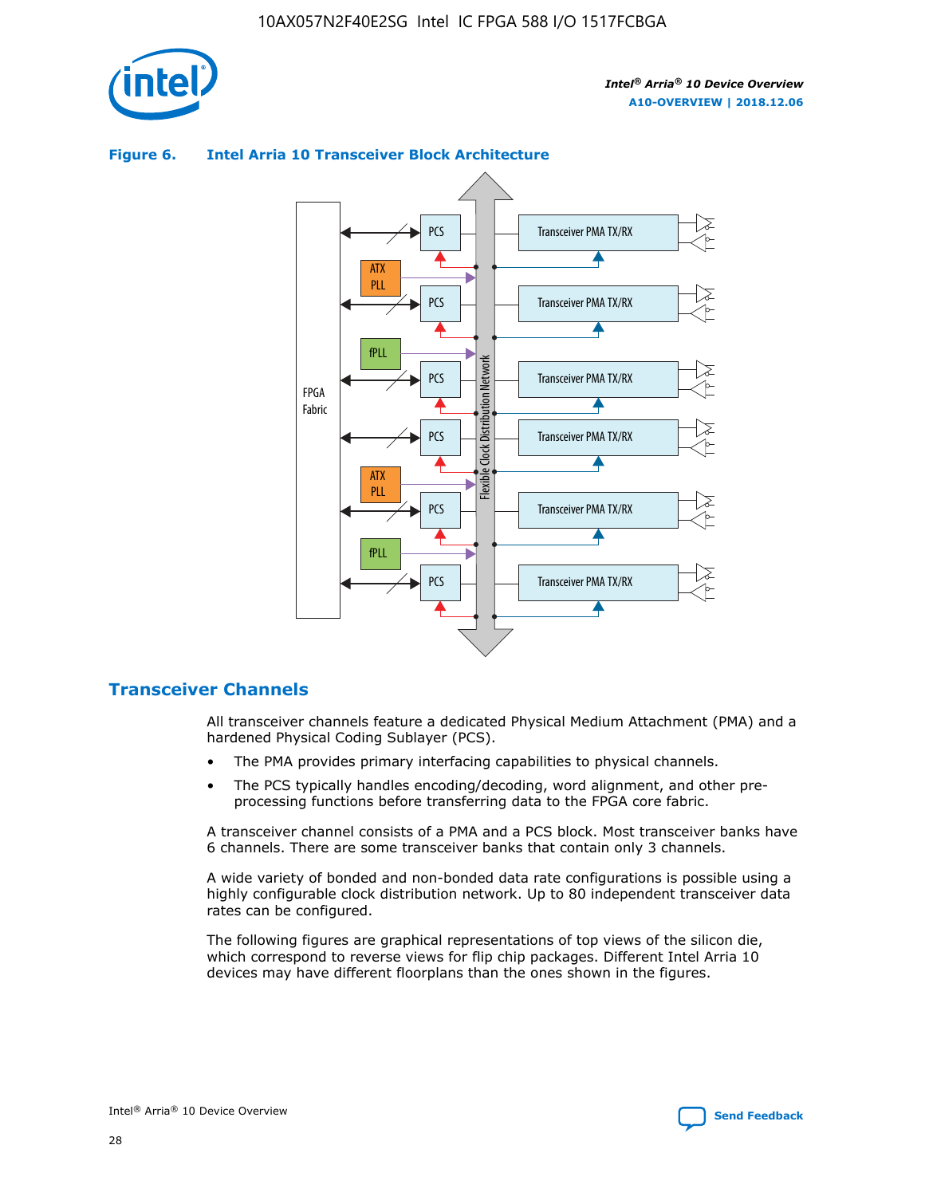**Figure 6. Intel Arria 10 Transceiver Block Architecture**

## Transceiver Channels

All transceiver channels feature a dedicated Physical Medium Attachment (PMA) and a hardened Physical Coding Sublayer (PCS).

- The PMA provides primary interfacing capabilities to physical channels.
- The PCS typically handles encoding/decoding, word alignment, and other pre-processing functions before transferring data to the FPGA core fabric.

A transceiver channel consists of a PMA and a PCS block. Most transceiver banks have 6 channels. There are some transceiver banks that contain only 3 channels.

A wide variety of bonded and non-bonded data rate configurations is possible using a highly configurable clock distribution network. Up to 80 independent transceiver data rates can be configured.

The following figures are graphical representations of top views of the silicon die, which correspond to reverse views for flip chip packages. Different Intel Arria 10 devices may have different floorplans than the ones shown in the figures.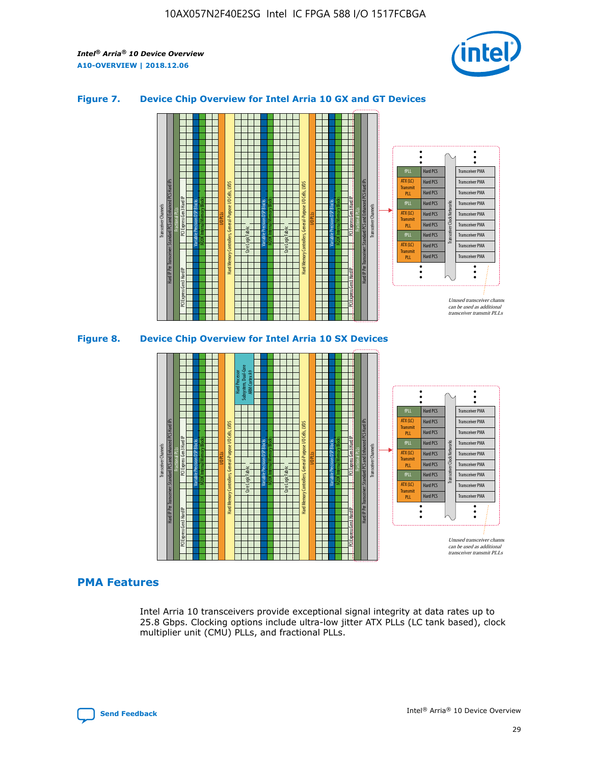### Figure 7. Device Chip Overview for Intel Arria 10 GX and GT Devices

Unused transceiver channels can be used as additional transceiver transmit PLLs

### Figure 8. Device Chip Overview for Intel Arria 10 SX Devices

Unused transceiver channels can be used as additional transceiver transmit PLLs

## PMA Features

Intel Arria 10 transceivers provide exceptional signal integrity at data rates up to 25.8 Gbps. Clocking options include ultra-low jitter ATX PLLs (LC tank based), clock multiplier unit (CMU) PLLs, and fractional PLLs.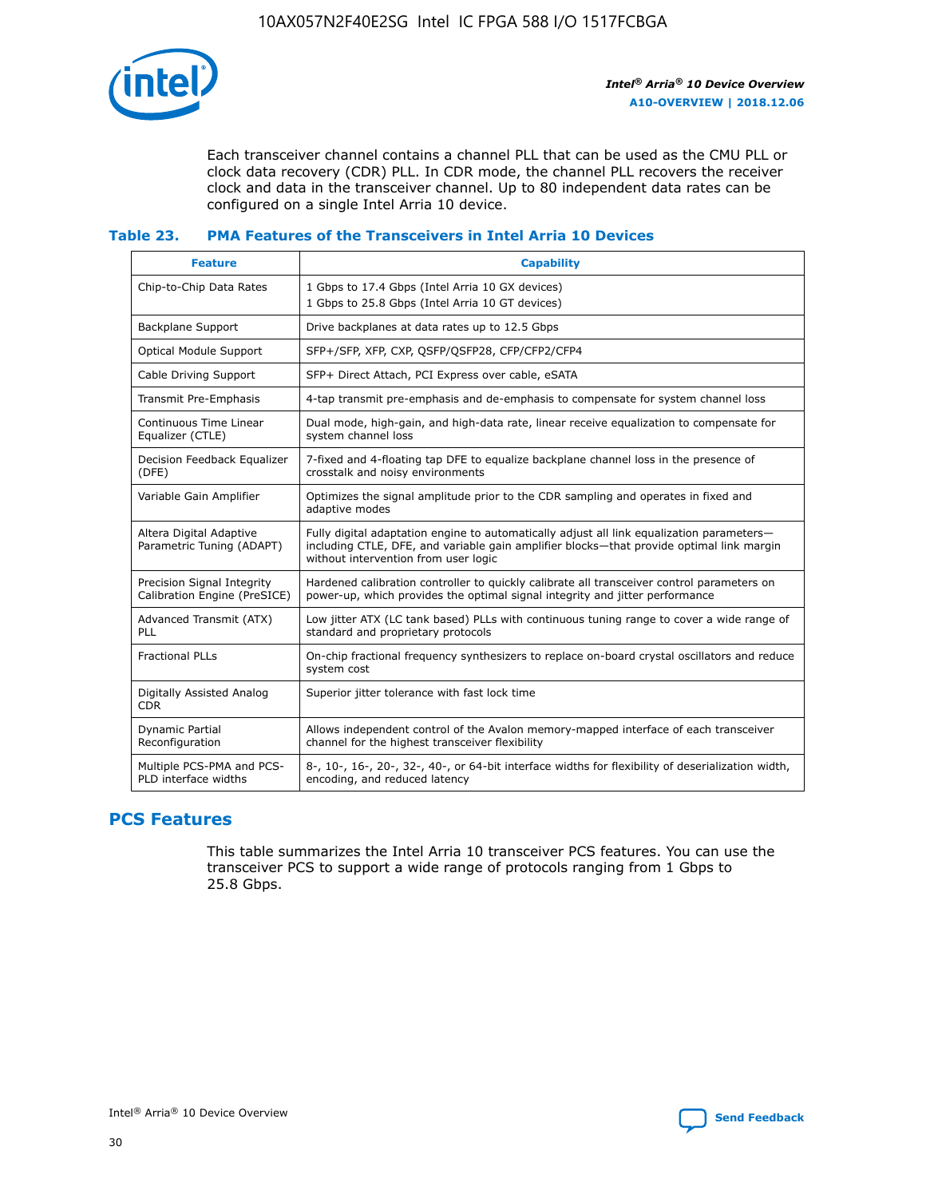Each transceiver channel contains a channel PLL that can be used as the CMU PLL or clock data recovery (CDR) PLL. In CDR mode, the channel PLL recovers the receiver clock and data in the transceiver channel. Up to 80 independent data rates can be configured on a single Intel Arria 10 device.

**Table 23. PMA Features of the Transceivers in Intel Arria 10 Devices**

| Feature | Capability |
|---|---|
| Chip-to-Chip Data Rates | 1 Gbps to 17.4 Gbps (Intel Arria 10 GX devices)<br>1 Gbps to 25.8 Gbps (Intel Arria 10 GT devices) |
| Backplane Support | Drive backplanes at data rates up to 12.5 Gbps |
| Optical Module Support | SFP+/SFP, XFP, CXP, QSFP/QSFP28, CFP/CFP2/CFP4 |
| Cable Driving Support | SFP+ Direct Attach, PCI Express over cable, eSATA |
| Transmit Pre-Emphasis | 4-tap transmit pre-emphasis and de-emphasis to compensate for system channel loss |
| Continuous Time Linear Equalizer (CTLE) | Dual mode, high-gain, and high-data rate, linear receive equalization to compensate for system channel loss |
| Decision Feedback Equalizer (DFE) | 7-fixed and 4-floating tap DFE to equalize backplane channel loss in the presence of crosstalk and noisy environments |
| Variable Gain Amplifier | Optimizes the signal amplitude prior to the CDR sampling and operates in fixed and adaptive modes |
| Altera Digital Adaptive Parametric Tuning (ADAPT) | Fully digital adaptation engine to automatically adjust all link equalization parameters—including CTLE, DFE, and variable gain amplifier blocks—that provide optimal link margin without intervention from user logic |
| Precision Signal Integrity Calibration Engine (PreSICE) | Hardened calibration controller to quickly calibrate all transceiver control parameters on power-up, which provides the optimal signal integrity and jitter performance |
| Advanced Transmit (ATX) PLL | Low jitter ATX (LC tank based) PLLs with continuous tuning range to cover a wide range of standard and proprietary protocols |
| Fractional PLLs | On-chip fractional frequency synthesizers to replace on-board crystal oscillators and reduce system cost |
| Digitally Assisted Analog CDR | Superior jitter tolerance with fast lock time |
| Dynamic Partial Reconfiguration | Allows independent control of the Avalon memory-mapped interface of each transceiver channel for the highest transceiver flexibility |
| Multiple PCS-PMA and PCS-PLD interface widths | 8-, 10-, 16-, 20-, 32-, 40-, or 64-bit interface widths for flexibility of deserialization width, encoding, and reduced latency |

## PCS Features

This table summarizes the Intel Arria 10 transceiver PCS features. You can use the transceiver PCS to support a wide range of protocols ranging from 1 Gbps to 25.8 Gbps.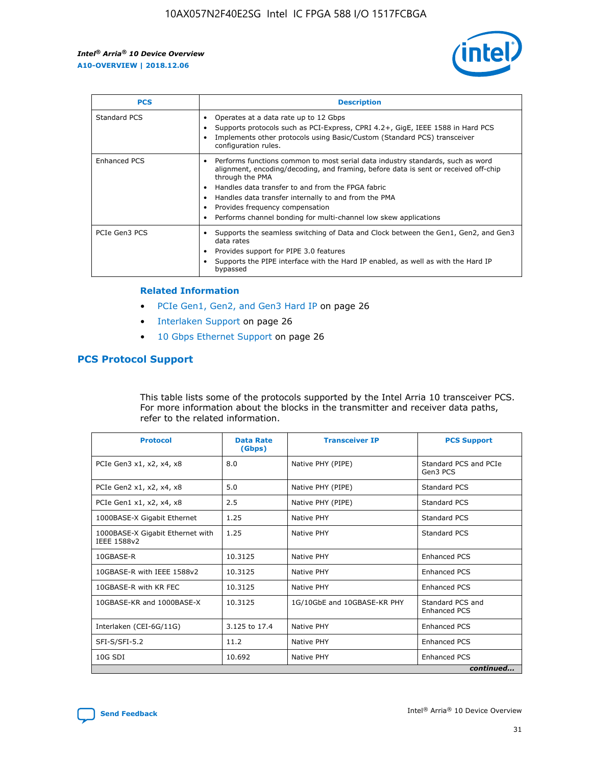| PCS | Description |
| --- | --- |
| Standard PCS | • Operates at a data rate up to 12 Gbps<br>• Supports protocols such as PCI-Express, CPRI 4.2+, GigE, IEEE 1588 in Hard PCS<br>• Implements other protocols using Basic/Custom (Standard PCS) transceiver configuration rules. |
| Enhanced PCS | • Performs functions common to most serial data industry standards, such as word alignment, encoding/decoding, and framing, before data is sent or received off-chip through the PMA<br>• Handles data transfer to and from the FPGA fabric<br>• Handles data transfer internally to and from the PMA<br>• Provides frequency compensation<br>• Performs channel bonding for multi-channel low skew applications |
| PCIe Gen3 PCS | • Supports the seamless switching of Data and Clock between the Gen1, Gen2, and Gen3 data rates<br>• Provides support for PIPE 3.0 features<br>• Supports the PIPE interface with the Hard IP enabled, as well as with the Hard IP bypassed |

### Related Information

- PCIe Gen1, Gen2, and Gen3 Hard IP on page 26
- Interlaken Support on page 26
- 10 Gbps Ethernet Support on page 26

## PCS Protocol Support

This table lists some of the protocols supported by the Intel Arria 10 transceiver PCS. For more information about the blocks in the transmitter and receiver data paths, refer to the related information.

| Protocol | Data Rate (Gbps) | Transceiver IP | PCS Support |
| --- | --- | --- | --- |
| PCIe Gen3 x1, x2, x4, x8 | 8.0 | Native PHY (PIPE) | Standard PCS and PCIe Gen3 PCS |
| PCIe Gen2 x1, x2, x4, x8 | 5.0 | Native PHY (PIPE) | Standard PCS |
| PCIe Gen1 x1, x2, x4, x8 | 2.5 | Native PHY (PIPE) | Standard PCS |
| 1000BASE-X Gigabit Ethernet | 1.25 | Native PHY | Standard PCS |
| 1000BASE-X Gigabit Ethernet with IEEE 1588v2 | 1.25 | Native PHY | Standard PCS |
| 10GBASE-R | 10.3125 | Native PHY | Enhanced PCS |
| 10GBASE-R with IEEE 1588v2 | 10.3125 | Native PHY | Enhanced PCS |
| 10GBASE-R with KR FEC | 10.3125 | Native PHY | Enhanced PCS |
| 10GBASE-KR and 1000BASE-X | 10.3125 | 1G/10GbE and 10GBASE-KR PHY | Standard PCS and Enhanced PCS |
| Interlaken (CEI-6G/11G) | 3.125 to 17.4 | Native PHY | Enhanced PCS |
| SFI-S/SFI-5.2 | 11.2 | Native PHY | Enhanced PCS |
| 10G SDI | 10.692 | Native PHY | Enhanced PCS |

*continued...*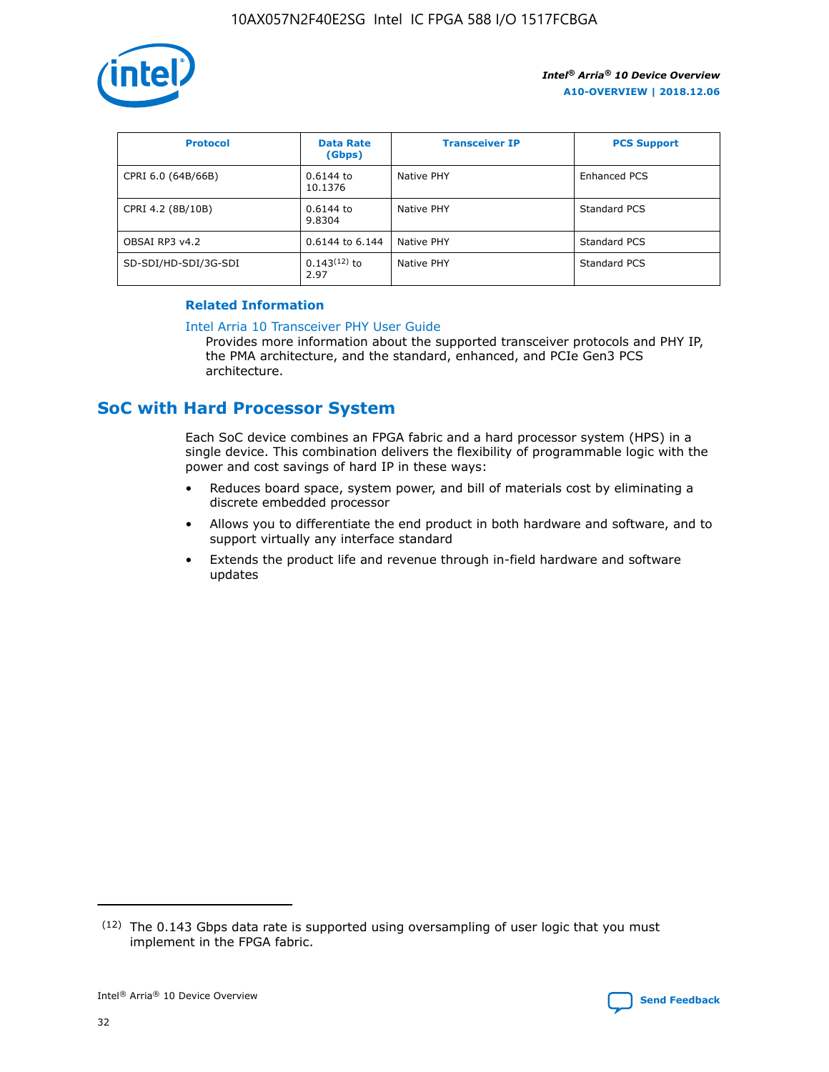| Protocol | Data Rate (Gbps) | Transceiver IP | PCS Support |
| --- | --- | --- | --- |
| CPRI 6.0 (64B/66B) | 0.6144 to 10.1376 | Native PHY | Enhanced PCS |
| CPRI 4.2 (8B/10B) | 0.6144 to 9.8304 | Native PHY | Standard PCS |
| OBSAI RP3 v4.2 | 0.6144 to 6.144 | Native PHY | Standard PCS |
| SD-SDI/HD-SDI/3G-SDI | 0.143[12] to 2.97 | Native PHY | Standard PCS |

**Related Information**

Intel Arria 10 Transceiver PHY User Guide

Provides more information about the supported transceiver protocols and PHY IP, the PMA architecture, and the standard, enhanced, and PCIe Gen3 PCS architecture.

## SoC with Hard Processor System

Each SoC device combines an FPGA fabric and a hard processor system (HPS) in a single device. This combination delivers the flexibility of programmable logic with the power and cost savings of hard IP in these ways:

- Reduces board space, system power, and bill of materials cost by eliminating a discrete embedded processor
- Allows you to differentiate the end product in both hardware and software, and to support virtually any interface standard
- Extends the product life and revenue through in-field hardware and software updates

(12) The 0.143 Gbps data rate is supported using oversampling of user logic that you must implement in the FPGA fabric.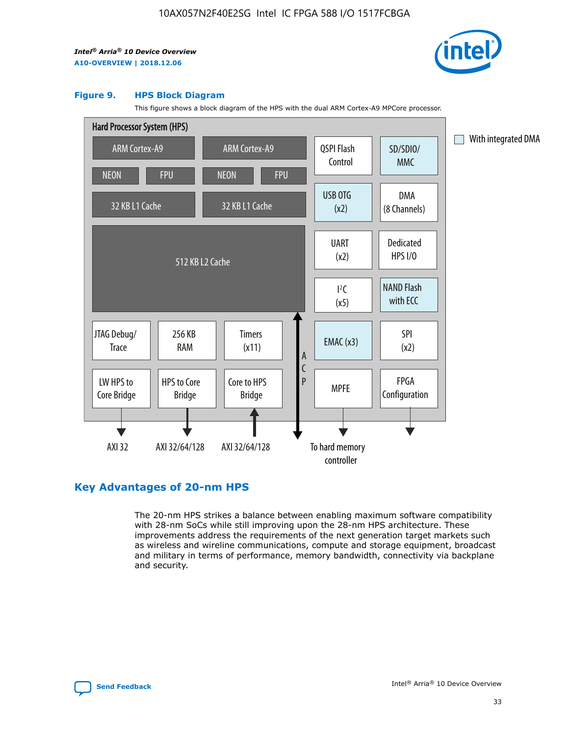### Figure 9. HPS Block Diagram

This figure shows a block diagram of the HPS with the dual ARM Cortex-A9 MPCore processor.

Hard Processor System (HPS)

ARM Cortex-A9 | ARM Cortex-A9 | QSPI Flash Control | SD/SDIO/MMC

NEON | FPU | NEON | FPU

32 KB L1 Cache | 32 KB L1 Cache | USB OTG (x2) | DMA (8 Channels)

512 KB L2 Cache | UART (x2) | Dedicated HPS I/O | I²C (x5) | NAND Flash with ECC

JTAG Debug/Trace | 256 KB RAM | Timers (x11) | ACP | EMAC (x3) | SPI (x2)

LW HPS to Core Bridge | HPS to Core Bridge | Core to HPS Bridge | MPFE | FPGA Configuration

AXI 32 | AXI 32/64/128 | AXI 32/64/128 | To hard memory controller

With integrated DMA

## Key Advantages of 20-nm HPS

The 20-nm HPS strikes a balance between enabling maximum software compatibility with 28-nm SoCs while still improving upon the 28-nm HPS architecture. These improvements address the requirements of the next generation target markets such as wireless and wireline communications, compute and storage equipment, broadcast and military in terms of performance, memory bandwidth, connectivity via backplane and security.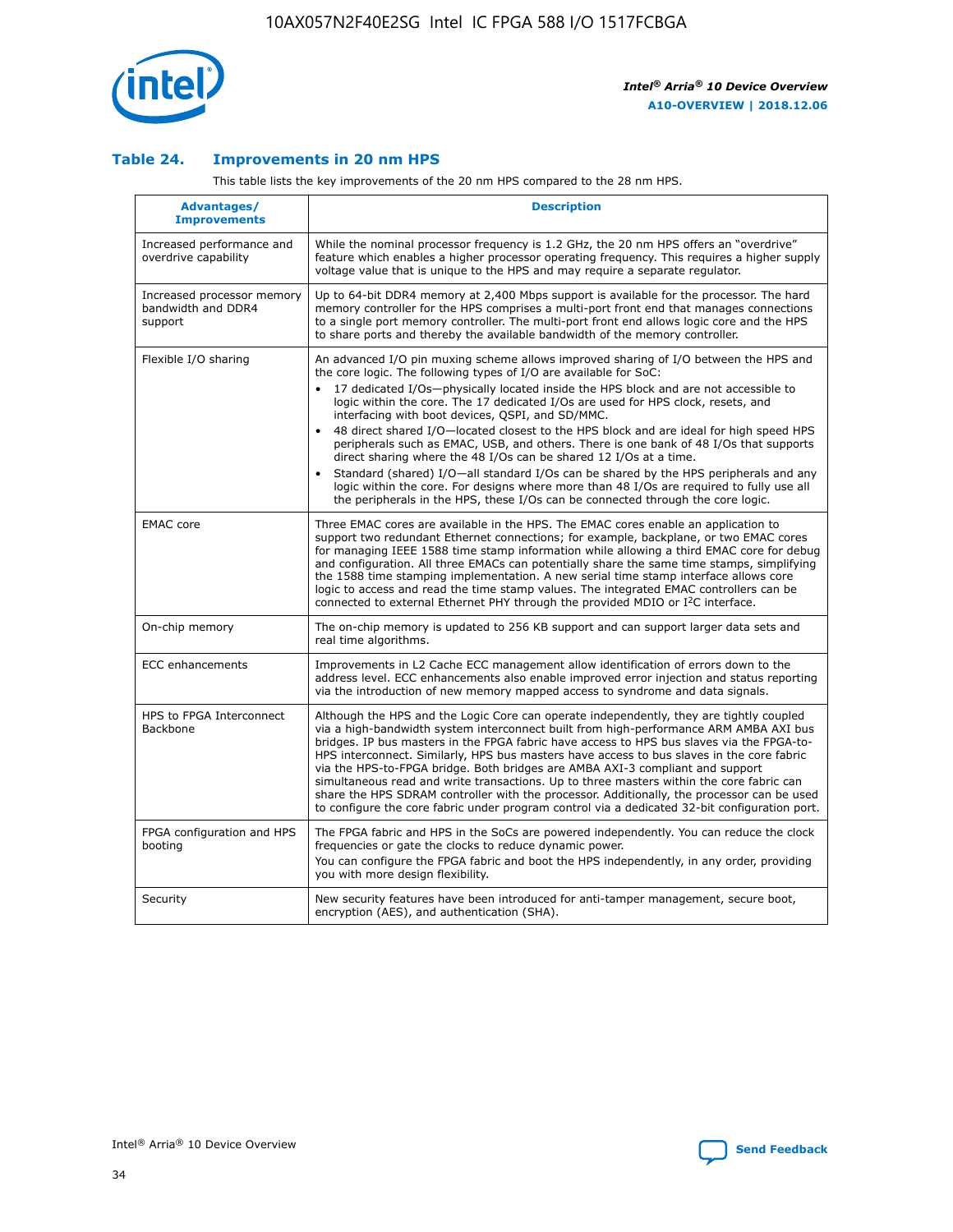## Table 24. Improvements in 20 nm HPS

This table lists the key improvements of the 20 nm HPS compared to the 28 nm HPS.

| Advantages/ Improvements | Description |
|---|---|
| Increased performance and overdrive capability | While the nominal processor frequency is 1.2 GHz, the 20 nm HPS offers an "overdrive" feature which enables a higher processor operating frequency. This requires a higher supply voltage value that is unique to the HPS and may require a separate regulator. |
| Increased processor memory bandwidth and DDR4 support | Up to 64-bit DDR4 memory at 2,400 Mbps support is available for the processor. The hard memory controller for the HPS comprises a multi-port front end that manages connections to a single port memory controller. The multi-port front end allows logic core and the HPS to share ports and thereby the available bandwidth of the memory controller. |
| Flexible I/O sharing | An advanced I/O pin muxing scheme allows improved sharing of I/O between the HPS and the core logic. The following types of I/O are available for SoC:<br>• 17 dedicated I/Os—physically located inside the HPS block and are not accessible to logic within the core. The 17 dedicated I/Os are used for HPS clock, resets, and interfacing with boot devices, QSPI, and SD/MMC.<br>• 48 direct shared I/O—located closest to the HPS block and are ideal for high speed HPS peripherals such as EMAC, USB, and others. There is one bank of 48 I/Os that supports direct sharing where the 48 I/Os can be shared 12 I/Os at a time.<br>• Standard (shared) I/O—all standard I/Os can be shared by the HPS peripherals and any logic within the core. For designs where more than 48 I/Os are required to fully use all the peripherals in the HPS, these I/Os can be connected through the core logic. |
| EMAC core | Three EMAC cores are available in the HPS. The EMAC cores enable an application to support two redundant Ethernet connections; for example, backplane, or two EMAC cores for managing IEEE 1588 time stamp information while allowing a third EMAC core for debug and configuration. All three EMACs can potentially share the same time stamps, simplifying the 1588 time stamping implementation. A new serial time stamp interface allows core logic to access and read the time stamp values. The integrated EMAC controllers can be connected to external Ethernet PHY through the provided MDIO or I$^2$C interface. |
| On-chip memory | The on-chip memory is updated to 256 KB support and can support larger data sets and real time algorithms. |
| ECC enhancements | Improvements in L2 Cache ECC management allow identification of errors down to the address level. ECC enhancements also enable improved error injection and status reporting via the introduction of new memory mapped access to syndrome and data signals. |
| HPS to FPGA Interconnect Backbone | Although the HPS and the Logic Core can operate independently, they are tightly coupled via a high-bandwidth system interconnect built from high-performance ARM AMBA AXI bus bridges. IP bus masters in the FPGA fabric have access to HPS bus slaves via the FPGA-to-HPS interconnect. Similarly, HPS bus masters have access to bus slaves in the core fabric via the HPS-to-FPGA bridge. Both bridges are AMBA AXI-3 compliant and support simultaneous read and write transactions. Up to three masters within the core fabric can share the HPS SDRAM controller with the processor. Additionally, the processor can be used to configure the core fabric under program control via a dedicated 32-bit configuration port. |
| FPGA configuration and HPS booting | The FPGA fabric and HPS in the SoCs are powered independently. You can reduce the clock frequencies or gate the clocks to reduce dynamic power.<br>You can configure the FPGA fabric and boot the HPS independently, in any order, providing you with more design flexibility. |
| Security | New security features have been introduced for anti-tamper management, secure boot, encryption (AES), and authentication (SHA). |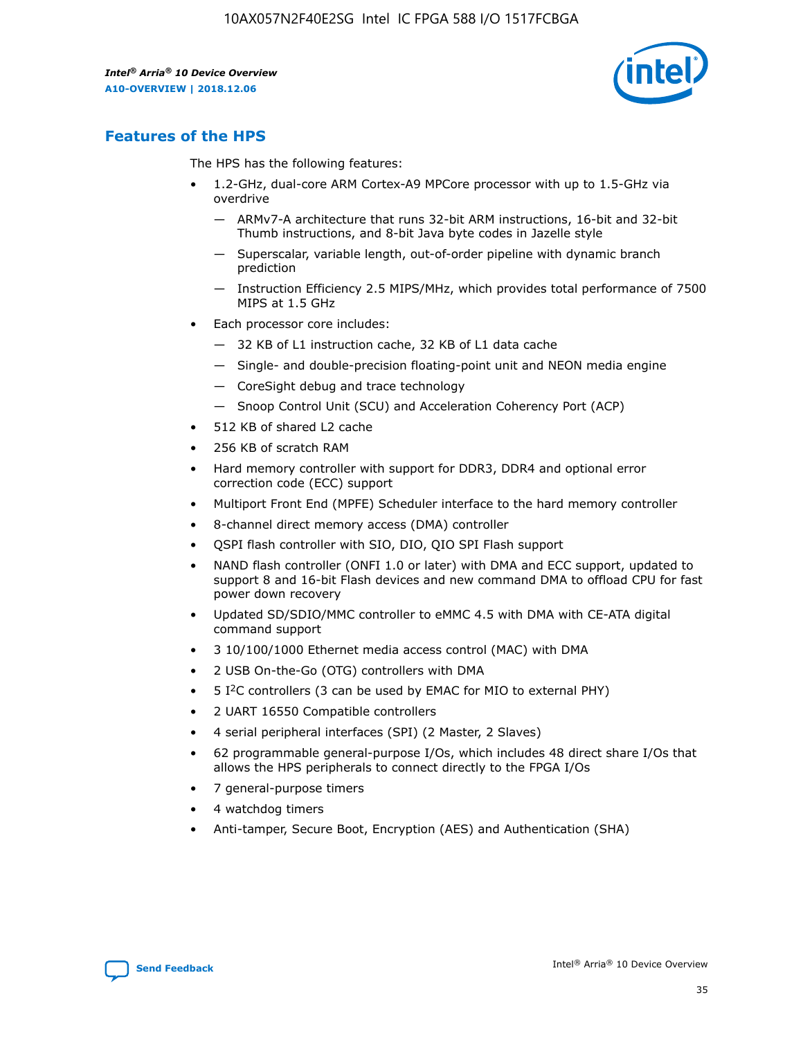## Features of the HPS

The HPS has the following features:

- 1.2-GHz, dual-core ARM Cortex-A9 MPCore processor with up to 1.5-GHz via overdrive
  - — ARMv7-A architecture that runs 32-bit ARM instructions, 16-bit and 32-bit Thumb instructions, and 8-bit Java byte codes in Jazelle style
  - — Superscalar, variable length, out-of-order pipeline with dynamic branch prediction
  - — Instruction Efficiency 2.5 MIPS/MHz, which provides total performance of 7500 MIPS at 1.5 GHz
- Each processor core includes:
  - — 32 KB of L1 instruction cache, 32 KB of L1 data cache
  - — Single- and double-precision floating-point unit and NEON media engine
  - — CoreSight debug and trace technology
  - — Snoop Control Unit (SCU) and Acceleration Coherency Port (ACP)
- 512 KB of shared L2 cache
- 256 KB of scratch RAM
- Hard memory controller with support for DDR3, DDR4 and optional error correction code (ECC) support
- Multiport Front End (MPFE) Scheduler interface to the hard memory controller
- 8-channel direct memory access (DMA) controller
- QSPI flash controller with SIO, DIO, QIO SPI Flash support
- NAND flash controller (ONFI 1.0 or later) with DMA and ECC support, updated to support 8 and 16-bit Flash devices and new command DMA to offload CPU for fast power down recovery
- Updated SD/SDIO/MMC controller to eMMC 4.5 with DMA with CE-ATA digital command support
- 3 10/100/1000 Ethernet media access control (MAC) with DMA
- 2 USB On-the-Go (OTG) controllers with DMA
- 5 I²C controllers (3 can be used by EMAC for MIO to external PHY)
- 2 UART 16550 Compatible controllers
- 4 serial peripheral interfaces (SPI) (2 Master, 2 Slaves)
- 62 programmable general-purpose I/Os, which includes 48 direct share I/Os that allows the HPS peripherals to connect directly to the FPGA I/Os
- 7 general-purpose timers
- 4 watchdog timers
- Anti-tamper, Secure Boot, Encryption (AES) and Authentication (SHA)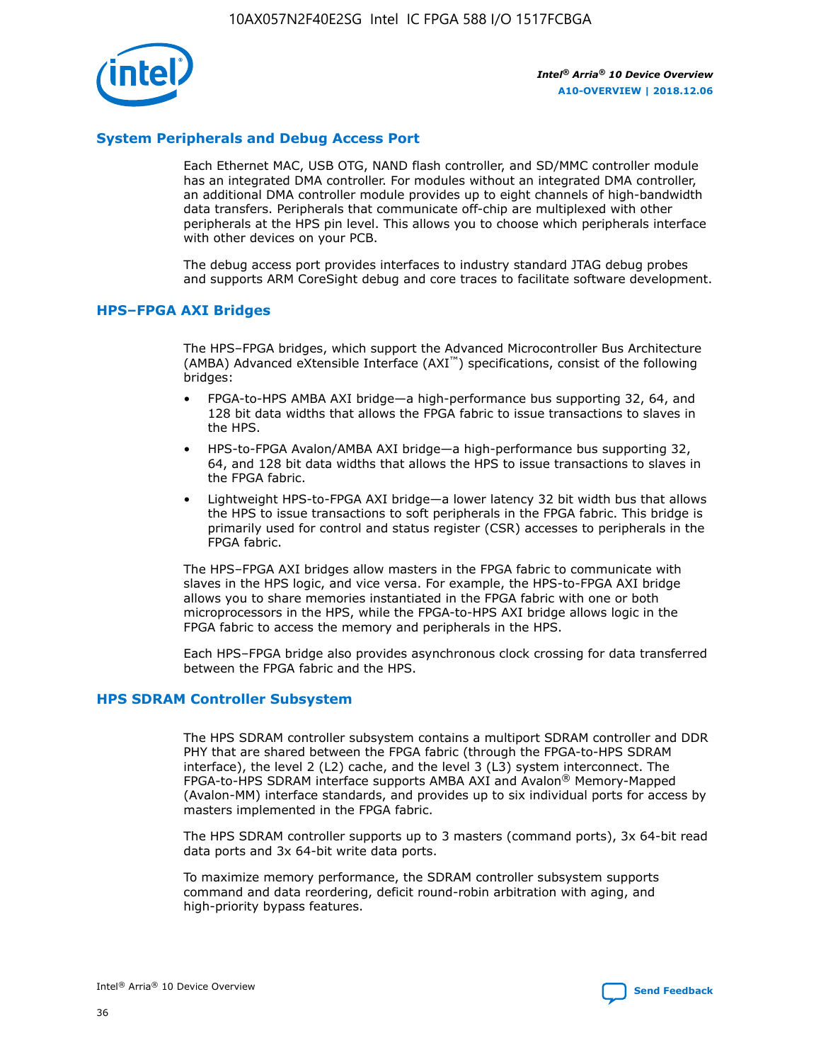## System Peripherals and Debug Access Port

Each Ethernet MAC, USB OTG, NAND flash controller, and SD/MMC controller module has an integrated DMA controller. For modules without an integrated DMA controller, an additional DMA controller module provides up to eight channels of high-bandwidth data transfers. Peripherals that communicate off-chip are multiplexed with other peripherals at the HPS pin level. This allows you to choose which peripherals interface with other devices on your PCB.

The debug access port provides interfaces to industry standard JTAG debug probes and supports ARM CoreSight debug and core traces to facilitate software development.

## HPS–FPGA AXI Bridges

The HPS–FPGA bridges, which support the Advanced Microcontroller Bus Architecture (AMBA) Advanced eXtensible Interface (AXI™) specifications, consist of the following bridges:

- FPGA-to-HPS AMBA AXI bridge—a high-performance bus supporting 32, 64, and 128 bit data widths that allows the FPGA fabric to issue transactions to slaves in the HPS.
- HPS-to-FPGA Avalon/AMBA AXI bridge—a high-performance bus supporting 32, 64, and 128 bit data widths that allows the HPS to issue transactions to slaves in the FPGA fabric.
- Lightweight HPS-to-FPGA AXI bridge—a lower latency 32 bit width bus that allows the HPS to issue transactions to soft peripherals in the FPGA fabric. This bridge is primarily used for control and status register (CSR) accesses to peripherals in the FPGA fabric.

The HPS–FPGA AXI bridges allow masters in the FPGA fabric to communicate with slaves in the HPS logic, and vice versa. For example, the HPS-to-FPGA AXI bridge allows you to share memories instantiated in the FPGA fabric with one or both microprocessors in the HPS, while the FPGA-to-HPS AXI bridge allows logic in the FPGA fabric to access the memory and peripherals in the HPS.

Each HPS–FPGA bridge also provides asynchronous clock crossing for data transferred between the FPGA fabric and the HPS.

## HPS SDRAM Controller Subsystem

The HPS SDRAM controller subsystem contains a multiport SDRAM controller and DDR PHY that are shared between the FPGA fabric (through the FPGA-to-HPS SDRAM interface), the level 2 (L2) cache, and the level 3 (L3) system interconnect. The FPGA-to-HPS SDRAM interface supports AMBA AXI and Avalon® Memory-Mapped (Avalon-MM) interface standards, and provides up to six individual ports for access by masters implemented in the FPGA fabric.

The HPS SDRAM controller supports up to 3 masters (command ports), 3x 64-bit read data ports and 3x 64-bit write data ports.

To maximize memory performance, the SDRAM controller subsystem supports command and data reordering, deficit round-robin arbitration with aging, and high-priority bypass features.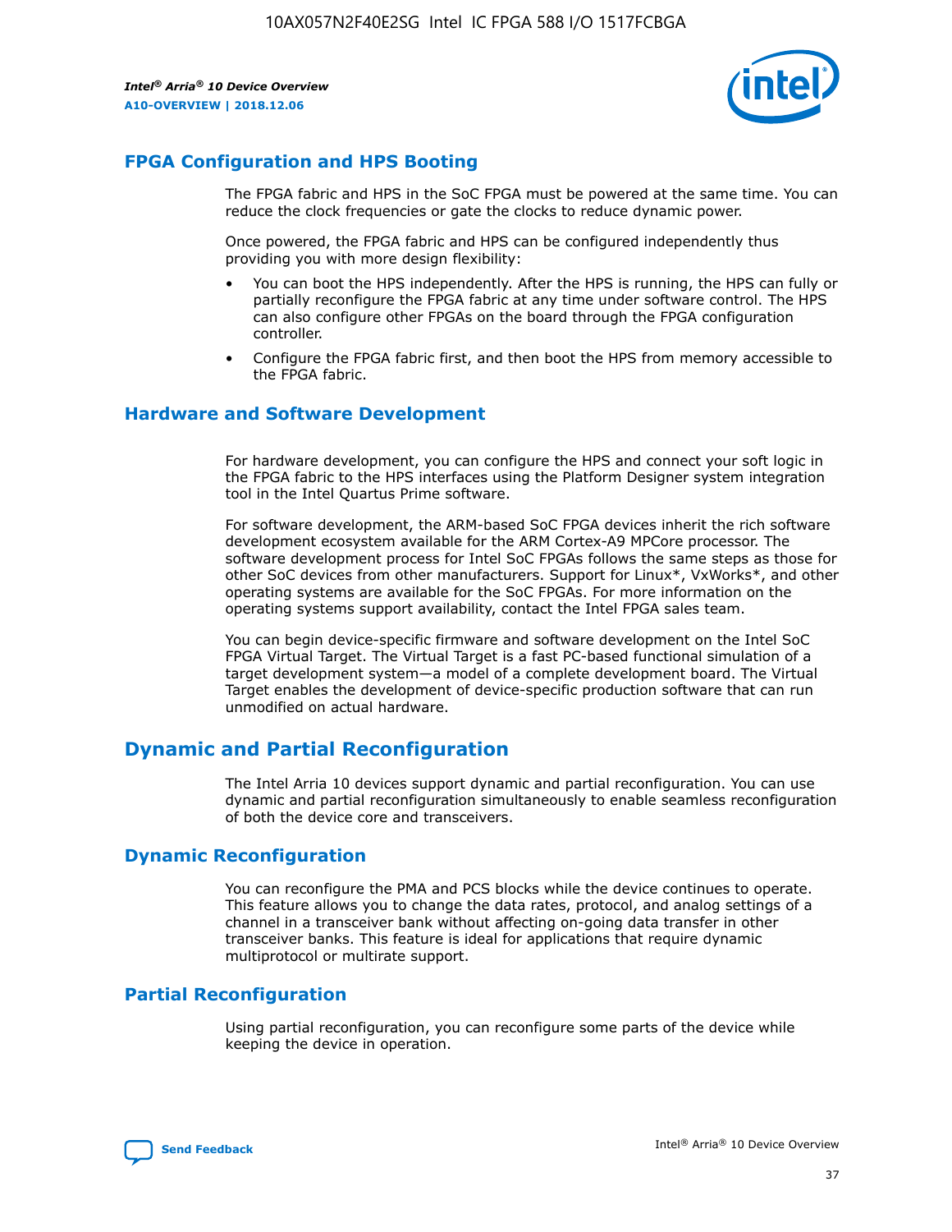## FPGA Configuration and HPS Booting

The FPGA fabric and HPS in the SoC FPGA must be powered at the same time. You can reduce the clock frequencies or gate the clocks to reduce dynamic power.

Once powered, the FPGA fabric and HPS can be configured independently thus providing you with more design flexibility:

- You can boot the HPS independently. After the HPS is running, the HPS can fully or partially reconfigure the FPGA fabric at any time under software control. The HPS can also configure other FPGAs on the board through the FPGA configuration controller.
- Configure the FPGA fabric first, and then boot the HPS from memory accessible to the FPGA fabric.

## Hardware and Software Development

For hardware development, you can configure the HPS and connect your soft logic in the FPGA fabric to the HPS interfaces using the Platform Designer system integration tool in the Intel Quartus Prime software.

For software development, the ARM-based SoC FPGA devices inherit the rich software development ecosystem available for the ARM Cortex-A9 MPCore processor. The software development process for Intel SoC FPGAs follows the same steps as those for other SoC devices from other manufacturers. Support for Linux*, VxWorks*, and other operating systems are available for the SoC FPGAs. For more information on the operating systems support availability, contact the Intel FPGA sales team.

You can begin device-specific firmware and software development on the Intel SoC FPGA Virtual Target. The Virtual Target is a fast PC-based functional simulation of a target development system—a model of a complete development board. The Virtual Target enables the development of device-specific production software that can run unmodified on actual hardware.

# Dynamic and Partial Reconfiguration

The Intel Arria 10 devices support dynamic and partial reconfiguration. You can use dynamic and partial reconfiguration simultaneously to enable seamless reconfiguration of both the device core and transceivers.

## Dynamic Reconfiguration

You can reconfigure the PMA and PCS blocks while the device continues to operate. This feature allows you to change the data rates, protocol, and analog settings of a channel in a transceiver bank without affecting on-going data transfer in other transceiver banks. This feature is ideal for applications that require dynamic multiprotocol or multirate support.

## Partial Reconfiguration

Using partial reconfiguration, you can reconfigure some parts of the device while keeping the device in operation.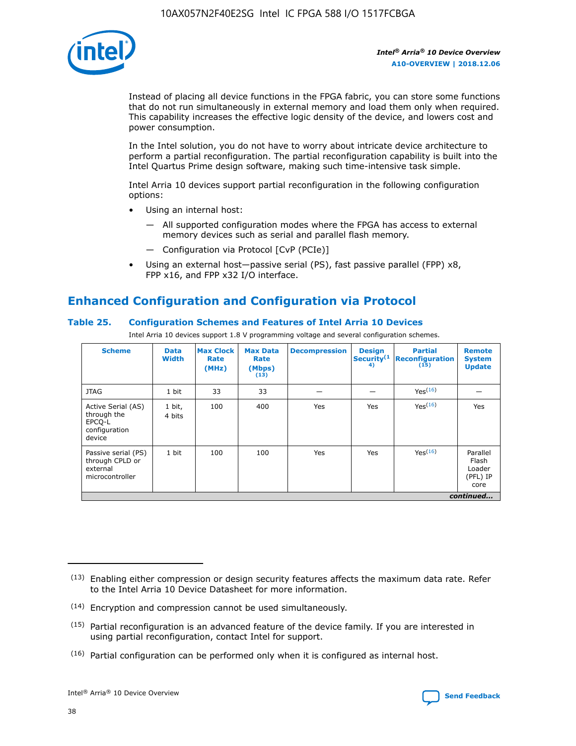Instead of placing all device functions in the FPGA fabric, you can store some functions that do not run simultaneously in external memory and load them only when required. This capability increases the effective logic density of the device, and lowers cost and power consumption.

In the Intel solution, you do not have to worry about intricate device architecture to perform a partial reconfiguration. The partial reconfiguration capability is built into the Intel Quartus Prime design software, making such time-intensive task simple.

Intel Arria 10 devices support partial reconfiguration in the following configuration options:

- Using an internal host:
  - — All supported configuration modes where the FPGA has access to external memory devices such as serial and parallel flash memory.
  - — Configuration via Protocol [CvP (PCIe)]
- Using an external host—passive serial (PS), fast passive parallel (FPP) x8, FPP x16, and FPP x32 I/O interface.

## Enhanced Configuration and Configuration via Protocol

### Table 25. Configuration Schemes and Features of Intel Arria 10 Devices

Intel Arria 10 devices support 1.8 V programming voltage and several configuration schemes.

| Scheme | Data Width | Max Clock Rate (MHz) | Max Data Rate (Mbps) (13) | Decompression | Design Security (14) | Partial Reconfiguration (15) | Remote System Update |
|---|---|---|---|---|---|---|---|
| JTAG | 1 bit | 33 | 33 | — | — | Yes (16) | — |
| Active Serial (AS) through the EPCQ-L configuration device | 1 bit, 4 bits | 100 | 400 | Yes | Yes | Yes (16) | Yes |
| Passive serial (PS) through CPLD or external microcontroller | 1 bit | 100 | 100 | Yes | Yes | Yes (16) | Parallel Flash Loader (PFL) IP core |

*continued...*

(13) Enabling either compression or design security features affects the maximum data rate. Refer to the Intel Arria 10 Device Datasheet for more information.

(14) Encryption and compression cannot be used simultaneously.

(15) Partial reconfiguration is an advanced feature of the device family. If you are interested in using partial reconfiguration, contact Intel for support.

(16) Partial configuration can be performed only when it is configured as internal host.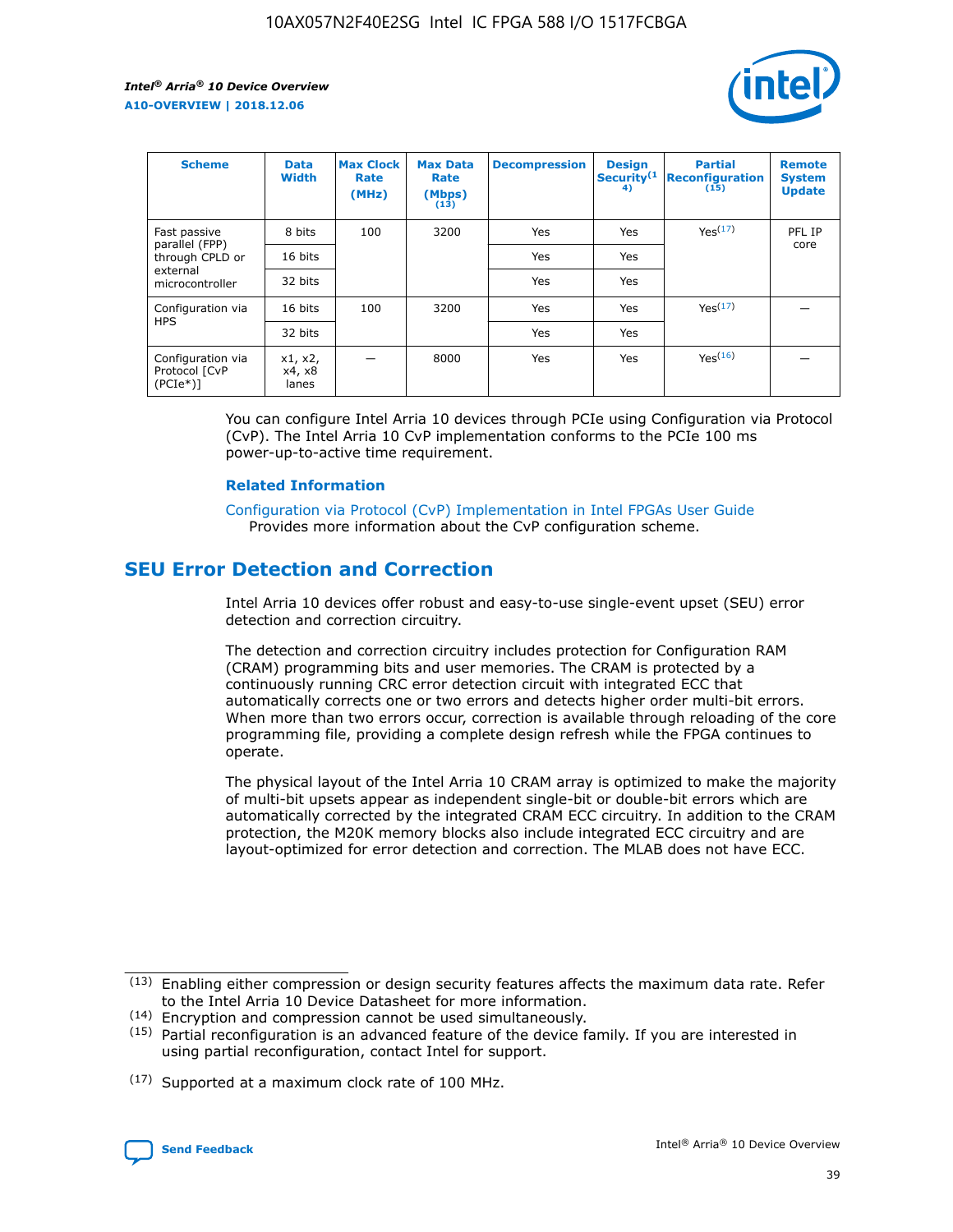| Scheme | Data Width | Max Clock Rate (MHz) | Max Data Rate (Mbps) (13) | Decompression | Design Security(14) | Partial Reconfiguration (15) | Remote System Update |
|---|---|---|---|---|---|---|---|
| Fast passive parallel (FPP) through CPLD or external microcontroller | 8 bits | 100 | 3200 | Yes | Yes | Yes(17) | PFL IP core |
| | 16 bits | | | Yes | Yes | | |
| | 32 bits | | | Yes | Yes | | |
| Configuration via HPS | 16 bits | 100 | 3200 | Yes | Yes | Yes(17) | — |
| | 32 bits | | | Yes | Yes | | |
| Configuration via Protocol [CvP (PCIe*)] | x1, x2, x4, x8 lanes | — | 8000 | Yes | Yes | Yes(16) | — |

You can configure Intel Arria 10 devices through PCIe using Configuration via Protocol (CvP). The Intel Arria 10 CvP implementation conforms to the PCIe 100 ms power-up-to-active time requirement.

### Related Information

Configuration via Protocol (CvP) Implementation in Intel FPGAs User Guide
Provides more information about the CvP configuration scheme.

## SEU Error Detection and Correction

Intel Arria 10 devices offer robust and easy-to-use single-event upset (SEU) error detection and correction circuitry.

The detection and correction circuitry includes protection for Configuration RAM (CRAM) programming bits and user memories. The CRAM is protected by a continuously running CRC error detection circuit with integrated ECC that automatically corrects one or two errors and detects higher order multi-bit errors. When more than two errors occur, correction is available through reloading of the core programming file, providing a complete design refresh while the FPGA continues to operate.

The physical layout of the Intel Arria 10 CRAM array is optimized to make the majority of multi-bit upsets appear as independent single-bit or double-bit errors which are automatically corrected by the integrated CRAM ECC circuitry. In addition to the CRAM protection, the M20K memory blocks also include integrated ECC circuitry and are layout-optimized for error detection and correction. The MLAB does not have ECC.

(13) Enabling either compression or design security features affects the maximum data rate. Refer to the Intel Arria 10 Device Datasheet for more information.

(14) Encryption and compression cannot be used simultaneously.

(15) Partial reconfiguration is an advanced feature of the device family. If you are interested in using partial reconfiguration, contact Intel for support.

(17) Supported at a maximum clock rate of 100 MHz.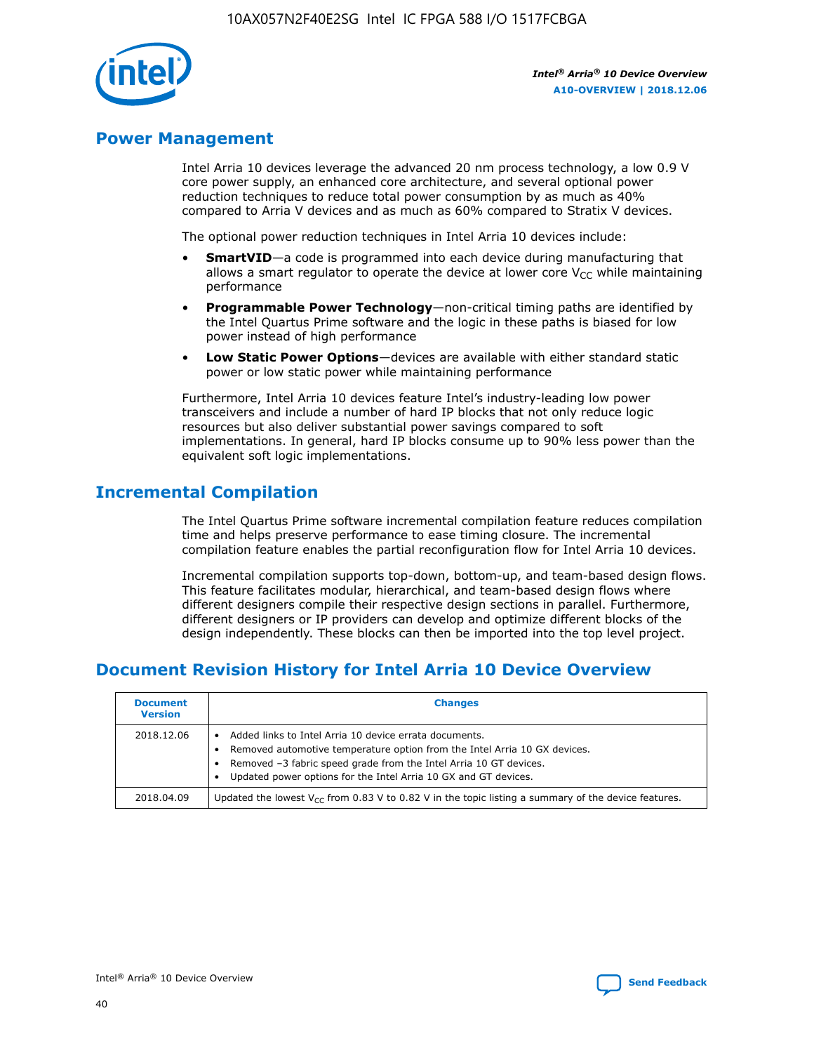## Power Management

Intel Arria 10 devices leverage the advanced 20 nm process technology, a low 0.9 V core power supply, an enhanced core architecture, and several optional power reduction techniques to reduce total power consumption by as much as 40% compared to Arria V devices and as much as 60% compared to Stratix V devices.

The optional power reduction techniques in Intel Arria 10 devices include:

- **SmartVID**—a code is programmed into each device during manufacturing that allows a smart regulator to operate the device at lower core $V_{CC}$ while maintaining performance
- **Programmable Power Technology**—non-critical timing paths are identified by the Intel Quartus Prime software and the logic in these paths is biased for low power instead of high performance
- **Low Static Power Options**—devices are available with either standard static power or low static power while maintaining performance

Furthermore, Intel Arria 10 devices feature Intel's industry-leading low power transceivers and include a number of hard IP blocks that not only reduce logic resources but also deliver substantial power savings compared to soft implementations. In general, hard IP blocks consume up to 90% less power than the equivalent soft logic implementations.

## Incremental Compilation

The Intel Quartus Prime software incremental compilation feature reduces compilation time and helps preserve performance to ease timing closure. The incremental compilation feature enables the partial reconfiguration flow for Intel Arria 10 devices.

Incremental compilation supports top-down, bottom-up, and team-based design flows. This feature facilitates modular, hierarchical, and team-based design flows where different designers compile their respective design sections in parallel. Furthermore, different designers or IP providers can develop and optimize different blocks of the design independently. These blocks can then be imported into the top level project.

## Document Revision History for Intel Arria 10 Device Overview

| Document Version | Changes |
|---|---|
| 2018.12.06 | • Added links to Intel Arria 10 device errata documents.<br>• Removed automotive temperature option from the Intel Arria 10 GX devices.<br>• Removed –3 fabric speed grade from the Intel Arria 10 GT devices.<br>• Updated power options for the Intel Arria 10 GX and GT devices. |
| 2018.04.09 | Updated the lowest $V_{CC}$ from 0.83 V to 0.82 V in the topic listing a summary of the device features. |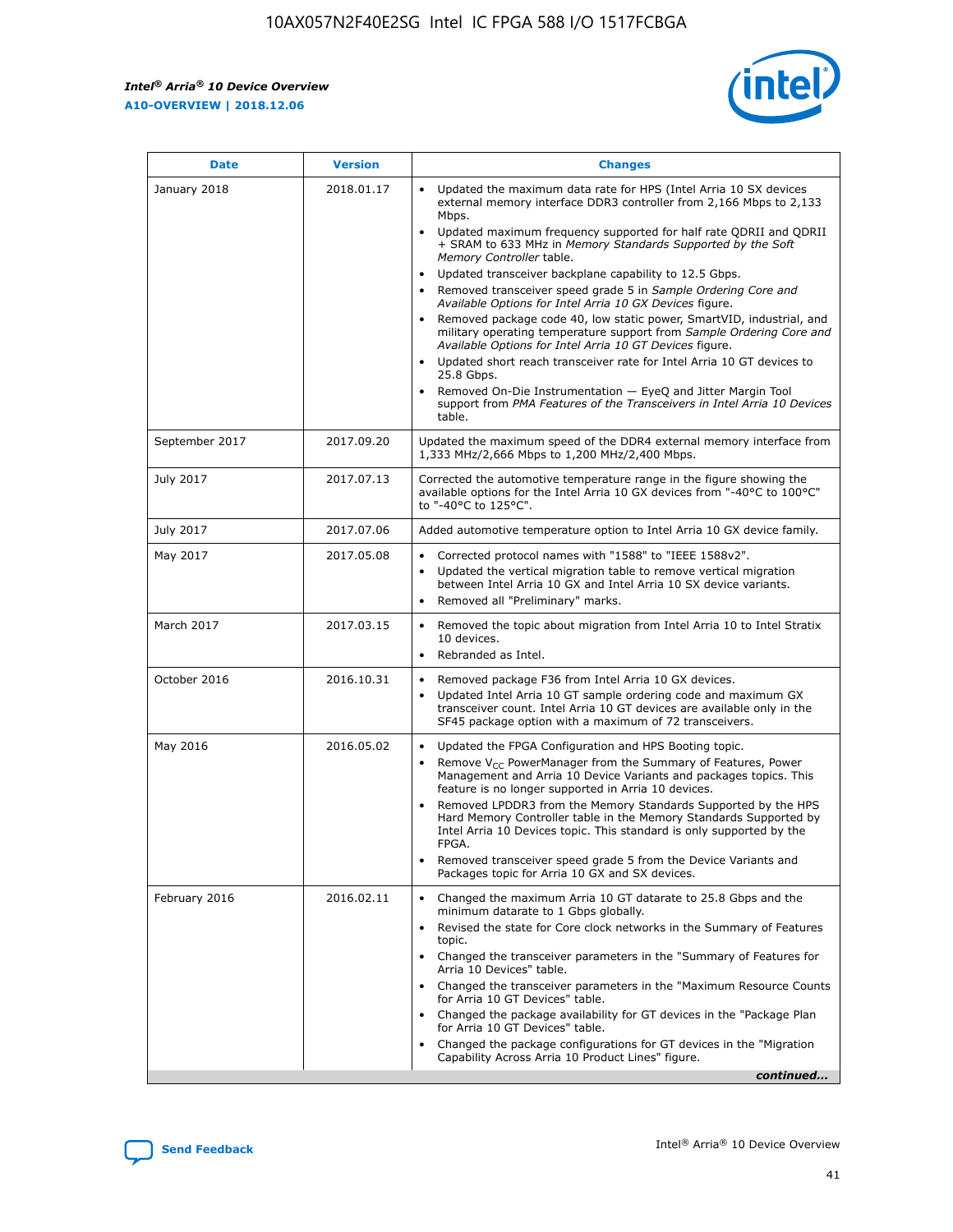| Date | Version | Changes |
| --- | --- | --- |
| January 2018 | 2018.01.17 | • Updated the maximum data rate for HPS (Intel Arria 10 SX devices external memory interface DDR3 controller from 2,166 Mbps to 2,133 Mbps.<br>• Updated maximum frequency supported for half rate QDRII and QDRII + SRAM to 633 MHz in *Memory Standards Supported by the Soft Memory Controller* table.<br>• Updated transceiver backplane capability to 12.5 Gbps.<br>• Removed transceiver speed grade 5 in *Sample Ordering Core and Available Options for Intel Arria 10 GX Devices* figure.<br>• Removed package code 40, low static power, SmartVID, industrial, and military operating temperature support from *Sample Ordering Core and Available Options for Intel Arria 10 GT Devices* figure.<br>• Updated short reach transceiver rate for Intel Arria 10 GT devices to 25.8 Gbps.<br>• Removed On-Die Instrumentation — EyeQ and Jitter Margin Tool support from *PMA Features of the Transceivers in Intel Arria 10 Devices* table. |
| September 2017 | 2017.09.20 | Updated the maximum speed of the DDR4 external memory interface from 1,333 MHz/2,666 Mbps to 1,200 MHz/2,400 Mbps. |
| July 2017 | 2017.07.13 | Corrected the automotive temperature range in the figure showing the available options for the Intel Arria 10 GX devices from "-40°C to 100°C" to "-40°C to 125°C". |
| July 2017 | 2017.07.06 | Added automotive temperature option to Intel Arria 10 GX device family. |
| May 2017 | 2017.05.08 | • Corrected protocol names with "1588" to "IEEE 1588v2".<br>• Updated the vertical migration table to remove vertical migration between Intel Arria 10 GX and Intel Arria 10 SX device variants.<br>• Removed all "Preliminary" marks. |
| March 2017 | 2017.03.15 | • Removed the topic about migration from Intel Arria 10 to Intel Stratix 10 devices.<br>• Rebranded as Intel. |
| October 2016 | 2016.10.31 | • Removed package F36 from Intel Arria 10 GX devices.<br>• Updated Intel Arria 10 GT sample ordering code and maximum GX transceiver count. Intel Arria 10 GT devices are available only in the SF45 package option with a maximum of 72 transceivers. |
| May 2016 | 2016.05.02 | • Updated the FPGA Configuration and HPS Booting topic.<br>• Remove $V_{CC}$ PowerManager from the Summary of Features, Power Management and Arria 10 Device Variants and packages topics. This feature is no longer supported in Arria 10 devices.<br>• Removed LPDDR3 from the Memory Standards Supported by the HPS Hard Memory Controller table in the Memory Standards Supported by Intel Arria 10 Devices topic. This standard is only supported by the FPGA.<br>• Removed transceiver speed grade 5 from the Device Variants and Packages topic for Arria 10 GX and SX devices. |
| February 2016 | 2016.02.11 | • Changed the maximum Arria 10 GT datarate to 25.8 Gbps and the minimum datarate to 1 Gbps globally.<br>• Revised the state for Core clock networks in the Summary of Features topic.<br>• Changed the transceiver parameters in the "Summary of Features for Arria 10 Devices" table.<br>• Changed the transceiver parameters in the "Maximum Resource Counts for Arria 10 GT Devices" table.<br>• Changed the package availability for GT devices in the "Package Plan for Arria 10 GT Devices" table.<br>• Changed the package configurations for GT devices in the "Migration Capability Across Arria 10 Product Lines" figure. |

*continued...*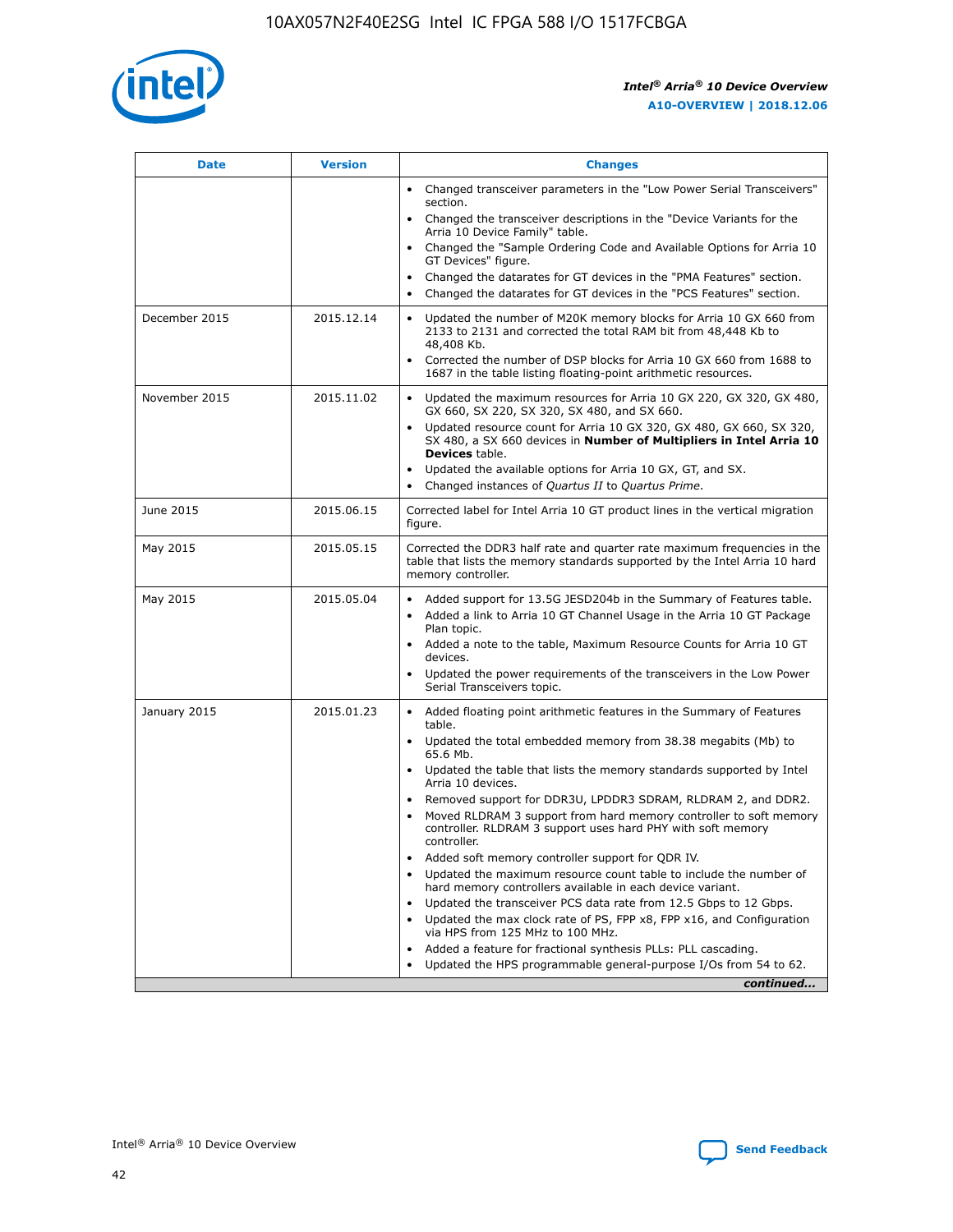| Date | Version | Changes |
| --- | --- | --- |
| | | • Changed transceiver parameters in the "Low Power Serial Transceivers" section.<br>• Changed the transceiver descriptions in the "Device Variants for the Arria 10 Device Family" table.<br>• Changed the "Sample Ordering Code and Available Options for Arria 10 GT Devices" figure.<br>• Changed the datarates for GT devices in the "PMA Features" section.<br>• Changed the datarates for GT devices in the "PCS Features" section. |
| December 2015 | 2015.12.14 | • Updated the number of M20K memory blocks for Arria 10 GX 660 from 2133 to 2131 and corrected the total RAM bit from 48,448 Kb to 48,408 Kb.<br>• Corrected the number of DSP blocks for Arria 10 GX 660 from 1688 to 1687 in the table listing floating-point arithmetic resources. |
| November 2015 | 2015.11.02 | • Updated the maximum resources for Arria 10 GX 220, GX 320, GX 480, GX 660, SX 220, SX 320, SX 480, and SX 660.<br>• Updated resource count for Arria 10 GX 320, GX 480, GX 660, SX 320, SX 480, a SX 660 devices in **Number of Multipliers in Intel Arria 10 Devices** table.<br>• Updated the available options for Arria 10 GX, GT, and SX.<br>• Changed instances of *Quartus II* to *Quartus Prime*. |
| June 2015 | 2015.06.15 | Corrected label for Intel Arria 10 GT product lines in the vertical migration figure. |
| May 2015 | 2015.05.15 | Corrected the DDR3 half rate and quarter rate maximum frequencies in the table that lists the memory standards supported by the Intel Arria 10 hard memory controller. |
| May 2015 | 2015.05.04 | • Added support for 13.5G JESD204b in the Summary of Features table.<br>• Added a link to Arria 10 GT Channel Usage in the Arria 10 GT Package Plan topic.<br>• Added a note to the table, Maximum Resource Counts for Arria 10 GT devices.<br>• Updated the power requirements of the transceivers in the Low Power Serial Transceivers topic. |
| January 2015 | 2015.01.23 | • Added floating point arithmetic features in the Summary of Features table.<br>• Updated the total embedded memory from 38.38 megabits (Mb) to 65.6 Mb.<br>• Updated the table that lists the memory standards supported by Intel Arria 10 devices.<br>• Removed support for DDR3U, LPDDR3 SDRAM, RLDRAM 2, and DDR2.<br>• Moved RLDRAM 3 support from hard memory controller to soft memory controller. RLDRAM 3 support uses hard PHY with soft memory controller.<br>• Added soft memory controller support for QDR IV.<br>• Updated the maximum resource count table to include the number of hard memory controllers available in each device variant.<br>• Updated the transceiver PCS data rate from 12.5 Gbps to 12 Gbps.<br>• Updated the max clock rate of PS, FPP x8, FPP x16, and Configuration via HPS from 125 MHz to 100 MHz.<br>• Added a feature for fractional synthesis PLLs: PLL cascading.<br>• Updated the HPS programmable general-purpose I/Os from 54 to 62. |

*continued...*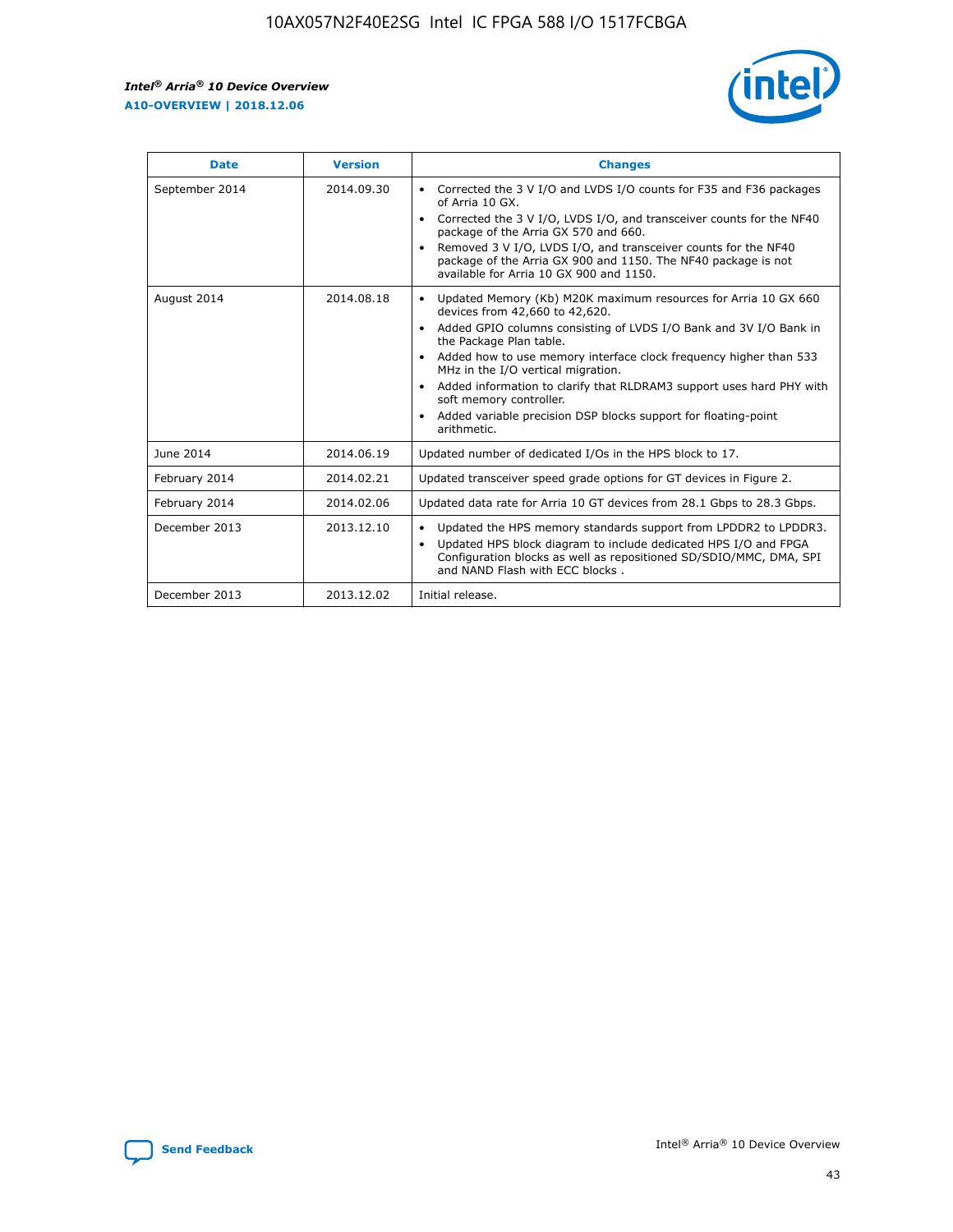| Date | Version | Changes |
| --- | --- | --- |
| September 2014 | 2014.09.30 | • Corrected the 3 V I/O and LVDS I/O counts for F35 and F36 packages of Arria 10 GX.<br>• Corrected the 3 V I/O, LVDS I/O, and transceiver counts for the NF40 package of the Arria GX 570 and 660.<br>• Removed 3 V I/O, LVDS I/O, and transceiver counts for the NF40 package of the Arria GX 900 and 1150. The NF40 package is not available for Arria 10 GX 900 and 1150. |
| August 2014 | 2014.08.18 | • Updated Memory (Kb) M20K maximum resources for Arria 10 GX 660 devices from 42,660 to 42,620.<br>• Added GPIO columns consisting of LVDS I/O Bank and 3V I/O Bank in the Package Plan table.<br>• Added how to use memory interface clock frequency higher than 533 MHz in the I/O vertical migration.<br>• Added information to clarify that RLDRAM3 support uses hard PHY with soft memory controller.<br>• Added variable precision DSP blocks support for floating-point arithmetic. |
| June 2014 | 2014.06.19 | Updated number of dedicated I/Os in the HPS block to 17. |
| February 2014 | 2014.02.21 | Updated transceiver speed grade options for GT devices in Figure 2. |
| February 2014 | 2014.02.06 | Updated data rate for Arria 10 GT devices from 28.1 Gbps to 28.3 Gbps. |
| December 2013 | 2013.12.10 | • Updated the HPS memory standards support from LPDDR2 to LPDDR3.<br>• Updated HPS block diagram to include dedicated HPS I/O and FPGA Configuration blocks as well as repositioned SD/SDIO/MMC, DMA, SPI and NAND Flash with ECC blocks . |
| December 2013 | 2013.12.02 | Initial release. |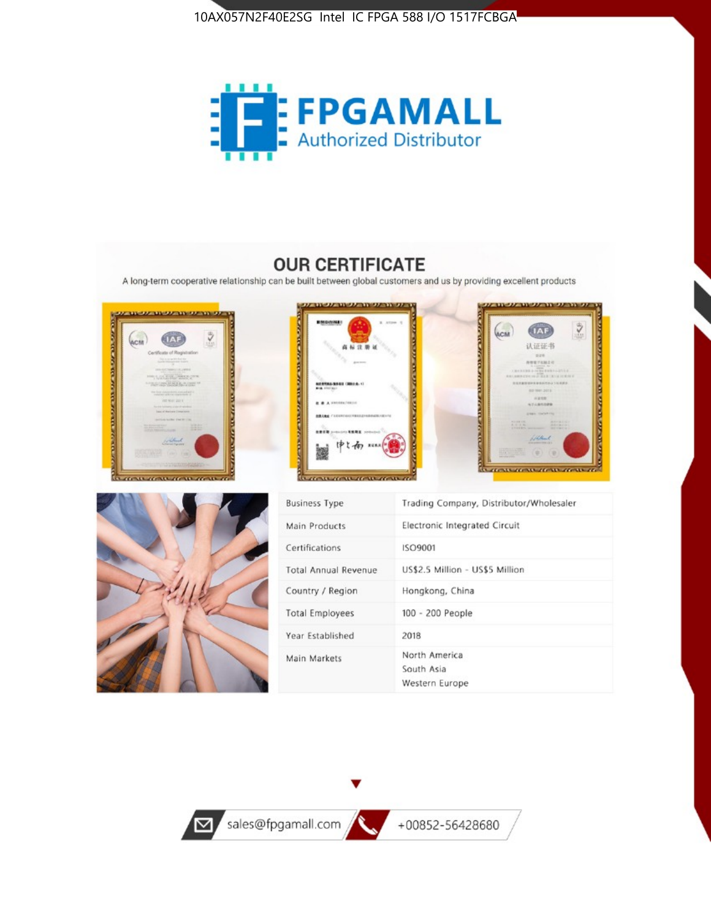FPGAMALL
Authorized Distributor

## OUR CERTIFICATE

A long-term cooperative relationship can be built between global customers and us by providing excellent products

| | |
|---|---|
| Business Type | Trading Company, Distributor/Wholesaler |
| Main Products | Electronic Integrated Circuit |
| Certifications | ISO9001 |
| Total Annual Revenue | US$2.5 Million - US$5 Million |
| Country / Region | Hongkong, China |
| Total Employees | 100 - 200 People |
| Year Established | 2018 |
| Main Markets | North America<br>South Asia<br>Western Europe |

sales@fpgamall.com

+00852-56428680